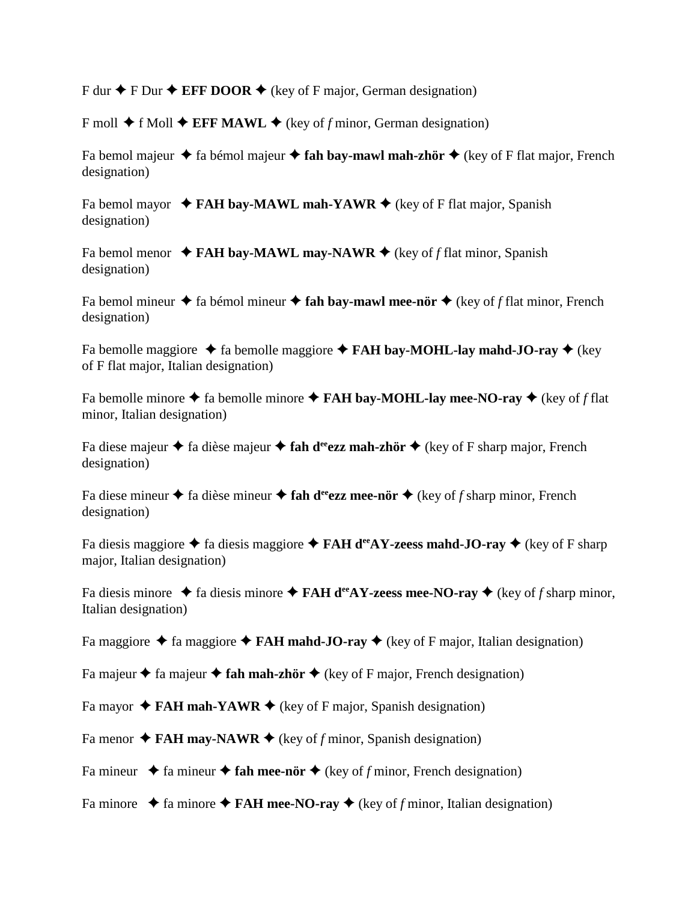F dur ✦ F Dur ✦ **EFF DOOR** ✦ (key of F major, German designation)

F moll ✦ f Moll ✦ **EFF MAWL** ✦ (key of *f* minor, German designation)

Fa bemol majeur ✦ fa bémol majeur ✦ **fah bay-mawl mah-zhör** ✦ (key of F flat major, French designation)

Fa bemol mayor ✦ **FAH bay-MAWL mah-YAWR** ✦ (key of F flat major, Spanish designation)

Fa bemol menor ✦ **FAH bay-MAWL may-NAWR** ✦ (key of *f* flat minor, Spanish designation)

Fa bemol mineur ✦ fa bémol mineur ✦ **fah bay-mawl mee-nör** ✦ (key of *f* flat minor, French designation)

Fa bemolle maggiore ✦ fa bemolle maggiore ✦ **FAH bay-MOHL-lay mahd-JO-ray** ✦ (key of F flat major, Italian designation)

Fa bemolle minore ✦ fa bemolle minore ✦ **FAH bay-MOHL-lay mee-NO-ray** ✦ (key of *f* flat minor, Italian designation)

Fa diese majeur ✦ fa dièse majeur ✦ **fah d[ee]ezz mah-zhör** ✦ (key of F sharp major, French designation)

Fa diese mineur ✦ fa dièse mineur ✦ **fah d[ee]ezz mee-nör** ✦ (key of *f* sharp minor, French designation)

Fa diesis maggiore ✦ fa diesis maggiore ✦ **FAH d[ee]AY-zeess mahd-JO-ray** ✦ (key of F sharp major, Italian designation)

Fa diesis minore ✦ fa diesis minore ✦ **FAH d[ee]AY-zeess mee-NO-ray** ✦ (key of *f* sharp minor, Italian designation)

Fa maggiore ✦ fa maggiore ✦ **FAH mahd-JO-ray** ✦ (key of F major, Italian designation)

Fa majeur ✦ fa majeur ✦ **fah mah-zhör** ✦ (key of F major, French designation)

Fa mayor ✦ **FAH mah-YAWR** ✦ (key of F major, Spanish designation)

Fa menor ✦ **FAH may-NAWR** ✦ (key of *f* minor, Spanish designation)

Fa mineur ✦ fa mineur ✦ **fah mee-nör** ✦ (key of *f* minor, French designation)

Fa minore ✦ fa minore ✦ **FAH mee-NO-ray** ✦ (key of *f* minor, Italian designation)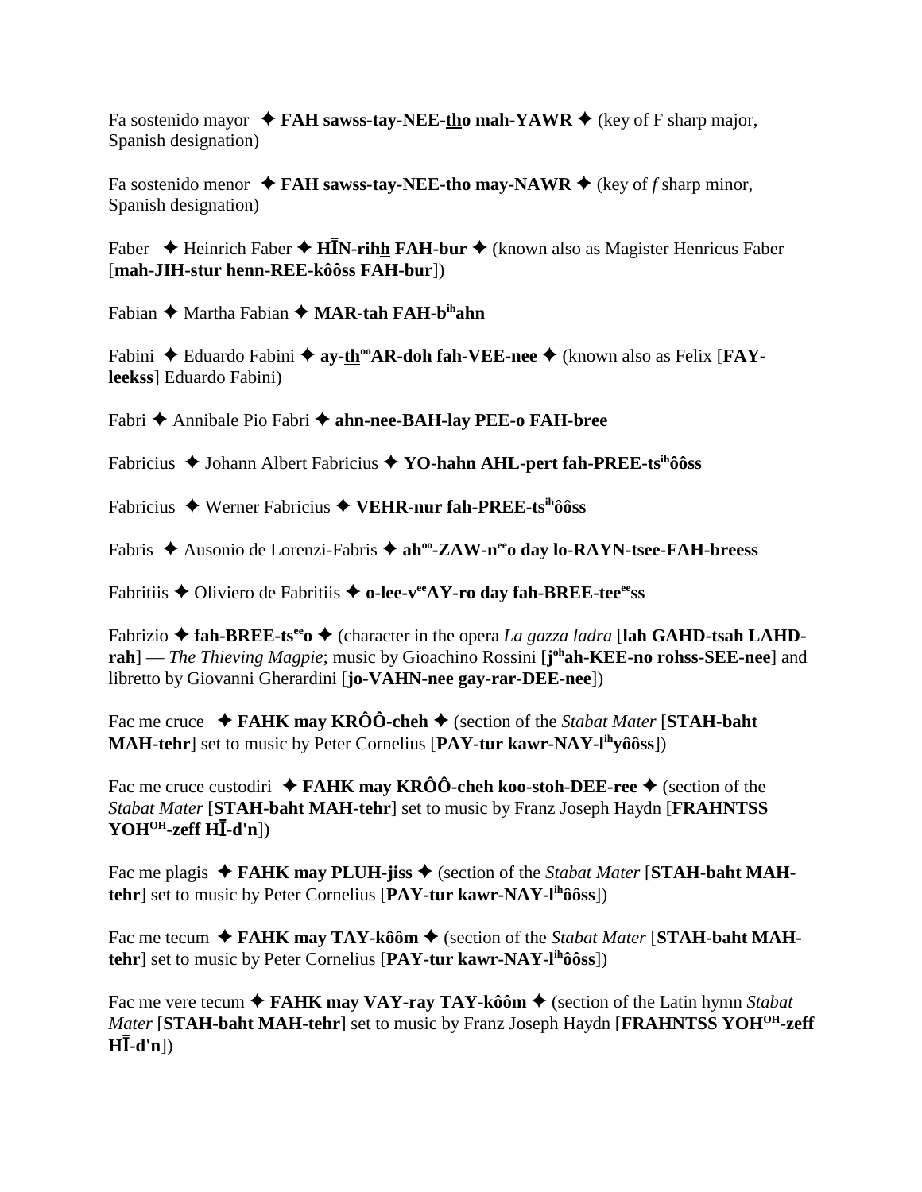Fa sostenido mayor ✦ **FAH sawss-tay-NEE-tho mah-YAWR** ✦ (key of F sharp major, Spanish designation)

Fa sostenido menor ✦ **FAH sawss-tay-NEE-tho may-NAWR** ✦ (key of *f* sharp minor, Spanish designation)

Faber ✦ Heinrich Faber ✦ **HĪN-rihh FAH-bur** ✦ (known also as Magister Henricus Faber [**mah-JIH-stur henn-REE-kôôss FAH-bur**])

Fabian ✦ Martha Fabian ✦ **MAR-tah FAH-b^ih^ahn**

Fabini ✦ Eduardo Fabini ✦ **ay-th^oo^AR-doh fah-VEE-nee** ✦ (known also as Felix [**FAY-leekss**] Eduardo Fabini)

Fabri ✦ Annibale Pio Fabri ✦ **ahn-nee-BAH-lay PEE-o FAH-bree**

Fabricius ✦ Johann Albert Fabricius ✦ **YO-hahn AHL-pert fah-PREE-ts^ih^ôôss**

Fabricius ✦ Werner Fabricius ✦ **VEHR-nur fah-PREE-ts^ih^ôôss**

Fabris ✦ Ausonio de Lorenzi-Fabris ✦ **ah^oo^-ZAW-n^ee^o day lo-RAYN-tsee-FAH-breess**

Fabritiis ✦ Oliviero de Fabritiis ✦ **o-lee-v^ee^AY-ro day fah-BREE-tee^ee^ss**

Fabrizio ✦ **fah-BREE-ts^ee^o** ✦ (character in the opera *La gazza ladra* [**lah GAHD-tsah LAHD-rah**] — *The Thieving Magpie*; music by Gioachino Rossini [**j^oh^ah-KEE-no rohss-SEE-nee**] and libretto by Giovanni Gherardini [**jo-VAHN-nee gay-rar-DEE-nee**])

Fac me cruce ✦ **FAHK may KRÔÔ-cheh** ✦ (section of the *Stabat Mater* [**STAH-baht MAH-tehr**] set to music by Peter Cornelius [**PAY-tur kawr-NAY-l^ih^yôôss**])

Fac me cruce custodiri ✦ **FAHK may KRÔÔ-cheh koo-stoh-DEE-ree** ✦ (section of the *Stabat Mater* [**STAH-baht MAH-tehr**] set to music by Franz Joseph Haydn [**FRAHNTSS YOH^OH^-zeff HĪ-d'n**])

Fac me plagis ✦ **FAHK may PLUH-jiss** ✦ (section of the *Stabat Mater* [**STAH-baht MAH-tehr**] set to music by Peter Cornelius [**PAY-tur kawr-NAY-l^ih^ôôss**])

Fac me tecum ✦ **FAHK may TAY-kôôm** ✦ (section of the *Stabat Mater* [**STAH-baht MAH-tehr**] set to music by Peter Cornelius [**PAY-tur kawr-NAY-l^ih^ôôss**])

Fac me vere tecum ✦ **FAHK may VAY-ray TAY-kôôm** ✦ (section of the Latin hymn *Stabat Mater* [**STAH-baht MAH-tehr**] set to music by Franz Joseph Haydn [**FRAHNTSS YOH^OH^-zeff HĪ-d'n**])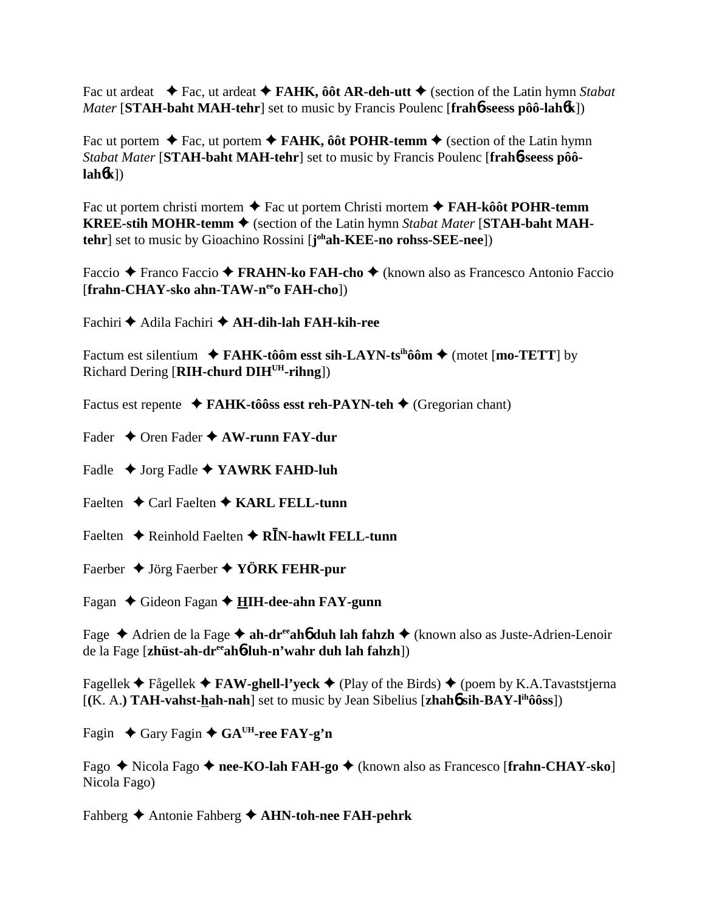Fac ut ardeat ✦ Fac, ut ardeat ✦ **FAHK, ôôt AR-deh-utt** ✦ (section of the Latin hymn *Stabat Mater* [**STAH-baht MAH-tehr**] set to music by Francis Poulenc [**frahɓ-seess pôô-lahɓk**])

Fac ut portem ✦ Fac, ut portem ✦ **FAHK, ôôt POHR-temm** ✦ (section of the Latin hymn *Stabat Mater* [**STAH-baht MAH-tehr**] set to music by Francis Poulenc [**frahɓ-seess pôô-lahɓk**])

Fac ut portem christi mortem ✦ Fac ut portem Christi mortem ✦ **FAH-kôôt POHR-temm KREE-stih MOHR-temm** ✦ (section of the Latin hymn *Stabat Mater* [**STAH-baht MAH-tehr**] set to music by Gioachino Rossini [**j[oh]ah-KEE-no rohss-SEE-nee**])

Faccio ✦ Franco Faccio ✦ **FRAHN-ko FAH-cho** ✦ (known also as Francesco Antonio Faccio [**frahn-CHAY-sko ahn-TAW-n[ee]o FAH-cho**])

Fachiri ✦ Adila Fachiri ✦ **AH-dih-lah FAH-kih-ree**

Factum est silentium ✦ **FAHK-tôôm esst sih-LAYN-ts[ih]ôôm** ✦ (motet [**mo-TETT**] by Richard Dering [**RIH-churd DIH[UH]-rihng**])

Factus est repente ✦ **FAHK-tôôss esst reh-PAYN-teh** ✦ (Gregorian chant)

Fader ✦ Oren Fader ✦ **AW-runn FAY-dur**

Fadle ✦ Jorg Fadle ✦ **YAWRK FAHD-luh**

Faelten ✦ Carl Faelten ✦ **KARL FELL-tunn**

Faelten ✦ Reinhold Faelten ✦ **RĪN-hawlt FELL-tunn**

Faerber ✦ Jörg Faerber ✦ **YÖRK FEHR-pur**

Fagan ✦ Gideon Fagan ✦ **HIH-dee-ahn FAY-gunn**

Fage ✦ Adrien de la Fage ✦ **ah-dr[ee]ahɓ duh lah fahzh** ✦ (known also as Juste-Adrien-Lenoir de la Fage [**zhüst-ah-dr[ee]ahɓ-luh-n'wahr duh lah fahzh**])

Fagellek ✦ Fågellek ✦ **FAW-ghell-l'yeck** ✦ (Play of the Birds) ✦ (poem by K.A.Tavaststjerna [**(K. A.) TAH-vahst-hah-nah**] set to music by Jean Sibelius [**zhahɓ sih-BAY-l[ih]ôôss**])

Fagin ✦ Gary Fagin ✦ **GA[UH]-ree FAY-g'n**

Fago ✦ Nicola Fago ✦ **nee-KO-lah FAH-go** ✦ (known also as Francesco [**frahn-CHAY-sko**] Nicola Fago)

Fahberg ✦ Antonie Fahberg ✦ **AHN-toh-nee FAH-pehrk**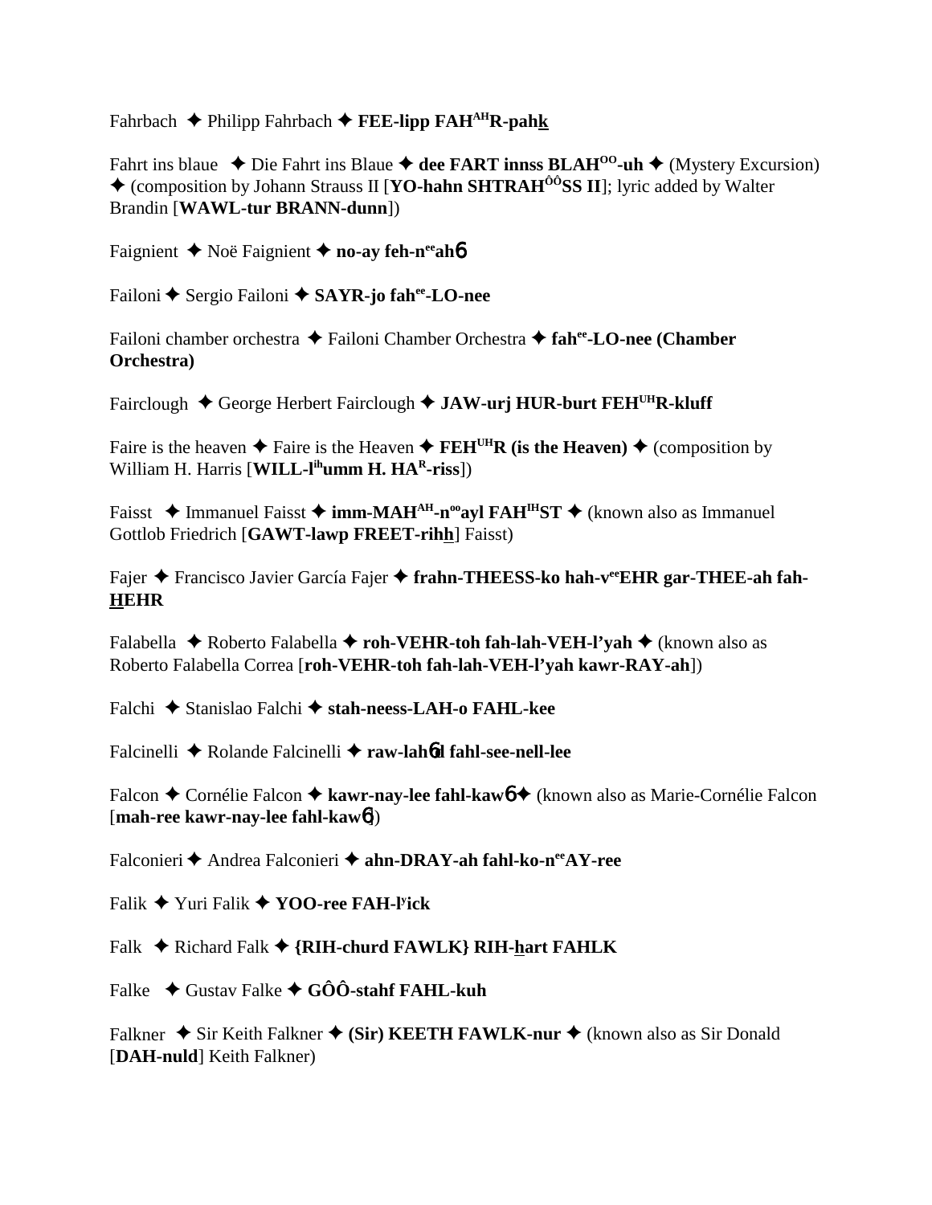Fahrbach ✦ Philipp Fahrbach ✦ **FEE-lipp FAH^AH^R-pahk**

Fahrt ins blaue ✦ Die Fahrt ins Blaue ✦ **dee FART innss BLAH^OO^-uh** ✦ (Mystery Excursion) ✦ (composition by Johann Strauss II [**YO-hahn SHTRAH^ÔÔ^SS II**]; lyric added by Walter Brandin [**WAWL-tur BRANN-dunn**])

Faignient ✦ Noë Faignient ✦ **no-ay feh-n^ee^ah6**

Failoni ✦ Sergio Failoni ✦ **SAYR-jo fah^ee^-LO-nee**

Failoni chamber orchestra ✦ Failoni Chamber Orchestra ✦ **fah^ee^-LO-nee (Chamber Orchestra)**

Fairclough ✦ George Herbert Fairclough ✦ **JAW-urj HUR-burt FEH^UH^R-kluff**

Faire is the heaven ✦ Faire is the Heaven ✦ **FEH^UH^R (is the Heaven)** ✦ (composition by William H. Harris [**WILL-l^ih^umm H. HA^R^-riss**])

Faisst ✦ Immanuel Faisst ✦ **imm-MAH^AH^-n^oo^ayl FAH^IH^ST** ✦ (known also as Immanuel Gottlob Friedrich [**GAWT-lawp FREET-rihh**] Faisst)

Fajer ✦ Francisco Javier García Fajer ✦ **frahn-THEESS-ko hah-v^ee^EHR gar-THEE-ah fah-HEHR**

Falabella ✦ Roberto Falabella ✦ **roh-VEHR-toh fah-lah-VEH-l'yah** ✦ (known also as Roberto Falabella Correa [**roh-VEHR-toh fah-lah-VEH-l'yah kawr-RAY-ah**])

Falchi ✦ Stanislao Falchi ✦ **stah-neess-LAH-o FAHL-kee**

Falcinelli ✦ Rolande Falcinelli ✦ **raw-lah6d fahl-see-nell-lee**

Falcon ✦ Cornélie Falcon ✦ **kawr-nay-lee fahl-kaw6** ✦ (known also as Marie-Cornélie Falcon [**mah-ree kawr-nay-lee fahl-kaw6**])

Falconieri ✦ Andrea Falconieri ✦ **ahn-DRAY-ah fahl-ko-n^ee^AY-ree**

Falik ✦ Yuri Falik ✦ **YOO-ree FAH-l^y^ick**

Falk ✦ Richard Falk ✦ **{RIH-churd FAWLK} RIH-hart FAHLK**

Falke ✦ Gustav Falke ✦ **GÔÔ-stahf FAHL-kuh**

Falkner ✦ Sir Keith Falkner ✦ **(Sir) KEETH FAWLK-nur** ✦ (known also as Sir Donald [**DAH-nuld**] Keith Falkner)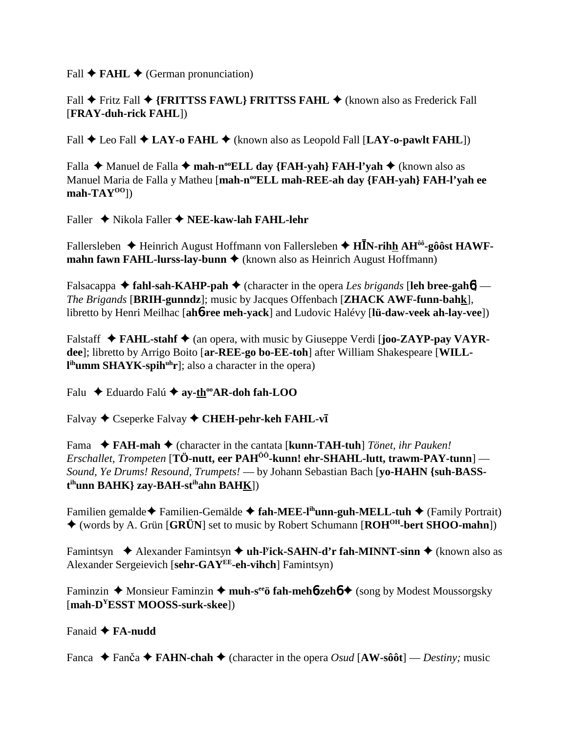Fall ✦ **FAHL** ✦ (German pronunciation)

Fall ✦ Fritz Fall ✦ **{FRITTSS FAWL} FRITTSS FAHL** ✦ (known also as Frederick Fall [**FRAY-duh-rick FAHL**])

Fall ✦ Leo Fall ✦ **LAY-o FAHL** ✦ (known also as Leopold Fall [**LAY-o-pawlt FAHL**])

Falla ✦ Manuel de Falla ✦ **mah-n$^{oo}$ELL day {FAH-yah} FAH-l'yah** ✦ (known also as Manuel Maria de Falla y Matheu [**mah-n$^{oo}$ELL mah-REE-ah day {FAH-yah} FAH-l'yah ee mah-TAY$^{OO}$**])

Faller ✦ Nikola Faller ✦ **NEE-kaw-lah FAHL-lehr**

Fallersleben ✦ Heinrich August Hoffmann von Fallersleben ✦ **HĪN-rihh AH$^{ôô}$-gôôst HAWF-mahn fawn FAHL-lurss-lay-bunn** ✦ (known also as Heinrich August Hoffmann)

Falsacappa ✦ **fahl-sah-KAHP-pah** ✦ (character in the opera *Les brigands* [**leh bree-gahɓ**] — *The Brigands* [**BRIH-gunndz**]; music by Jacques Offenbach [**ZHACK AWF-funn-bahk**], libretto by Henri Meilhac [**ahɓ-ree meh-yack**] and Ludovic Halévy [**lü-daw-veek ah-lay-vee**])

Falstaff ✦ **FAHL-stahf** ✦ (an opera, with music by Giuseppe Verdi [**joo-ZAYP-pay VAYR-dee**]; libretto by Arrigo Boito [**ar-REE-go bo-EE-toh**] after William Shakespeare [**WILL-l$^{ih}$umm SHAYK-spih$^{uh}$r**]; also a character in the opera)

Falu ✦ Eduardo Falú ✦ **ay-th$^{oo}$AR-doh fah-LOO**

Falvay ✦ Cseperke Falvay ✦ **CHEH-pehr-keh FAHL-vī**

Fama ✦ **FAH-mah** ✦ (character in the cantata [**kunn-TAH-tuh**] *Tönet, ihr Pauken! Erschallet, Trompeten* [**TÖ-nutt, eer PAH$^{ÔÔ}$-kunn! ehr-SHAHL-lutt, trawm-PAY-tunn**] — *Sound, Ye Drums! Resound, Trumpets!* — by Johann Sebastian Bach [**yo-HAHN {suh-BASS-t$^{ih}$unn BAHK} zay-BAH-st$^{ih}$ahn BAHK**])

Familien gemalde ✦ Familien-Gemälde ✦ **fah-MEE-l$^{ih}$unn-guh-MELL-tuh** ✦ (Family Portrait) ✦ (words by A. Grün [**GRÜN**] set to music by Robert Schumann [**ROH$^{OH}$-bert SHOO-mahn**])

Famintsyn ✦ Alexander Famintsyn ✦ **uh-l$^{y}$ick-SAHN-d'r fah-MINNT-sinn** ✦ (known also as Alexander Sergeievich [**sehr-GAY$^{EE}$-eh-vihch**] Famintsyn)

Faminzin ✦ Monsieur Faminzin ✦ **muh-s$^{ee}$ö fah-mehɓ-zehɓ** ✦ (song by Modest Moussorgsky [**mah-D$^{Y}$ESST MOOSS-surk-skee**])

Fanaid ✦ **FA-nudd**

Fanca ✦ Fanča ✦ **FAHN-chah** ✦ (character in the opera *Osud* [**AW-sôôt**] — *Destiny;* music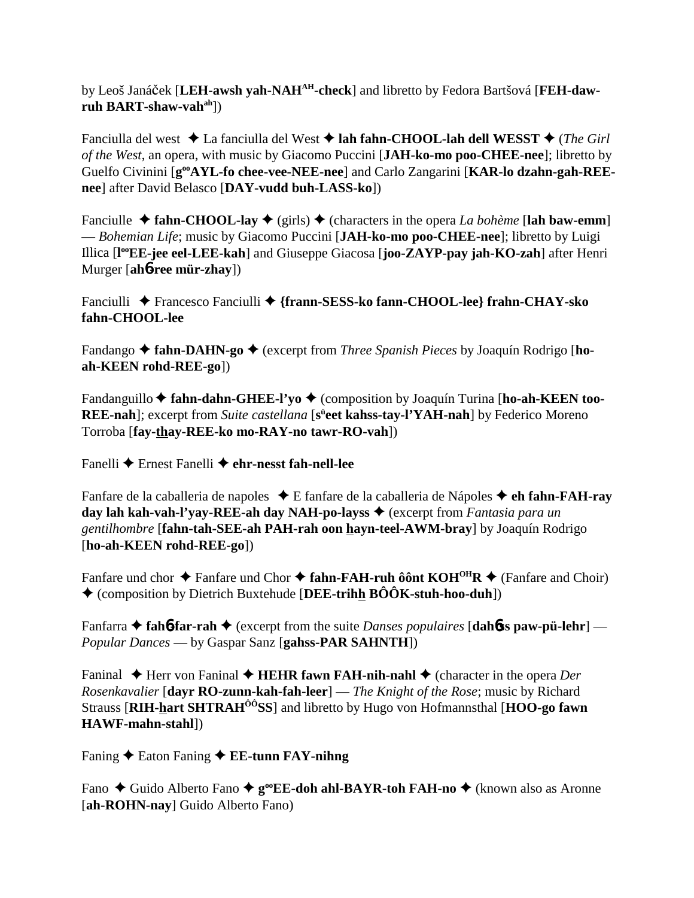by Leoš Janáček [**LEH-awsh yah-NAH^AH-check**] and libretto by Fedora Bartšová [**FEH-daw-ruh BART-shaw-vah^ah**])

Fanciulla del west ✦ La fanciulla del West ✦ **lah fahn-CHOOL-lah dell WESST** ✦ (*The Girl of the West*, an opera, with music by Giacomo Puccini [**JAH-ko-mo poo-CHEE-nee**]; libretto by Guelfo Civinini [**g^oo AYL-fo chee-vee-NEE-nee**] and Carlo Zangarini [**KAR-lo dzahn-gah-REE-nee**] after David Belasco [**DAY-vudd buh-LASS-ko**])

Fanciulle ✦ **fahn-CHOOL-lay** ✦ (girls) ✦ (characters in the opera *La bohème* [**lah baw-emm**] — *Bohemian Life*; music by Giacomo Puccini [**JAH-ko-mo poo-CHEE-nee**]; libretto by Luigi Illica [**l^oo EE-jee eel-LEE-kah**] and Giuseppe Giacosa [**joo-ZAYP-pay jah-KO-zah**] after Henri Murger [**ahɓ-ree mür-zhay**])

Fanciulli ✦ Francesco Fanciulli ✦ **{frann-SESS-ko fann-CHOOL-lee} frahn-CHAY-sko fahn-CHOOL-lee**

Fandango ✦ **fahn-DAHN-go** ✦ (excerpt from *Three Spanish Pieces* by Joaquín Rodrigo [**ho-ah-KEEN rohd-REE-go**])

Fandanguillo ✦ **fahn-dahn-GHEE-l'yo** ✦ (composition by Joaquín Turina [**ho-ah-KEEN too-REE-nah**]; excerpt from *Suite castellana* [**s^ü eet kahss-tay-l'YAH-nah**] by Federico Moreno Torroba [**fay-thay-REE-ko mo-RAY-no tawr-RO-vah**])

Fanelli ✦ Ernest Fanelli ✦ **ehr-nesst fah-nell-lee**

Fanfare de la caballeria de napoles ✦ E fanfare de la caballeria de Nápoles ✦ **eh fahn-FAH-ray day lah kah-vah-l'yay-REE-ah day NAH-po-layss** ✦ (excerpt from *Fantasia para un gentilhombre* [**fahn-tah-SEE-ah PAH-rah oon hayn-teel-AWM-bray**] by Joaquín Rodrigo [**ho-ah-KEEN rohd-REE-go**])

Fanfare und chor ✦ Fanfare und Chor ✦ **fahn-FAH-ruh ôônt KOH^OH R** ✦ (Fanfare and Choir) ✦ (composition by Dietrich Buxtehude [**DEE-trihh BÔÔK-stuh-hoo-duh**])

Fanfarra ✦ **fahɓ-far-rah** ✦ (excerpt from the suite *Danses populaires* [**dahɓss paw-pü-lehr**] — *Popular Dances* — by Gaspar Sanz [**gahss-PAR SAHNTH**])

Faninal ✦ Herr von Faninal ✦ **HEHR fawn FAH-nih-nahl** ✦ (character in the opera *Der Rosenkavalier* [**dayr RO-zunn-kah-fah-leer**] — *The Knight of the Rose*; music by Richard Strauss [**RIH-hart SHTRAH^ÔÔ SS**] and libretto by Hugo von Hofmannsthal [**HOO-go fawn HAWF-mahn-stahl**])

Faning ✦ Eaton Faning ✦ **EE-tunn FAY-nihng**

Fano ✦ Guido Alberto Fano ✦ **g^oo EE-doh ahl-BAYR-toh FAH-no** ✦ (known also as Aronne [**ah-ROHN-nay**] Guido Alberto Fano)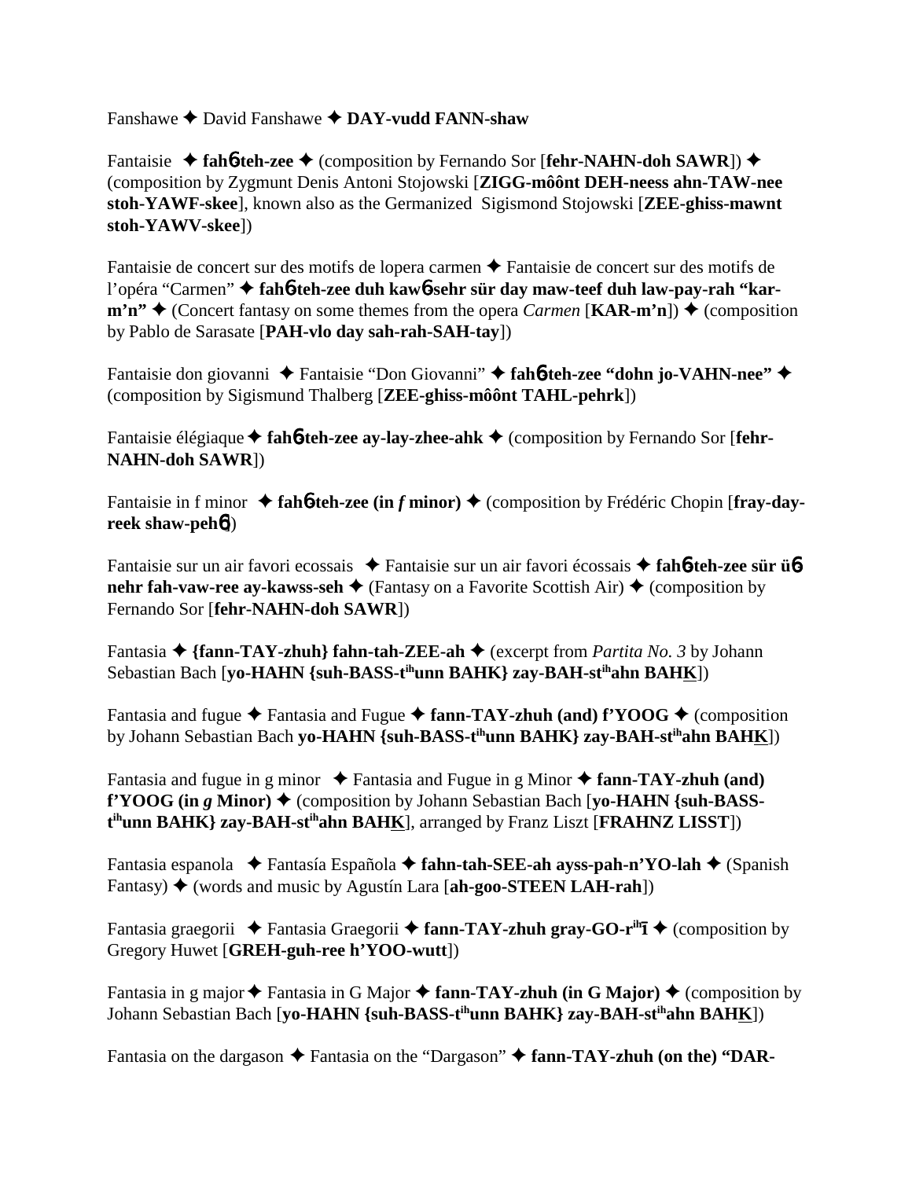Fanshawe ✦ David Fanshawe ✦ **DAY-vudd FANN-shaw**

Fantaisie ✦ **fah6-teh-zee** ✦ (composition by Fernando Sor [**fehr-NAHN-doh SAWR**]) ✦ (composition by Zygmunt Denis Antoni Stojowski [**ZIGG-môônt DEH-neess ahn-TAW-nee stoh-YAWF-skee**], known also as the Germanized Sigismond Stojowski [**ZEE-ghiss-mawnt stoh-YAWV-skee**])

Fantaisie de concert sur des motifs de lopera carmen ✦ Fantaisie de concert sur des motifs de l'opéra "Carmen" ✦ **fah6-teh-zee duh kaw6-sehr sür day maw-teef duh law-pay-rah "kar-m'n"** ✦ (Concert fantasy on some themes from the opera *Carmen* [**KAR-m'n**]) ✦ (composition by Pablo de Sarasate [**PAH-vlo day sah-rah-SAH-tay**])

Fantaisie don giovanni ✦ Fantaisie "Don Giovanni" ✦ **fah6-teh-zee "dohn jo-VAHN-nee"** ✦ (composition by Sigismund Thalberg [**ZEE-ghiss-môônt TAHL-pehrk**])

Fantaisie élégiaque ✦ **fah6-teh-zee ay-lay-zhee-ahk** ✦ (composition by Fernando Sor [**fehr-NAHN-doh SAWR**])

Fantaisie in f minor ✦ **fah6-teh-zee (in *f* minor)** ✦ (composition by Frédéric Chopin [**fray-day-reek shaw-peh6**])

Fantaisie sur un air favori ecossais ✦ Fantaisie sur un air favori écossais ✦ **fah6-teh-zee sür ü6 nehr fah-vaw-ree ay-kawss-seh** ✦ (Fantasy on a Favorite Scottish Air) ✦ (composition by Fernando Sor [**fehr-NAHN-doh SAWR**])

Fantasia ✦ **{fann-TAY-zhuh} fahn-tah-ZEE-ah** ✦ (excerpt from *Partita No. 3* by Johann Sebastian Bach [**yo-HAHN {suh-BASS-t^ih^unn BAHK} zay-BAH-st^ih^ahn BAHK**])

Fantasia and fugue ✦ Fantasia and Fugue ✦ **fann-TAY-zhuh (and) f'YOOG** ✦ (composition by Johann Sebastian Bach **yo-HAHN {suh-BASS-t^ih^unn BAHK} zay-BAH-st^ih^ahn BAHK**])

Fantasia and fugue in g minor ✦ Fantasia and Fugue in g Minor ✦ **fann-TAY-zhuh (and) f'YOOG (in *g* Minor)** ✦ (composition by Johann Sebastian Bach [**yo-HAHN {suh-BASS-t^ih^unn BAHK} zay-BAH-st^ih^ahn BAHK**], arranged by Franz Liszt [**FRAHNZ LISST**])

Fantasia espanola ✦ Fantasía Española ✦ **fahn-tah-SEE-ah ayss-pah-n'YO-lah** ✦ (Spanish Fantasy) ✦ (words and music by Agustín Lara [**ah-goo-STEEN LAH-rah**])

Fantasia graegorii ✦ Fantasia Graegorii ✦ **fann-TAY-zhuh gray-GO-r^ih^ī** ✦ (composition by Gregory Huwet [**GREH-guh-ree h'YOO-wutt**])

Fantasia in g major ✦ Fantasia in G Major ✦ **fann-TAY-zhuh (in G Major)** ✦ (composition by Johann Sebastian Bach [**yo-HAHN {suh-BASS-t^ih^unn BAHK} zay-BAH-st^ih^ahn BAHK**])

Fantasia on the dargason ✦ Fantasia on the "Dargason" ✦ **fann-TAY-zhuh (on the) "DAR-**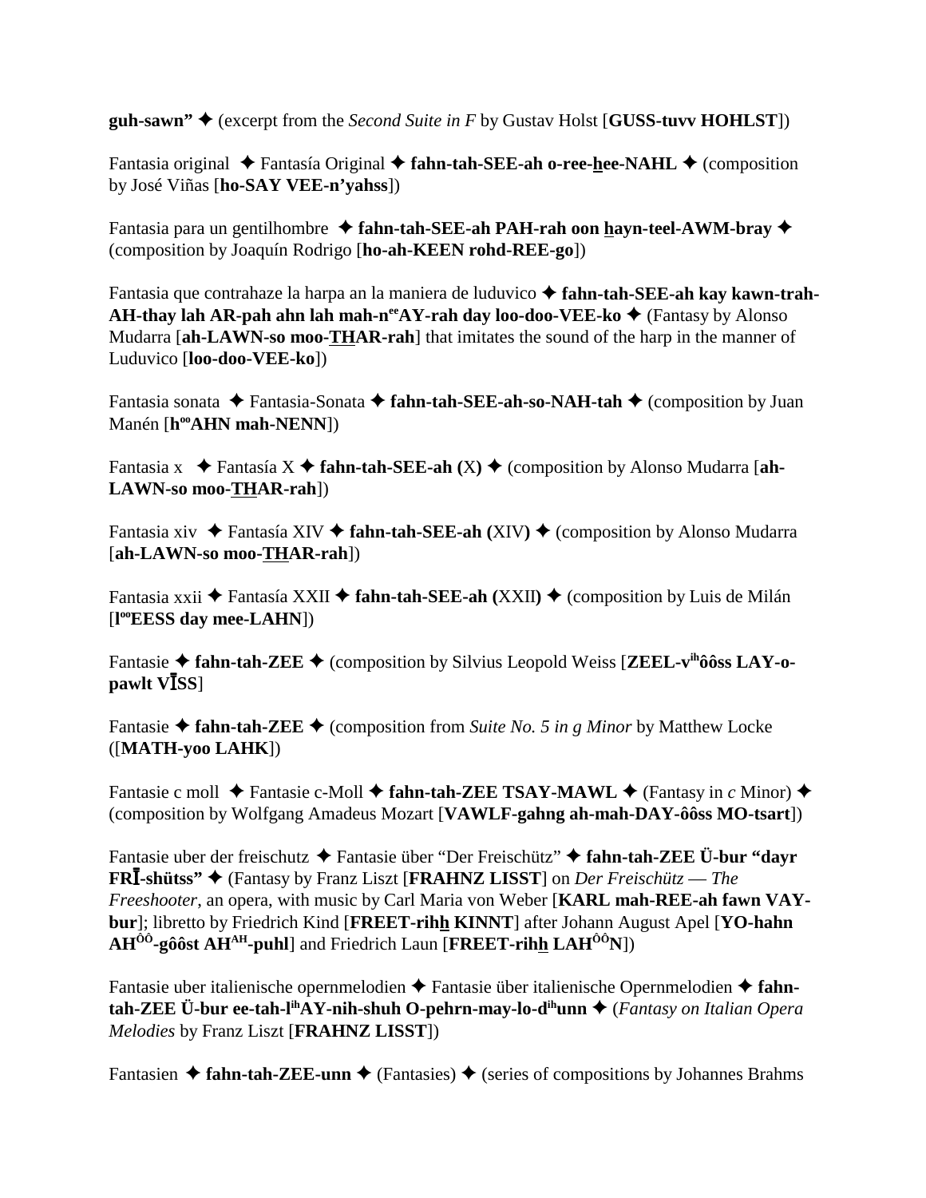**guh-sawn"** ✦ (excerpt from the *Second Suite in F* by Gustav Holst [**GUSS-tuvv HOHLST**])

Fantasia original ✦ Fantasía Original ✦ **fahn-tah-SEE-ah o-ree-hee-NAHL** ✦ (composition by José Viñas [**ho-SAY VEE-n'yahss**])

Fantasia para un gentilhombre ✦ **fahn-tah-SEE-ah PAH-rah oon hayn-teel-AWM-bray** ✦ (composition by Joaquín Rodrigo [**ho-ah-KEEN rohd-REE-go**])

Fantasia que contrahaze la harpa an la maniera de luduvico ✦ **fahn-tah-SEE-ah kay kawn-trah-AH-thay lah AR-pah ahn lah mah-n[ee]AY-rah day loo-doo-VEE-ko** ✦ (Fantasy by Alonso Mudarra [**ah-LAWN-so moo-THAR-rah**] that imitates the sound of the harp in the manner of Luduvico [**loo-doo-VEE-ko**])

Fantasia sonata ✦ Fantasia-Sonata ✦ **fahn-tah-SEE-ah-so-NAH-tah** ✦ (composition by Juan Manén [**h[oo]AHN mah-NENN**])

Fantasia x ✦ Fantasía X ✦ **fahn-tah-SEE-ah (**X**)** ✦ (composition by Alonso Mudarra [**ah-LAWN-so moo-THAR-rah**])

Fantasia xiv ✦ Fantasía XIV ✦ **fahn-tah-SEE-ah (**XIV**)** ✦ (composition by Alonso Mudarra [**ah-LAWN-so moo-THAR-rah**])

Fantasia xxii ✦ Fantasía XXII ✦ **fahn-tah-SEE-ah (**XXII**)** ✦ (composition by Luis de Milán [**l[oo]EESS day mee-LAHN**])

Fantasie ✦ **fahn-tah-ZEE** ✦ (composition by Silvius Leopold Weiss [**ZEEL-v[ih]ôôss LAY-o-pawlt VĪSS**]

Fantasie ✦ **fahn-tah-ZEE** ✦ (composition from *Suite No. 5 in g Minor* by Matthew Locke ([**MATH-yoo LAHK**])

Fantasie c moll ✦ Fantasie c-Moll ✦ **fahn-tah-ZEE TSAY-MAWL** ✦ (Fantasy in *c* Minor) ✦ (composition by Wolfgang Amadeus Mozart [**VAWLF-gahng ah-mah-DAY-ôôss MO-tsart**])

Fantasie uber der freischutz ✦ Fantasie über "Der Freischütz" ✦ **fahn-tah-ZEE Ü-bur "dayr FRĪ-shütss"** ✦ (Fantasy by Franz Liszt [**FRAHNZ LISST**] on *Der Freischütz* — *The Freeshooter*, an opera, with music by Carl Maria von Weber [**KARL mah-REE-ah fawn VAY-bur**]; libretto by Friedrich Kind [**FREET-rihh KINNT**] after Johann August Apel [**YO-hahn AH[ÔÔ]-gôôst AH[AH]-puhl**] and Friedrich Laun [**FREET-rihh LAH[ÔÔ]N**])

Fantasie uber italienische opernmelodien ✦ Fantasie über italienische Opernmelodien ✦ **fahn-tah-ZEE Ü-bur ee-tah-l[ih]AY-nih-shuh O-pehrn-may-lo-d[ih]unn** ✦ (*Fantasy on Italian Opera Melodies* by Franz Liszt [**FRAHNZ LISST**])

Fantasien ✦ **fahn-tah-ZEE-unn** ✦ (Fantasies) ✦ (series of compositions by Johannes Brahms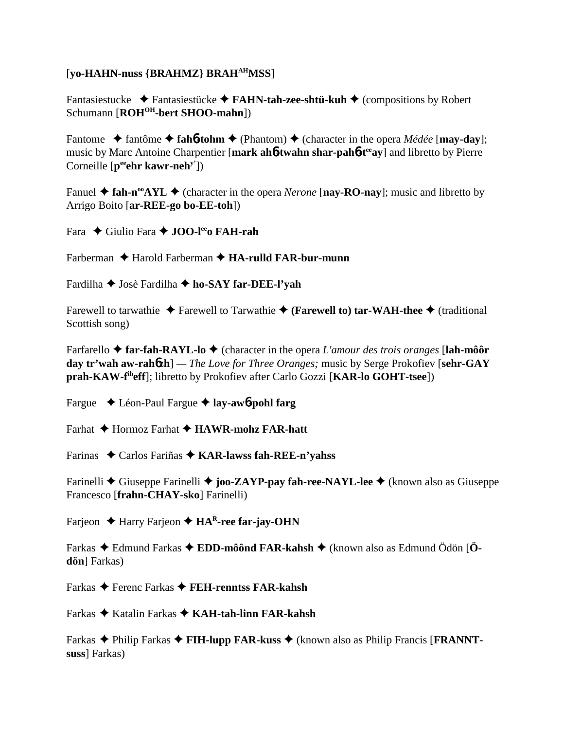[**yo-HAHN-nuss {BRAHMZ} BRAH^AH^MSS**]

Fantasiestucke ✦ Fantasiestücke ✦ **FAHN-tah-zee-shtü-kuh** ✦ (compositions by Robert Schumann [**ROH^OH^-bert SHOO-mahn**])

Fantome ✦ fantôme ✦ **fah6-tohm** ✦ (Phantom) ✦ (character in the opera *Médée* [**may-day**]; music by Marc Antoine Charpentier [**mark ah6-twahn shar-pah6-t^ee^ay**] and libretto by Pierre Corneille [**p^ee^ehr kawr-neh^y'^**])

Fanuel ✦ **fah-n^oo^AYL** ✦ (character in the opera *Nerone* [**nay-RO-nay**]; music and libretto by Arrigo Boito [**ar-REE-go bo-EE-toh**])

Fara ✦ Giulio Fara ✦ **JOO-l^ee^o FAH-rah**

Farberman ✦ Harold Farberman ✦ **HA-rulld FAR-bur-munn**

Fardilha ✦ Josè Fardilha ✦ **ho-SAY far-DEE-l'yah**

Farewell to tarwathie ✦ Farewell to Tarwathie ✦ **(Farewell to) tar-WAH-thee** ✦ (traditional Scottish song)

Farfarello ✦ **far-fah-RAYL-lo** ✦ (character in the opera *L'amour des trois oranges* [**lah-môôr day tr'wah aw-rah6zh**] — *The Love for Three Oranges;* music by Serge Prokofiev [**sehr-GAY prah-KAW-f^ih^eff**]; libretto by Prokofiev after Carlo Gozzi [**KAR-lo GOHT-tsee**])

Fargue ✦ Léon-Paul Fargue ✦ **lay-aw6-pohl farg**

Farhat ✦ Hormoz Farhat ✦ **HAWR-mohz FAR-hatt**

Farinas ✦ Carlos Fariñas ✦ **KAR-lawss fah-REE-n'yahss**

Farinelli ✦ Giuseppe Farinelli ✦ **joo-ZAYP-pay fah-ree-NAYL-lee** ✦ (known also as Giuseppe Francesco [**frahn-CHAY-sko**] Farinelli)

Farjeon ✦ Harry Farjeon ✦ **HA^R^-ree far-jay-OHN**

Farkas ✦ Edmund Farkas ✦ **EDD-môônd FAR-kahsh** ✦ (known also as Edmund Ödön [**Ö-dön**] Farkas)

Farkas ✦ Ferenc Farkas ✦ **FEH-renntss FAR-kahsh**

Farkas ✦ Katalin Farkas ✦ **KAH-tah-linn FAR-kahsh**

Farkas ✦ Philip Farkas ✦ **FIH-lupp FAR-kuss** ✦ (known also as Philip Francis [**FRANNT-suss**] Farkas)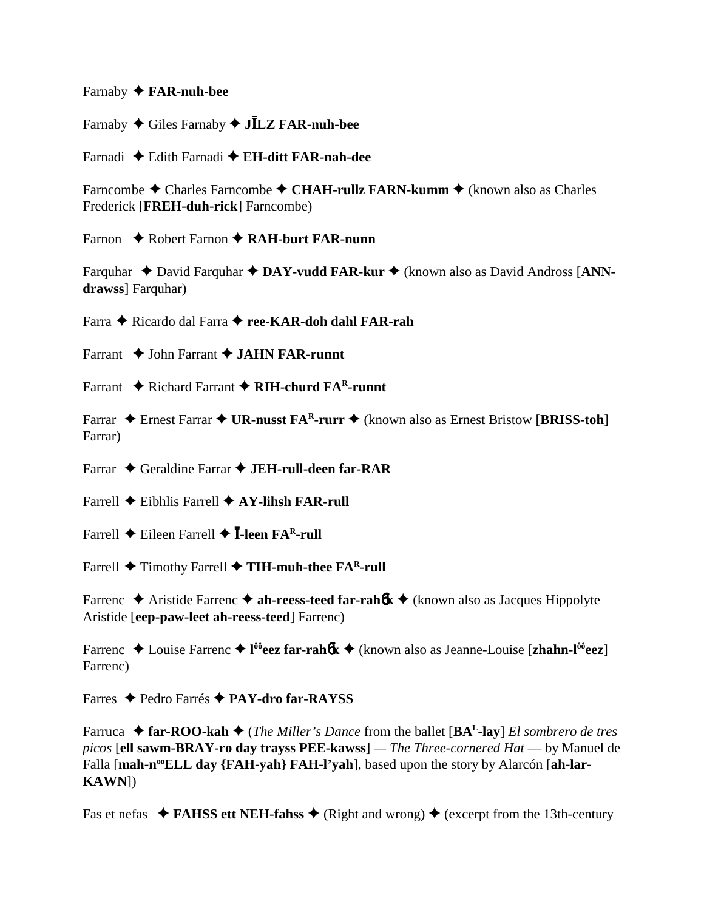Farnaby ✦ **FAR-nuh-bee**

Farnaby ✦ Giles Farnaby ✦ **JĪLZ FAR-nuh-bee**

Farnadi ✦ Edith Farnadi ✦ **EH-ditt FAR-nah-dee**

Farncombe ✦ Charles Farncombe ✦ **CHAH-rullz FARN-kumm** ✦ (known also as Charles Frederick [**FREH-duh-rick**] Farncombe)

Farnon ✦ Robert Farnon ✦ **RAH-burt FAR-nunn**

Farquhar ✦ David Farquhar ✦ **DAY-vudd FAR-kur** ✦ (known also as David Andross [**ANN-drawss**] Farquhar)

Farra ✦ Ricardo dal Farra ✦ **ree-KAR-doh dahl FAR-rah**

Farrant ✦ John Farrant ✦ **JAHN FAR-runnt**

Farrant ✦ Richard Farrant ✦ **RIH-churd FA[R]-runnt**

Farrar ✦ Ernest Farrar ✦ **UR-nusst FA[R]-rurr** ✦ (known also as Ernest Bristow [**BRISS-toh**] Farrar)

Farrar ✦ Geraldine Farrar ✦ **JEH-rull-deen far-RAR**

Farrell ✦ Eibhlis Farrell ✦ **AY-lihsh FAR-rull**

Farrell ✦ Eileen Farrell ✦ **Ī-leen FA[R]-rull**

Farrell ✦ Timothy Farrell ✦ **TIH-muh-thee FA[R]-rull**

Farrenc ✦ Aristide Farrenc ✦ **ah-reess-teed far-rahɳk** ✦ (known also as Jacques Hippolyte Aristide [**eep-paw-leet ah-reess-teed**] Farrenc)

Farrenc ✦ Louise Farrenc ✦ **l[ôô]eez far-rahɳk** ✦ (known also as Jeanne-Louise [**zhahn-l[ôô]eez**] Farrenc)

Farres ✦ Pedro Farrés ✦ **PAY-dro far-RAYSS**

Farruca ✦ **far-ROO-kah** ✦ (*The Miller's Dance* from the ballet [**BA[L]-lay**] *El sombrero de tres picos* [**ell sawm-BRAY-ro day trayss PEE-kawss**] — *The Three-cornered Hat* — by Manuel de Falla [**mah-n[oo]ELL day {FAH-yah} FAH-l'yah**], based upon the story by Alarcón [**ah-lar-KAWN**])

Fas et nefas ✦ **FAHSS ett NEH-fahss** ✦ (Right and wrong) ✦ (excerpt from the 13th-century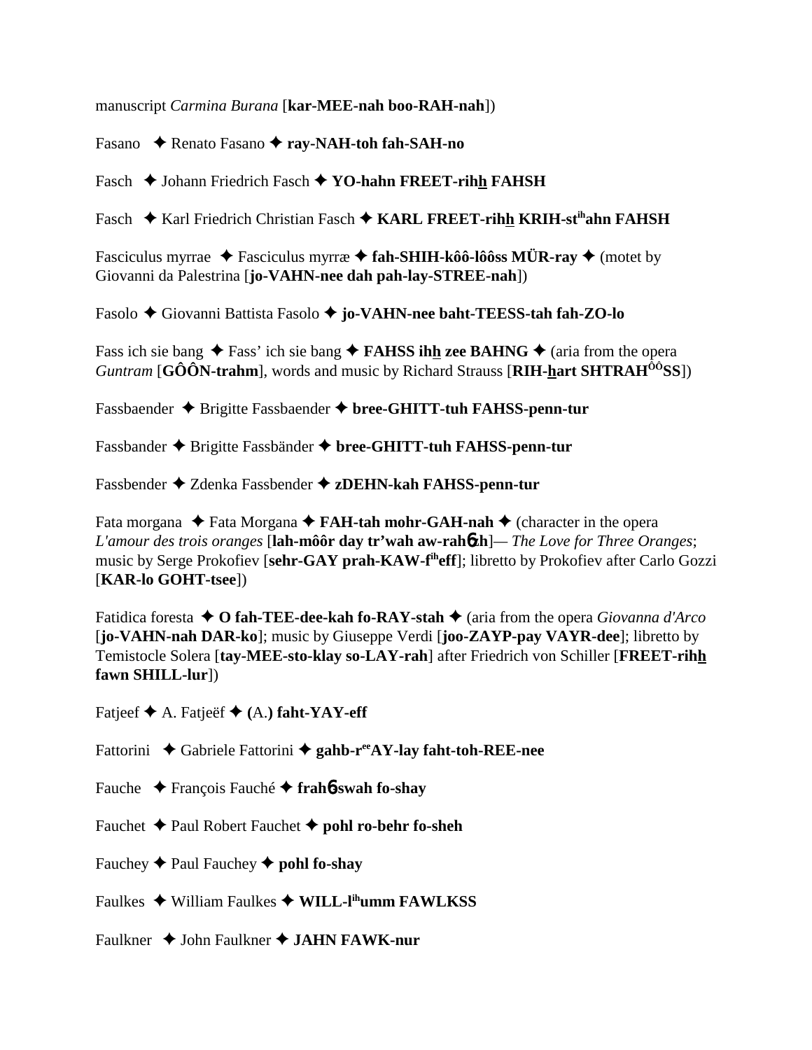manuscript *Carmina Burana* [**kar-MEE-nah boo-RAH-nah**])

Fasano ✦ Renato Fasano ✦ **ray-NAH-toh fah-SAH-no**

Fasch ✦ Johann Friedrich Fasch ✦ **YO-hahn FREET-rihh FAHSH**

Fasch ✦ Karl Friedrich Christian Fasch ✦ **KARL FREET-rihh KRIH-st[ih]ahn FAHSH**

Fasciculus myrrae ✦ Fasciculus myrræ ✦ **fah-SHIH-kôô-lôôss MÜR-ray** ✦ (motet by Giovanni da Palestrina [**jo-VAHN-nee dah pah-lay-STREE-nah**])

Fasolo ✦ Giovanni Battista Fasolo ✦ **jo-VAHN-nee baht-TEESS-tah fah-ZO-lo**

Fass ich sie bang ✦ Fass' ich sie bang ✦ **FAHSS ihh zee BAHNG** ✦ (aria from the opera *Guntram* [**GÔÔN-trahm**], words and music by Richard Strauss [**RIH-hart SHTRAH[ÔÔ]SS**])

Fassbaender ✦ Brigitte Fassbaender ✦ **bree-GHITT-tuh FAHSS-penn-tur**

Fassbander ✦ Brigitte Fassbänder ✦ **bree-GHITT-tuh FAHSS-penn-tur**

Fassbender ✦ Zdenka Fassbender ✦ **zDEHN-kah FAHSS-penn-tur**

Fata morgana ✦ Fata Morgana ✦ **FAH-tah mohr-GAH-nah** ✦ (character in the opera *L'amour des trois oranges* [**lah-môôr day tr'wah aw-rahɓzh**]— *The Love for Three Oranges*; music by Serge Prokofiev [**sehr-GAY prah-KAW-f[ih]eff**]; libretto by Prokofiev after Carlo Gozzi [**KAR-lo GOHT-tsee**])

Fatidica foresta ✦ **O fah-TEE-dee-kah fo-RAY-stah** ✦ (aria from the opera *Giovanna d'Arco* [**jo-VAHN-nah DAR-ko**]; music by Giuseppe Verdi [**joo-ZAYP-pay VAYR-dee**]; libretto by Temistocle Solera [**tay-MEE-sto-klay so-LAY-rah**] after Friedrich von Schiller [**FREET-rihh fawn SHILL-lur**])

Fatjeef ✦ A. Fatjeëf ✦ **(A.) faht-YAY-eff**

Fattorini ✦ Gabriele Fattorini ✦ **gahb-r[ee]AY-lay faht-toh-REE-nee**

Fauche ✦ François Fauché ✦ **frahɓswah fo-shay**

Fauchet ✦ Paul Robert Fauchet ✦ **pohl ro-behr fo-sheh**

Fauchey ✦ Paul Fauchey ✦ **pohl fo-shay**

Faulkes ✦ William Faulkes ✦ **WILL-l[ih]umm FAWLKSS**

Faulkner ✦ John Faulkner ✦ **JAHN FAWK-nur**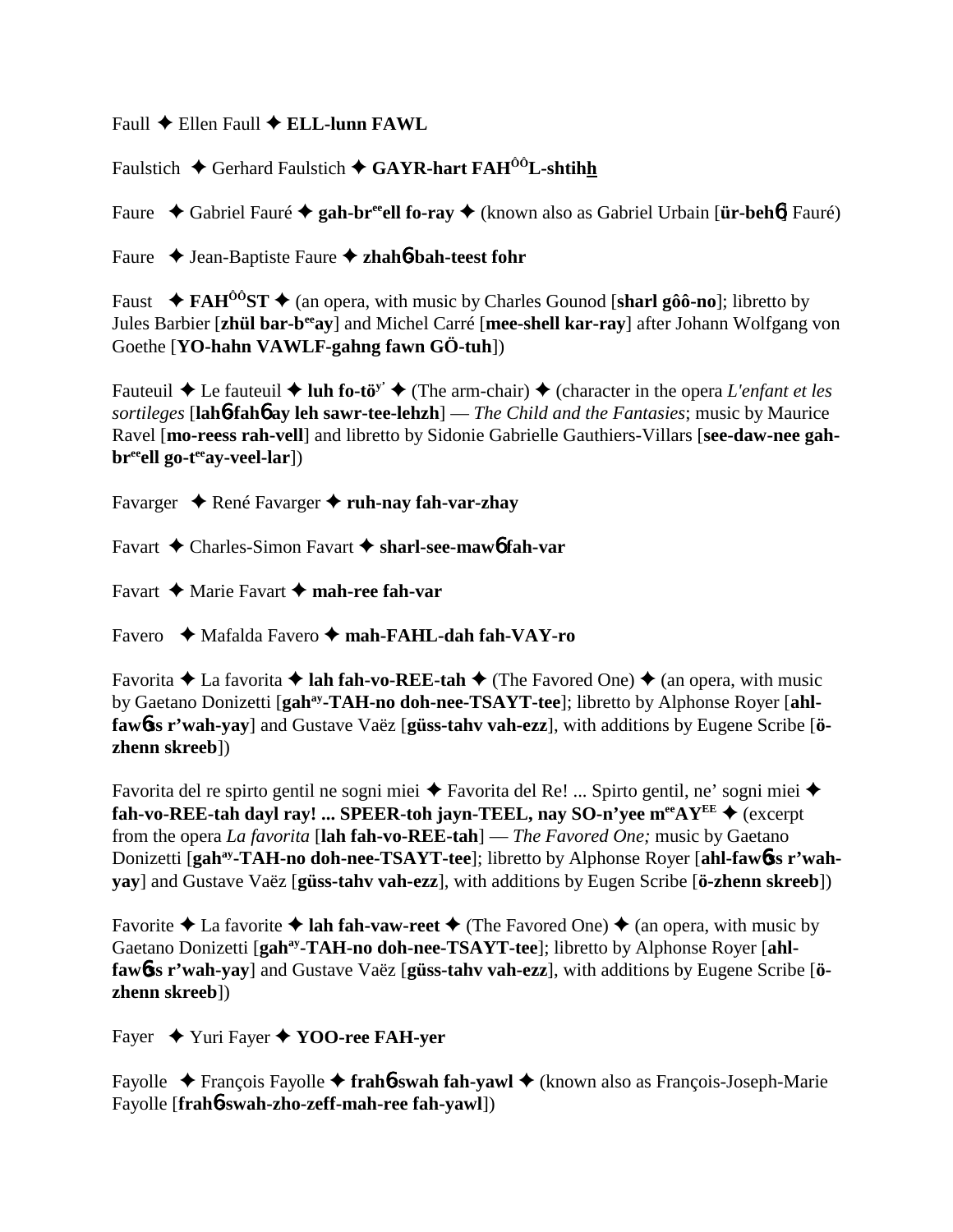Faull ✦ Ellen Faull ✦ **ELL-lunn FAWL**

Faulstich ✦ Gerhard Faulstich ✦ **GAYR-hart FAH$^{ÔÔ}$L-shtihh**

Faure ✦ Gabriel Fauré ✦ **gah-br$^{ee}$ell fo-ray** ✦ (known also as Gabriel Urbain [**ür-behб**] Fauré)

Faure ✦ Jean-Baptiste Faure ✦ **zhahб-bah-teest fohr**

Faust ✦ **FAH$^{ÔÔ}$ST** ✦ (an opera, with music by Charles Gounod [**sharl gôô-no**]; libretto by Jules Barbier [**zhül bar-b$^{ee}$ay**] and Michel Carré [**mee-shell kar-ray**] after Johann Wolfgang von Goethe [**YO-hahn VAWLF-gahng fawn GÖ-tuh**])

Fauteuil ✦ Le fauteuil ✦ **luh fo-tö$^{y'}$** ✦ (The arm-chair) ✦ (character in the opera *L'enfant et les sortileges* [**lahб fahб ay leh sawr-tee-lehzh**] — *The Child and the Fantasies*; music by Maurice Ravel [**mo-reess rah-vell**] and libretto by Sidonie Gabrielle Gauthiers-Villars [**see-daw-nee gah-br$^{ee}$ell go-t$^{ee}$ay-veel-lar**])

Favarger ✦ René Favarger ✦ **ruh-nay fah-var-zhay**

Favart ✦ Charles-Simon Favart ✦ **sharl-see-mawб fah-var**

Favart ✦ Marie Favart ✦ **mah-ree fah-var**

Favero ✦ Mafalda Favero ✦ **mah-FAHL-dah fah-VAY-ro**

Favorita ✦ La favorita ✦ **lah fah-vo-REE-tah** ✦ (The Favored One) ✦ (an opera, with music by Gaetano Donizetti [**gah$^{ay}$-TAH-no doh-nee-TSAYT-tee**]; libretto by Alphonse Royer [**ahl-fawбss r'wah-yay**] and Gustave Vaëz [**güss-tahv vah-ezz**], with additions by Eugene Scribe [**ö-zhenn skreeb**])

Favorita del re spirto gentil ne sogni miei ✦ Favorita del Re! ... Spirto gentil, ne' sogni miei ✦ **fah-vo-REE-tah dayl ray! ... SPEER-toh jayn-TEEL, nay SO-n'yee m$^{ee}$AY$^{EE}$** ✦ (excerpt from the opera *La favorita* [**lah fah-vo-REE-tah**] — *The Favored One;* music by Gaetano Donizetti [**gah$^{ay}$-TAH-no doh-nee-TSAYT-tee**]; libretto by Alphonse Royer [**ahl-fawбss r'wah-yay**] and Gustave Vaëz [**güss-tahv vah-ezz**], with additions by Eugen Scribe [**ö-zhenn skreeb**])

Favorite ✦ La favorite ✦ **lah fah-vaw-reet** ✦ (The Favored One) ✦ (an opera, with music by Gaetano Donizetti [**gah$^{ay}$-TAH-no doh-nee-TSAYT-tee**]; libretto by Alphonse Royer [**ahl-fawбss r'wah-yay**] and Gustave Vaëz [**güss-tahv vah-ezz**], with additions by Eugene Scribe [**ö-zhenn skreeb**])

Fayer ✦ Yuri Fayer ✦ **YOO-ree FAH-yer**

Fayolle ✦ François Fayolle ✦ **frahб-swah fah-yawl** ✦ (known also as François-Joseph-Marie Fayolle [**frahб-swah-zho-zeff-mah-ree fah-yawl**])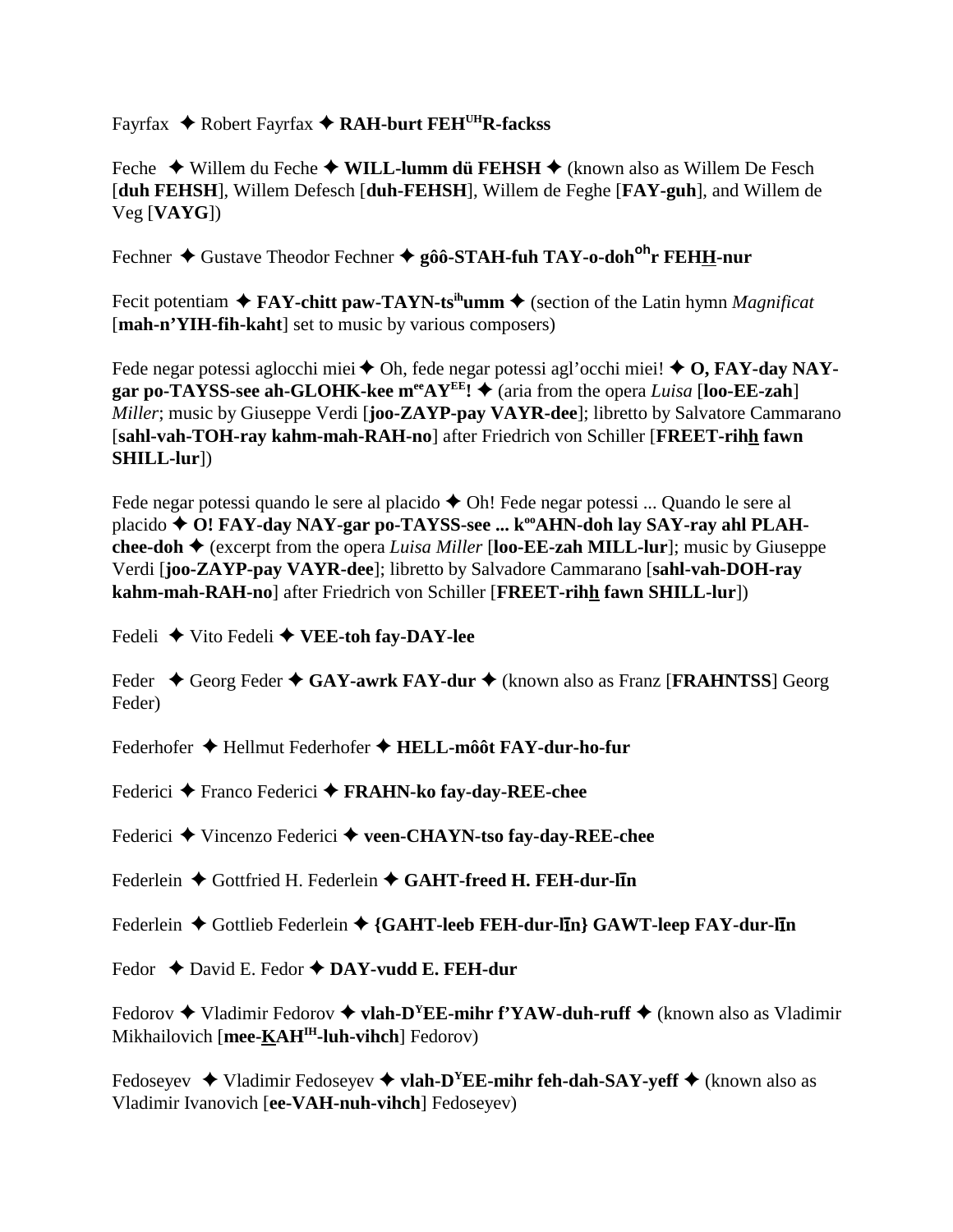Fayrfax ✦ Robert Fayrfax ✦ **RAH-burt FEH^UH^R-facksss**

Feche ✦ Willem du Feche ✦ **WILL-lumm dü FEHSH** ✦ (known also as Willem De Fesch [**duh FEHSH**], Willem Defesch [**duh-FEHSH**], Willem de Feghe [**FAY-guh**], and Willem de Veg [**VAYG**])

Fechner ✦ Gustave Theodor Fechner ✦ **gôô-STAH-fuh TAY-o-doh^oh^r FEHH-nur**

Fecit potentiam ✦ **FAY-chitt paw-TAYN-ts^ih^umm** ✦ (section of the Latin hymn *Magnificat* [**mah-n'YIH-fih-kaht**] set to music by various composers)

Fede negar potessi aglocchi miei ✦ Oh, fede negar potessi agl'occhi miei! ✦ **O, FAY-day NAY-gar po-TAYSS-see ah-GLOHK-kee m^ee^AY^EE^!** ✦ (aria from the opera *Luisa* [**loo-EE-zah**] *Miller*; music by Giuseppe Verdi [**joo-ZAYP-pay VAYR-dee**]; libretto by Salvatore Cammarano [**sahl-vah-TOH-ray kahm-mah-RAH-no**] after Friedrich von Schiller [**FREET-rihh fawn SHILL-lur**])

Fede negar potessi quando le sere al placido ✦ Oh! Fede negar potessi ... Quando le sere al placido ✦ **O! FAY-day NAY-gar po-TAYSS-see ... k^oo^AHN-doh lay SAY-ray ahl PLAH-chee-doh** ✦ (excerpt from the opera *Luisa Miller* [**loo-EE-zah MILL-lur**]; music by Giuseppe Verdi [**joo-ZAYP-pay VAYR-dee**]; libretto by Salvadore Cammarano [**sahl-vah-DOH-ray kahm-mah-RAH-no**] after Friedrich von Schiller [**FREET-rihh fawn SHILL-lur**])

Fedeli ✦ Vito Fedeli ✦ **VEE-toh fay-DAY-lee**

Feder ✦ Georg Feder ✦ **GAY-awrk FAY-dur** ✦ (known also as Franz [**FRAHNTSS**] Georg Feder)

Federhofer ✦ Hellmut Federhofer ✦ **HELL-môôt FAY-dur-ho-fur**

Federici ✦ Franco Federici ✦ **FRAHN-ko fay-day-REE-chee**

Federici ✦ Vincenzo Federici ✦ **veen-CHAYN-tso fay-day-REE-chee**

Federlein ✦ Gottfried H. Federlein ✦ **GAHT-freed H. FEH-dur-līn**

Federlein ✦ Gottlieb Federlein ✦ **{GAHT-leeb FEH-dur-līn} GAWT-leep FAY-dur-līn**

Fedor ✦ David E. Fedor ✦ **DAY-vudd E. FEH-dur**

Fedorov ✦ Vladimir Fedorov ✦ **vlah-D^Y^EE-mihr f'YAW-duh-ruff** ✦ (known also as Vladimir Mikhailovich [**mee-KAH^IH^-luh-vihch**] Fedorov)

Fedoseyev ✦ Vladimir Fedoseyev ✦ **vlah-D^Y^EE-mihr feh-dah-SAY-yeff** ✦ (known also as Vladimir Ivanovich [**ee-VAH-nuh-vihch**] Fedoseyev)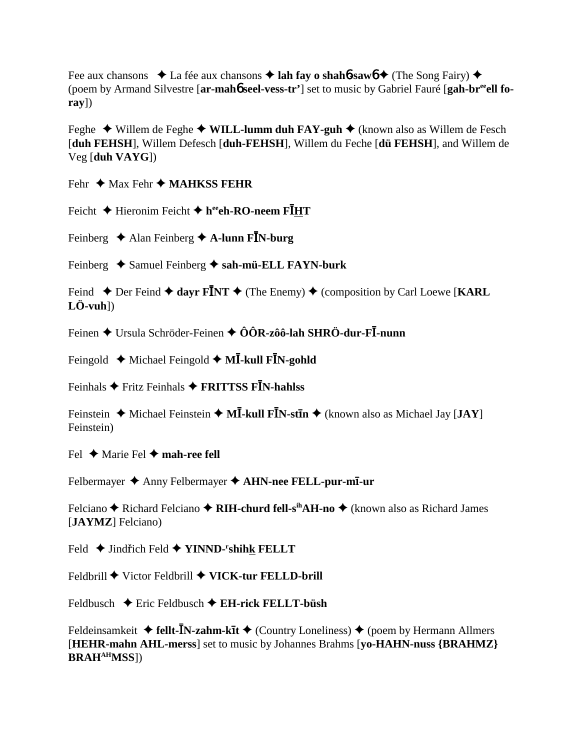Fee aux chansons ✦ La fée aux chansons ✦ **lah fay o shahɓsawɓ** ✦ (The Song Fairy) ✦ (poem by Armand Silvestre [**ar-mahɓ seel-vess-tr'**] set to music by Gabriel Fauré [**gah-br**[ee]**ell fo-ray**])

Feghe ✦ Willem de Feghe ✦ **WILL-lumm duh FAY-guh** ✦ (known also as Willem de Fesch [**duh FEHSH**], Willem Defesch [**duh-FEHSH**], Willem du Feche [**dü FEHSH**], and Willem de Veg [**duh VAYG**])

Fehr ✦ Max Fehr ✦ **MAHKSS FEHR**

Feicht ✦ Hieronim Feicht ✦ **h**[ee]**eh-RO-neem FĪHT**

Feinberg ✦ Alan Feinberg ✦ **A-lunn FĪN-burg**

Feinberg ✦ Samuel Feinberg ✦ **sah-mü-ELL FAYN-burk**

Feind ✦ Der Feind ✦ **dayr FĪNT** ✦ (The Enemy) ✦ (composition by Carl Loewe [**KARL LÖ-vuh**])

Feinen ✦ Ursula Schröder-Feinen ✦ **ÔÔR-zôô-lah SHRÖ-dur-FĪ-nunn**

Feingold ✦ Michael Feingold ✦ **MĪ-kull FĪN-gohld**

Feinhals ✦ Fritz Feinhals ✦ **FRITTSS FĪN-hahlss**

Feinstein ✦ Michael Feinstein ✦ **MĪ-kull FĪN-stīn** ✦ (known also as Michael Jay [**JAY**] Feinstein)

Fel ✦ Marie Fel ✦ **mah-ree fell**

Felbermayer ✦ Anny Felbermayer ✦ **AHN-nee FELL-pur-mī-ur**

Felciano ✦ Richard Felciano ✦ **RIH-churd fell-s**[ih]**AH-no** ✦ (known also as Richard James [**JAYMZ**] Felciano)

Feld ✦ Jindřich Feld ✦ **YINND-**[r]**shihk FELLT**

Feldbrill ✦ Victor Feldbrill ✦ **VICK-tur FELLD-brill**

Feldbusch ✦ Eric Feldbusch ✦ **EH-rick FELLT-büsh**

Feldeinsamkeit ✦ **fellt-ĪN-zahm-kīt** ✦ (Country Loneliness) ✦ (poem by Hermann Allmers [**HEHR-mahn AHL-merss**] set to music by Johannes Brahms [**yo-HAHN-nuss {BRAHMZ} BRAH**[AH]**MSS**])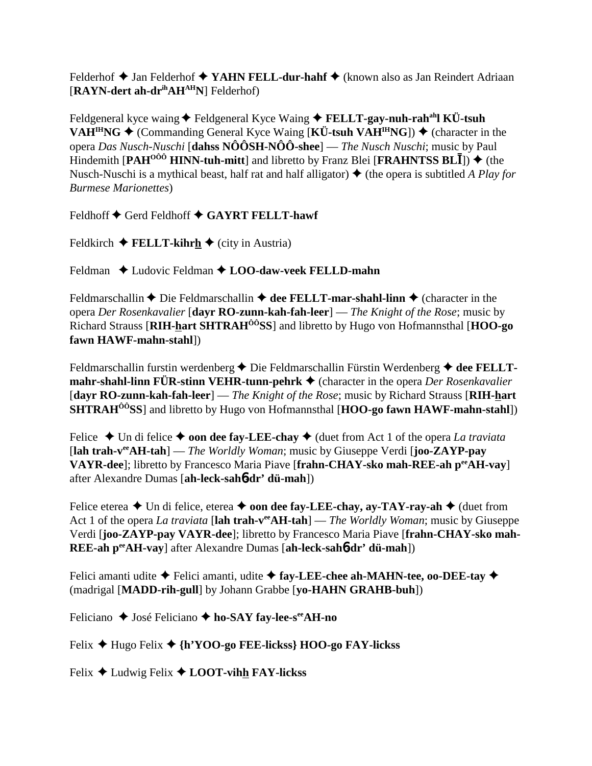Felderhof ✦ Jan Felderhof ✦ **YAHN FELL-dur-hahf** ✦ (known also as Jan Reindert Adriaan [**RAYN-dert ah-dr**ih**AH**AH**N**] Felderhof)

Feldgeneral kyce waing ✦ Feldgeneral Kyce Waing ✦ **FELLT-gay-nuh-rah**ah**l KÜ-tsuh VAH**IH**NG** ✦ (Commanding General Kyce Waing [**KÜ-tsuh VAH**IH**NG**]) ✦ (character in the opera *Das Nusch-Nuschi* [**dahss NÔÔSH-NÔÔ-shee**] — *The Nusch Nuschi*; music by Paul Hindemith [**PAH**OÔÔ **HINN-tuh-mitt**] and libretto by Franz Blei [**FRAHNTSS BLĪ**]) ✦ (the Nusch-Nuschi is a mythical beast, half rat and half alligator) ✦ (the opera is subtitled *A Play for Burmese Marionettes*)

Feldhoff ✦ Gerd Feldhoff ✦ **GAYRT FELLT-hawf**

Feldkirch ✦ **FELLT-kihrh** ✦ (city in Austria)

Feldman ✦ Ludovic Feldman ✦ **LOO-daw-veek FELLD-mahn**

Feldmarschallin ✦ Die Feldmarschallin ✦ **dee FELLT-mar-shahl-linn** ✦ (character in the opera *Der Rosenkavalier* [**dayr RO-zunn-kah-fah-leer**] — *The Knight of the Rose*; music by Richard Strauss [**RIH-hart SHTRAH**ÔÔ**SS**] and libretto by Hugo von Hofmannsthal [**HOO-go fawn HAWF-mahn-stahl**])

Feldmarschallin furstin werdenberg ✦ Die Feldmarschallin Fürstin Werdenberg ✦ **dee FELLT-mahr-shahl-linn FÜR-stinn VEHR-tunn-pehrk** ✦ (character in the opera *Der Rosenkavalier* [**dayr RO-zunn-kah-fah-leer**] — *The Knight of the Rose*; music by Richard Strauss [**RIH-hart SHTRAH**ÔÔ**SS**] and libretto by Hugo von Hofmannsthal [**HOO-go fawn HAWF-mahn-stahl**])

Felice ✦ Un di felice ✦ **oon dee fay-LEE-chay** ✦ (duet from Act 1 of the opera *La traviata* [**lah trah-v**ee**AH-tah**] — *The Worldly Woman*; music by Giuseppe Verdi [**joo-ZAYP-pay VAYR-dee**]; libretto by Francesco Maria Piave [**frahn-CHAY-sko mah-REE-ah p**ee**AH-vay**] after Alexandre Dumas [**ah-leck-sahɓ dr' dü-mah**])

Felice eterea ✦ Un di felice, eterea ✦ **oon dee fay-LEE-chay, ay-TAY-ray-ah** ✦ (duet from Act 1 of the opera *La traviata* [**lah trah-v**ee**AH-tah**] — *The Worldly Woman*; music by Giuseppe Verdi [**joo-ZAYP-pay VAYR-dee**]; libretto by Francesco Maria Piave [**frahn-CHAY-sko mah-REE-ah p**ee**AH-vay**] after Alexandre Dumas [**ah-leck-sahɓ dr' dü-mah**])

Felici amanti udite ✦ Felici amanti, udite ✦ **fay-LEE-chee ah-MAHN-tee, oo-DEE-tay** ✦ (madrigal [**MADD-rih-gull**] by Johann Grabbe [**yo-HAHN GRAHB-buh**])

Feliciano ✦ José Feliciano ✦ **ho-SAY fay-lee-s**ee**AH-no**

Felix ✦ Hugo Felix ✦ **{h'YOO-go FEE-lickss} HOO-go FAY-lickss**

Felix ✦ Ludwig Felix ✦ **LOOT-vihh FAY-lickss**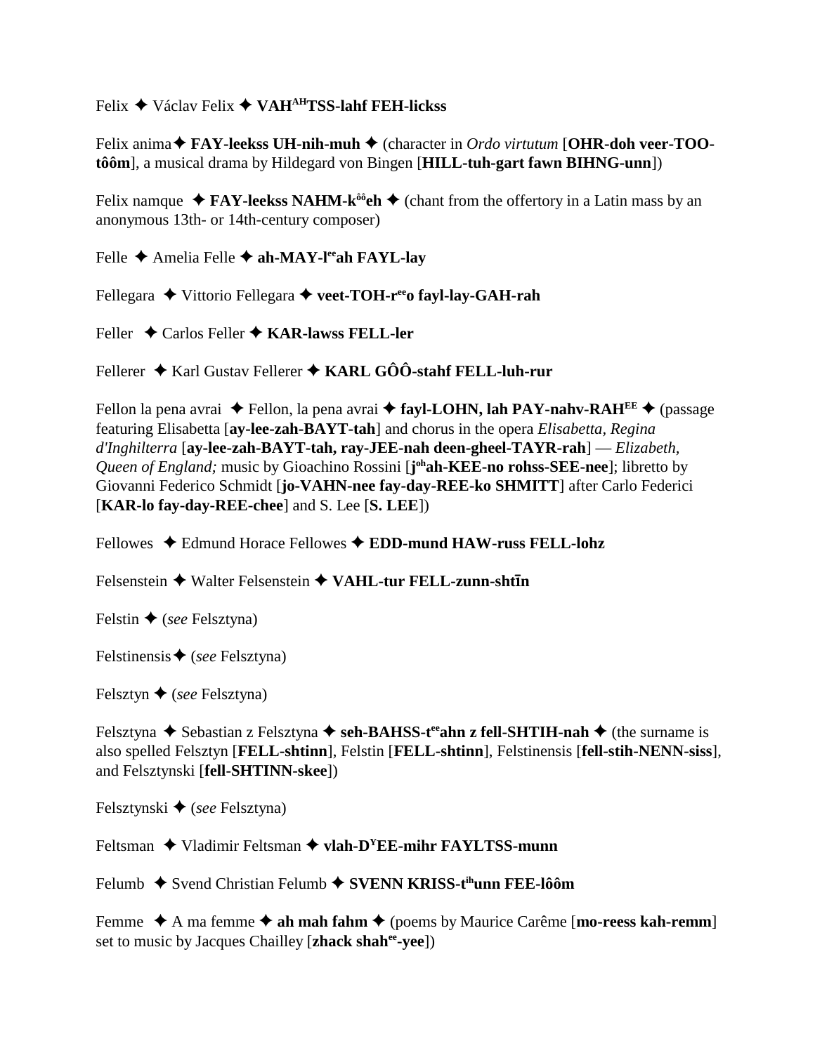Felix ✦ Václav Felix ✦ **VAH^AH^TSS-lahf FEH-lickss**

Felix anima✦ **FAY-leekss UH-nih-muh** ✦ (character in *Ordo virtutum* [**OHR-doh veer-TOO-tôôm**], a musical drama by Hildegard von Bingen [**HILL-tuh-gart fawn BIHNG-unn**])

Felix namque ✦ **FAY-leekss NAHM-k^ôô^eh** ✦ (chant from the offertory in a Latin mass by an anonymous 13th- or 14th-century composer)

Felle ✦ Amelia Felle ✦ **ah-MAY-l^ee^ah FAYL-lay**

Fellegara ✦ Vittorio Fellegara ✦ **veet-TOH-r^ee^o fayl-lay-GAH-rah**

Feller ✦ Carlos Feller ✦ **KAR-lawss FELL-ler**

Fellerer ✦ Karl Gustav Fellerer ✦ **KARL GÔÔ-stahf FELL-luh-rur**

Fellon la pena avrai ✦ Fellon, la pena avrai ✦ **fayl-LOHN, lah PAY-nahv-RAH^EE^** ✦ (passage featuring Elisabetta [**ay-lee-zah-BAYT-tah**] and chorus in the opera *Elisabetta, Regina d'Inghilterra* [**ay-lee-zah-BAYT-tah, ray-JEE-nah deen-gheel-TAYR-rah**] — *Elizabeth, Queen of England;* music by Gioachino Rossini [**j^oh^ah-KEE-no rohss-SEE-nee**]; libretto by Giovanni Federico Schmidt [**jo-VAHN-nee fay-day-REE-ko SHMITT**] after Carlo Federici [**KAR-lo fay-day-REE-chee**] and S. Lee [**S. LEE**])

Fellowes ✦ Edmund Horace Fellowes ✦ **EDD-mund HAW-russ FELL-lohz**

Felsenstein ✦ Walter Felsenstein ✦ **VAHL-tur FELL-zunn-shtīn**

Felstin ✦ (*see* Felsztyna)

Felstinensis✦ (*see* Felsztyna)

Felsztyn ✦ (*see* Felsztyna)

Felsztyna ✦ Sebastian z Felsztyna ✦ **seh-BAHSS-t^ee^ahn z fell-SHTIH-nah** ✦ (the surname is also spelled Felsztyn [**FELL-shtinn**], Felstin [**FELL-shtinn**], Felstinensis [**fell-stih-NENN-siss**], and Felsztynski [**fell-SHTINN-skee**])

Felsztynski ✦ (*see* Felsztyna)

Feltsman ✦ Vladimir Feltsman ✦ **vlah-D^Y^EE-mihr FAYLTSS-munn**

Felumb ✦ Svend Christian Felumb ✦ **SVENN KRISS-t^ih^unn FEE-lôôm**

Femme ✦ A ma femme ✦ **ah mah fahm** ✦ (poems by Maurice Carême [**mo-reess kah-remm**] set to music by Jacques Chailley [**zhack shah^ee^-yee**])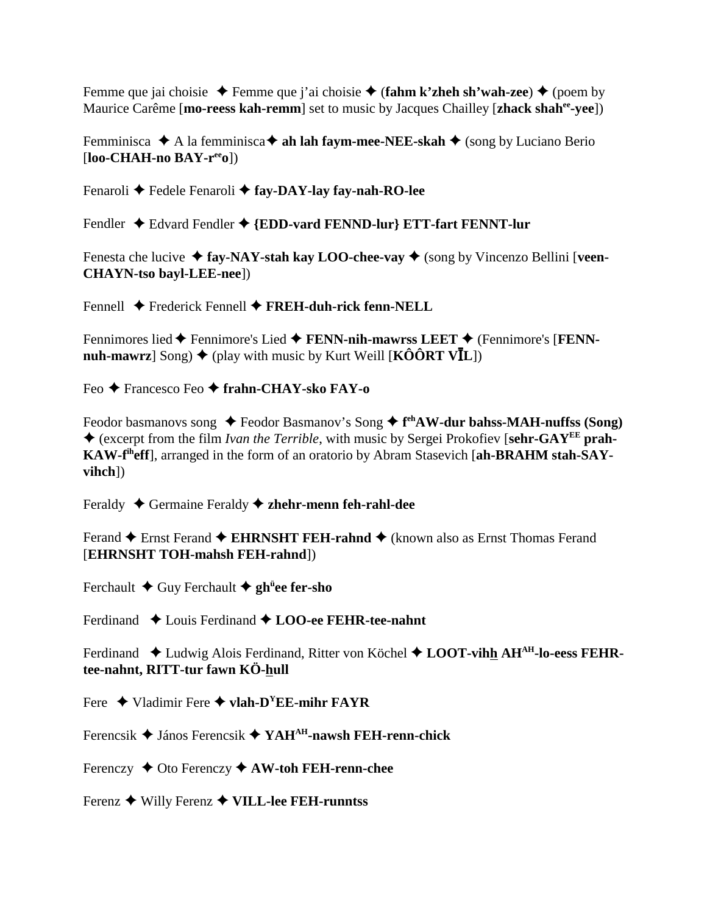Femme que jai choisie ✦ Femme que j'ai choisie ✦ (**fahm k'zheh sh'wah-zee**) ✦ (poem by Maurice Carême [**mo-reess kah-remm**] set to music by Jacques Chailley [**zhack shah^ee-yee**])

Femminisca ✦ A la femminisca✦ **ah lah faym-mee-NEE-skah** ✦ (song by Luciano Berio [**loo-CHAH-no BAY-r^ee o**])

Fenaroli ✦ Fedele Fenaroli ✦ **fay-DAY-lay fay-nah-RO-lee**

Fendler ✦ Edvard Fendler ✦ **{EDD-vard FENND-lur} ETT-fart FENNT-lur**

Fenesta che lucive ✦ **fay-NAY-stah kay LOO-chee-vay** ✦ (song by Vincenzo Bellini [**veen-CHAYN-tso bayl-LEE-nee**])

Fennell ✦ Frederick Fennell ✦ **FREH-duh-rick fenn-NELL**

Fennimores lied✦ Fennimore's Lied ✦ **FENN-nih-mawrss LEET** ✦ (Fennimore's [**FENN-nuh-mawrz**] Song) ✦ (play with music by Kurt Weill [**KÔÔRT VĪL**])

Feo ✦ Francesco Feo ✦ **frahn-CHAY-sko FAY-o**

Feodor basmanovs song ✦ Feodor Basmanov's Song ✦ **f^eh AW-dur bahss-MAH-nuffss (Song)** ✦ (excerpt from the film *Ivan the Terrible*, with music by Sergei Prokofiev [**sehr-GAY^EE prah-KAW-f^ih eff**], arranged in the form of an oratorio by Abram Stasevich [**ah-BRAHM stah-SAY-vihch**])

Feraldy ✦ Germaine Feraldy ✦ **zhehr-menn feh-rahl-dee**

Ferand ✦ Ernst Ferand ✦ **EHRNSHT FEH-rahnd** ✦ (known also as Ernst Thomas Ferand [**EHRNSHT TOH-mahsh FEH-rahnd**])

Ferchault ✦ Guy Ferchault ✦ **gh^ü ee fer-sho**

Ferdinand ✦ Louis Ferdinand ✦ **LOO-ee FEHR-tee-nahnt**

Ferdinand ✦ Ludwig Alois Ferdinand, Ritter von Köchel ✦ **LOOT-vihh AH^AH-lo-eess FEHR-tee-nahnt, RITT-tur fawn KÖ-hull**

Fere ✦ Vladimir Fere ✦ **vlah-D^Y EE-mihr FAYR**

Ferencsik ✦ János Ferencsik ✦ **YAH^AH-nawsh FEH-renn-chick**

Ferenczy ✦ Oto Ferenczy ✦ **AW-toh FEH-renn-chee**

Ferenz ✦ Willy Ferenz ✦ **VILL-lee FEH-runntss**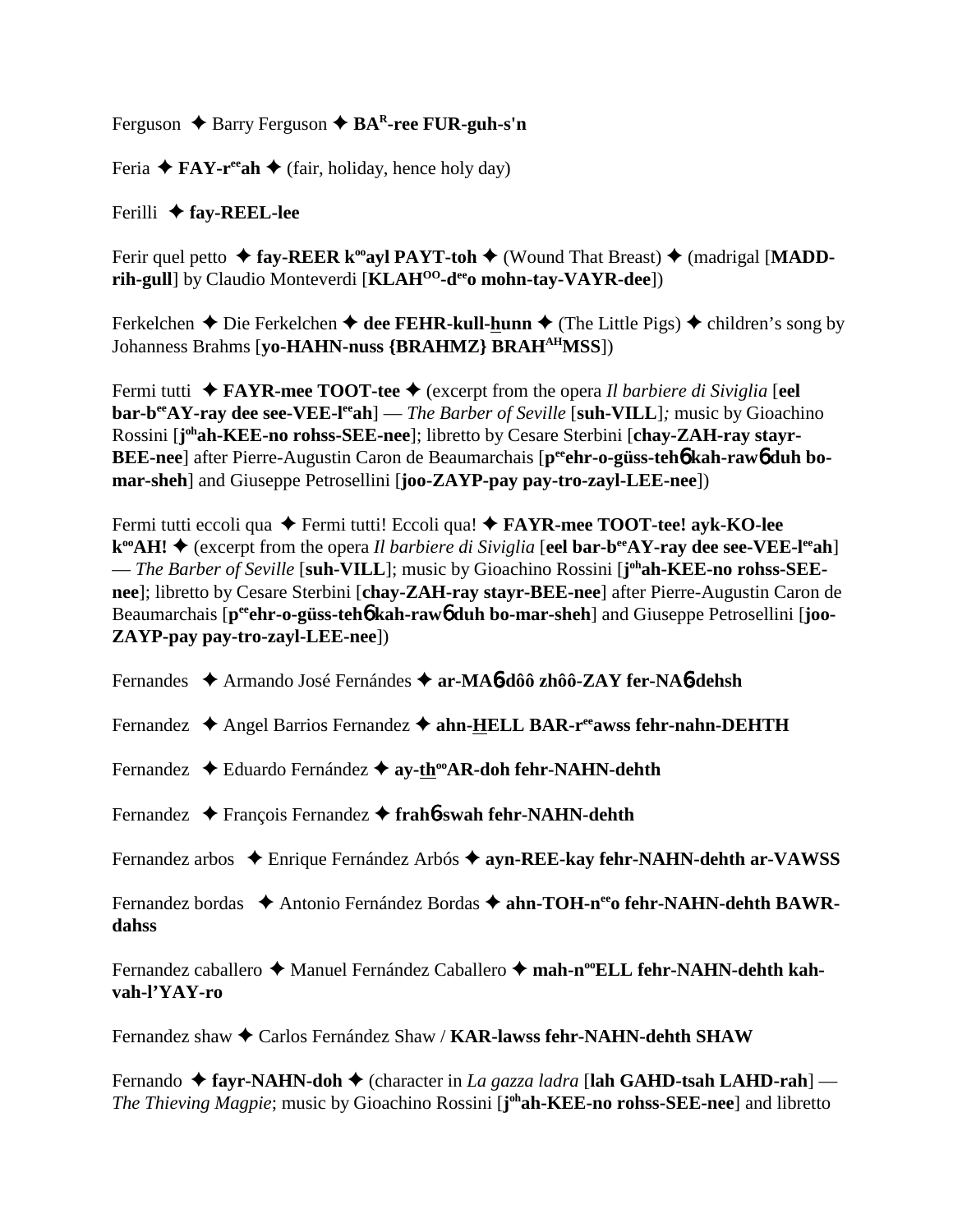Ferguson ✦ Barry Ferguson ✦ **BA[R]-ree FUR-guh-s'n**

Feria ✦ **FAY-r[ee]ah** ✦ (fair, holiday, hence holy day)

Ferilli ✦ **fay-REEL-lee**

Ferir quel petto ✦ **fay-REER k[oo]ayl PAYT-toh** ✦ (Wound That Breast) ✦ (madrigal [**MADD-rih-gull**] by Claudio Monteverdi [**KLAH[OO]-d[ee]o mohn-tay-VAYR-dee**])

Ferkelchen ✦ Die Ferkelchen ✦ **dee FEHR-kull-hunn** ✦ (The Little Pigs) ✦ children's song by Johanness Brahms [**yo-HAHN-nuss {BRAHMZ} BRAH[AH]MSS**])

Fermi tutti ✦ **FAYR-mee TOOT-tee** ✦ (excerpt from the opera *Il barbiere di Siviglia* [**eel bar-b[ee]AY-ray dee see-VEE-l[ee]ah**] — *The Barber of Seville* [**suh-VILL**]*;* music by Gioachino Rossini [**j[oh]ah-KEE-no rohss-SEE-nee**]; libretto by Cesare Sterbini [**chay-ZAH-ray stayr-BEE-nee**] after Pierre-Augustin Caron de Beaumarchais [**p[ee]ehr-o-güss-tehɒ kah-rawɒ duh bo-mar-sheh**] and Giuseppe Petrosellini [**joo-ZAYP-pay pay-tro-zayl-LEE-nee**])

Fermi tutti eccoli qua ✦ Fermi tutti! Eccoli qua! ✦ **FAYR-mee TOOT-tee! ayk-KO-lee k[oo]AH!** ✦ (excerpt from the opera *Il barbiere di Siviglia* [**eel bar-b[ee]AY-ray dee see-VEE-l[ee]ah**] — *The Barber of Seville* [**suh-VILL**]; music by Gioachino Rossini [**j[oh]ah-KEE-no rohss-SEE-nee**]; libretto by Cesare Sterbini [**chay-ZAH-ray stayr-BEE-nee**] after Pierre-Augustin Caron de Beaumarchais [**p[ee]ehr-o-güss-tehɒ kah-rawɒ duh bo-mar-sheh**] and Giuseppe Petrosellini [**joo-ZAYP-pay pay-tro-zayl-LEE-nee**])

Fernandes ✦ Armando José Fernándes ✦ **ar-MAɒ-dôô zhôô-ZAY fer-NAɒ-dehsh**

Fernandez ✦ Angel Barrios Fernandez ✦ **ahn-HELL BAR-r[ee]awss fehr-nahn-DEHTH**

Fernandez ✦ Eduardo Fernández ✦ **ay-th[oo]AR-doh fehr-NAHN-dehth**

Fernandez ✦ François Fernandez ✦ **frahɒ-swah fehr-NAHN-dehth**

Fernandez arbos ✦ Enrique Fernández Arbós ✦ **ayn-REE-kay fehr-NAHN-dehth ar-VAWSS**

Fernandez bordas ✦ Antonio Fernández Bordas ✦ **ahn-TOH-n[ee]o fehr-NAHN-dehth BAWR-dahss**

Fernandez caballero ✦ Manuel Fernández Caballero ✦ **mah-n[oo]ELL fehr-NAHN-dehth kah-vah-l'YAY-ro**

Fernandez shaw ✦ Carlos Fernández Shaw / **KAR-lawss fehr-NAHN-dehth SHAW**

Fernando ✦ **fayr-NAHN-doh** ✦ (character in *La gazza ladra* [**lah GAHD-tsah LAHD-rah**] — *The Thieving Magpie*; music by Gioachino Rossini [**j[oh]ah-KEE-no rohss-SEE-nee**] and libretto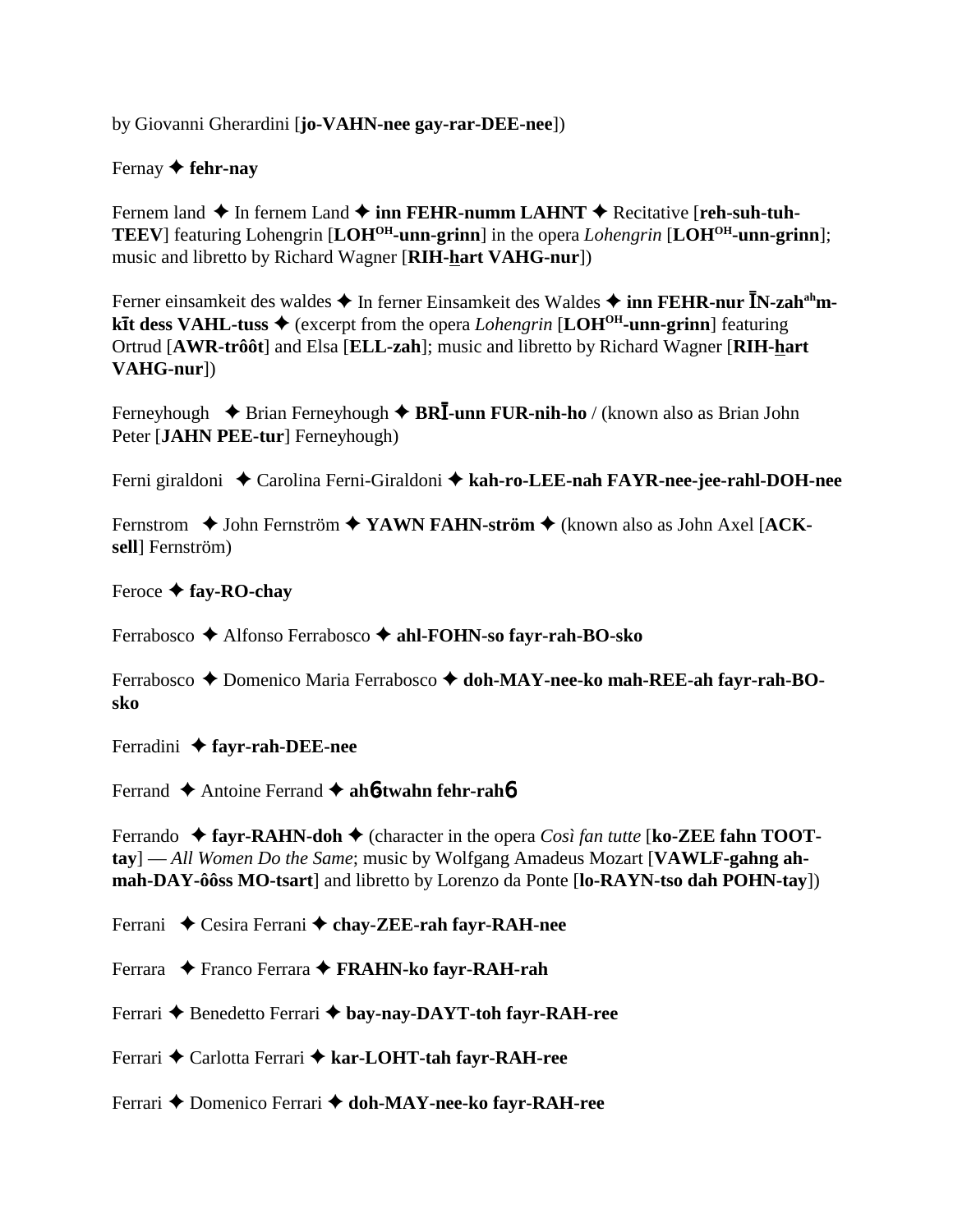by Giovanni Gherardini [**jo-VAHN-nee gay-rar-DEE-nee**])

Fernay ✦ **fehr-nay**

Fernem land ✦ In fernem Land ✦ **inn FEHR-numm LAHNT** ✦ Recitative [**reh-suh-tuh-TEEV**] featuring Lohengrin [**LOH$^{OH}$-unn-grinn**] in the opera *Lohengrin* [**LOH$^{OH}$-unn-grinn**]; music and libretto by Richard Wagner [**RIH-hart VAHG-nur**])

Ferner einsamkeit des waldes ✦ In ferner Einsamkeit des Waldes ✦ **inn FEHR-nur ĪN-zah$^{ah}$m-kīt dess VAHL-tuss** ✦ (excerpt from the opera *Lohengrin* [**LOH$^{OH}$-unn-grinn**] featuring Ortrud [**AWR-trôôt**] and Elsa [**ELL-zah**]; music and libretto by Richard Wagner [**RIH-hart VAHG-nur**])

Ferneyhough ✦ Brian Ferneyhough ✦ **BRĪ-unn FUR-nih-ho** / (known also as Brian John Peter [**JAHN PEE-tur**] Ferneyhough)

Ferni giraldoni ✦ Carolina Ferni-Giraldoni ✦ **kah-ro-LEE-nah FAYR-nee-jee-rahl-DOH-nee**

Fernstrom ✦ John Fernström ✦ **YAWN FAHN-ström** ✦ (known also as John Axel [**ACK-sell**] Fernström)

Feroce ✦ **fay-RO-chay**

Ferrabosco ✦ Alfonso Ferrabosco ✦ **ahl-FOHN-so fayr-rah-BO-sko**

Ferrabosco ✦ Domenico Maria Ferrabosco ✦ **doh-MAY-nee-ko mah-REE-ah fayr-rah-BO-sko**

Ferradini ✦ **fayr-rah-DEE-nee**

Ferrand ✦ Antoine Ferrand ✦ **ah�6twahn fehr-rah�6**

Ferrando ✦ **fayr-RAHN-doh** ✦ (character in the opera *Così fan tutte* [**ko-ZEE fahn TOOT-tay**] — *All Women Do the Same*; music by Wolfgang Amadeus Mozart [**VAWLF-gahng ah-mah-DAY-ôôss MO-tsart**] and libretto by Lorenzo da Ponte [**lo-RAYN-tso dah POHN-tay**])

Ferrani ✦ Cesira Ferrani ✦ **chay-ZEE-rah fayr-RAH-nee**

Ferrara ✦ Franco Ferrara ✦ **FRAHN-ko fayr-RAH-rah**

Ferrari ✦ Benedetto Ferrari ✦ **bay-nay-DAYT-toh fayr-RAH-ree**

Ferrari ✦ Carlotta Ferrari ✦ **kar-LOHT-tah fayr-RAH-ree**

Ferrari ✦ Domenico Ferrari ✦ **doh-MAY-nee-ko fayr-RAH-ree**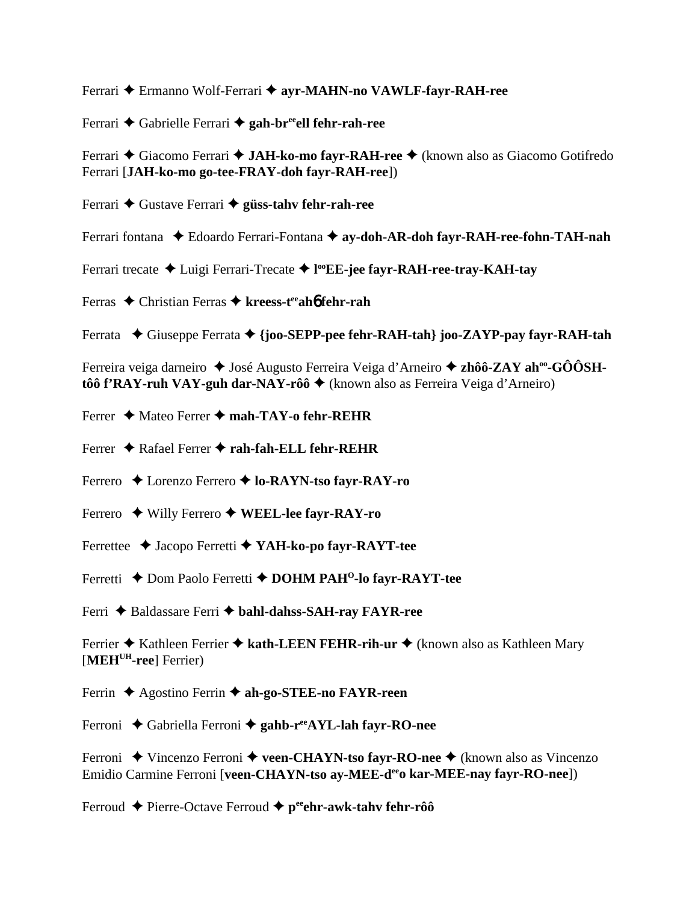Ferrari ✦ Ermanno Wolf-Ferrari ✦ **ayr-MAHN-no VAWLF-fayr-RAH-ree**

Ferrari ✦ Gabrielle Ferrari ✦ **gah-br[ee]ell fehr-rah-ree**

Ferrari ✦ Giacomo Ferrari ✦ **JAH-ko-mo fayr-RAH-ree** ✦ (known also as Giacomo Gotifredo Ferrari [**JAH-ko-mo go-tee-FRAY-doh fayr-RAH-ree**])

Ferrari ✦ Gustave Ferrari ✦ **güss-tahv fehr-rah-ree**

Ferrari fontana ✦ Edoardo Ferrari-Fontana ✦ **ay-doh-AR-doh fayr-RAH-ree-fohn-TAH-nah**

Ferrari trecate ✦ Luigi Ferrari-Trecate ✦ **l[oo]EE-jee fayr-RAH-ree-tray-KAH-tay**

Ferras ✦ Christian Ferras ✦ **kreess-t[ee]ahɓ fehr-rah**

Ferrata ✦ Giuseppe Ferrata ✦ **{joo-SEPP-pee fehr-RAH-tah} joo-ZAYP-pay fayr-RAH-tah**

Ferreira veiga darneiro ✦ José Augusto Ferreira Veiga d'Arneiro ✦ **zhôô-ZAY ah[oo]-GÔÔSH-tôô f'RAY-ruh VAY-guh dar-NAY-rôô** ✦ (known also as Ferreira Veiga d'Arneiro)

Ferrer ✦ Mateo Ferrer ✦ **mah-TAY-o fehr-REHR**

Ferrer ✦ Rafael Ferrer ✦ **rah-fah-ELL fehr-REHR**

Ferrero ✦ Lorenzo Ferrero ✦ **lo-RAYN-tso fayr-RAY-ro**

Ferrero ✦ Willy Ferrero ✦ **WEEL-lee fayr-RAY-ro**

Ferrettee ✦ Jacopo Ferretti ✦ **YAH-ko-po fayr-RAYT-tee**

Ferretti ✦ Dom Paolo Ferretti ✦ **DOHM PAH[O]-lo fayr-RAYT-tee**

Ferri ✦ Baldassare Ferri ✦ **bahl-dahss-SAH-ray FAYR-ree**

Ferrier ✦ Kathleen Ferrier ✦ **kath-LEEN FEHR-rih-ur** ✦ (known also as Kathleen Mary [**MEH[UH]-ree**] Ferrier)

Ferrin ✦ Agostino Ferrin ✦ **ah-go-STEE-no FAYR-reen**

Ferroni ✦ Gabriella Ferroni ✦ **gahb-r[ee]AYL-lah fayr-RO-nee**

Ferroni ✦ Vincenzo Ferroni ✦ **veen-CHAYN-tso fayr-RO-nee** ✦ (known also as Vincenzo Emidio Carmine Ferroni [**veen-CHAYN-tso ay-MEE-d[ee]o kar-MEE-nay fayr-RO-nee**])

Ferroud ✦ Pierre-Octave Ferroud ✦ **p[ee]ehr-awk-tahv fehr-rôô**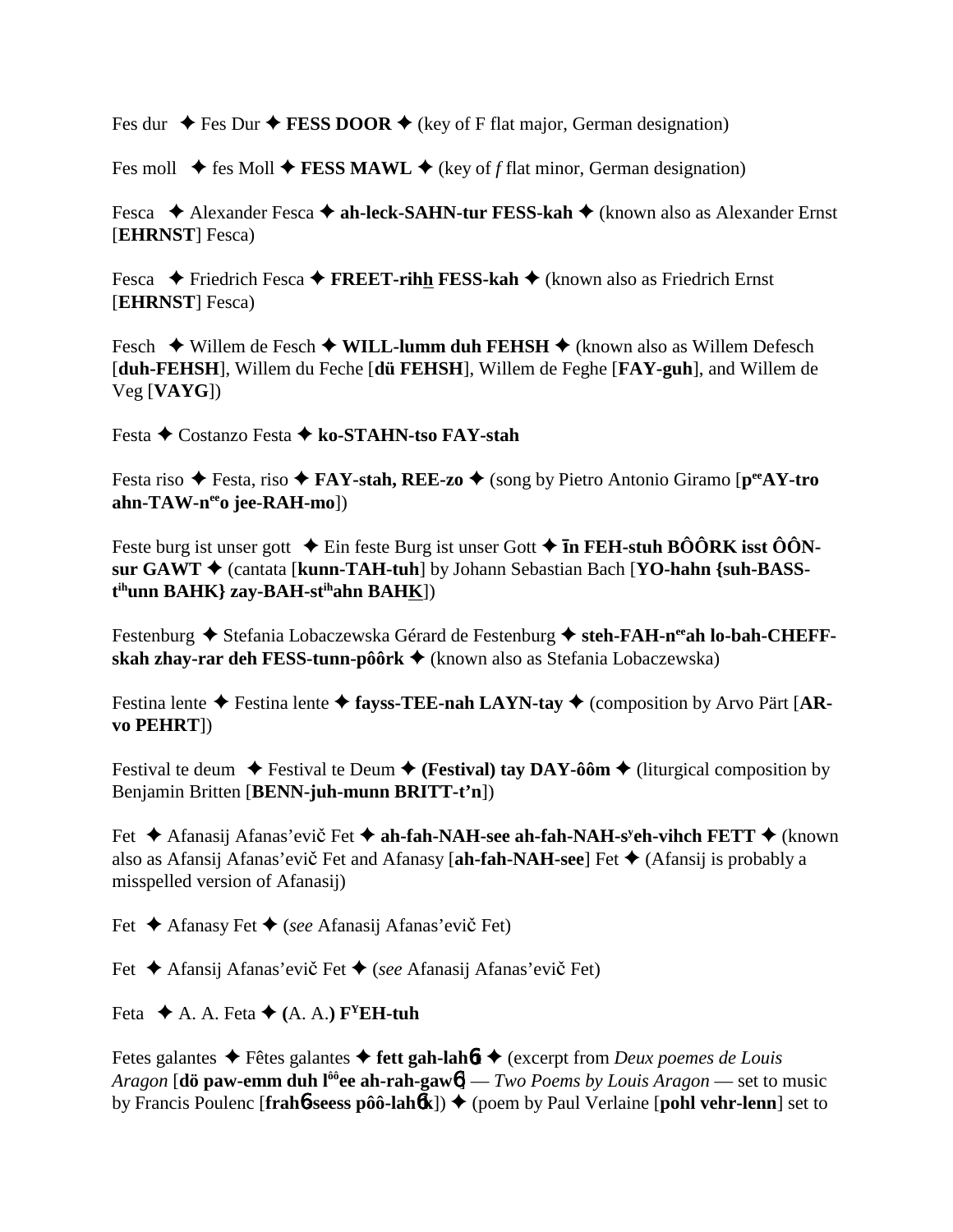Fes dur ✦ Fes Dur ✦ **FESS DOOR** ✦ (key of F flat major, German designation)

Fes moll ✦ fes Moll ✦ **FESS MAWL** ✦ (key of *f* flat minor, German designation)

Fesca ✦ Alexander Fesca ✦ **ah-leck-SAHN-tur FESS-kah** ✦ (known also as Alexander Ernst [**EHRNST**] Fesca)

Fesca ✦ Friedrich Fesca ✦ **FREET-rihh FESS-kah** ✦ (known also as Friedrich Ernst [**EHRNST**] Fesca)

Fesch ✦ Willem de Fesch ✦ **WILL-lumm duh FEHSH** ✦ (known also as Willem Defesch [**duh-FEHSH**], Willem du Feche [**dü FEHSH**], Willem de Feghe [**FAY-guh**], and Willem de Veg [**VAYG**])

Festa ✦ Costanzo Festa ✦ **ko-STAHN-tso FAY-stah**

Festa riso ✦ Festa, riso ✦ **FAY-stah, REE-zo** ✦ (song by Pietro Antonio Giramo [**p**ee**AY-tro ahn-TAW-n**ee**o jee-RAH-mo**])

Feste burg ist unser gott ✦ Ein feste Burg ist unser Gott ✦ **īn FEH-stuh BÔÔRK isst ÔÔN-sur GAWT** ✦ (cantata [**kunn-TAH-tuh**] by Johann Sebastian Bach [**YO-hahn {suh-BASS-t**ih**unn BAHK} zay-BAH-st**ih**ahn BAHK**])

Festenburg ✦ Stefania Lobaczewska Gérard de Festenburg ✦ **steh-FAH-n**ee**ah lo-bah-CHEFF-skah zhay-rar deh FESS-tunn-pôôrk** ✦ (known also as Stefania Lobaczewska)

Festina lente ✦ Festina lente ✦ **fayss-TEE-nah LAYN-tay** ✦ (composition by Arvo Pärt [**AR-vo PEHRT**])

Festival te deum ✦ Festival te Deum ✦ **(Festival) tay DAY-ôôm** ✦ (liturgical composition by Benjamin Britten [**BENN-juh-munn BRITT-t'n**])

Fet ✦ Afanasij Afanas'evič Fet ✦ **ah-fah-NAH-see ah-fah-NAH-s**y**eh-vihch FETT** ✦ (known also as Afansij Afanas'evič Fet and Afanasy [**ah-fah-NAH-see**] Fet ✦ (Afansij is probably a misspelled version of Afanasij)

Fet ✦ Afanasy Fet ✦ (*see* Afanasij Afanas'evič Fet)

Fet ✦ Afansij Afanas'evič Fet ✦ (*see* Afanasij Afanas'evič Fet)

Feta ✦ A. A. Feta ✦ **(A. A.) F**Y**EH-tuh**

Fetes galantes ✦ Fêtes galantes ✦ **fett gah-lahɲ** ✦ (excerpt from *Deux poemes de Louis Aragon* [**dö paw-emm duh l**ôô**ee ah-rah-gawɲ**] — *Two Poems by Louis Aragon* — set to music by Francis Poulenc [**frahɲ-seess pôô-lahɲk**]) ✦ (poem by Paul Verlaine [**pohl vehr-lenn**] set to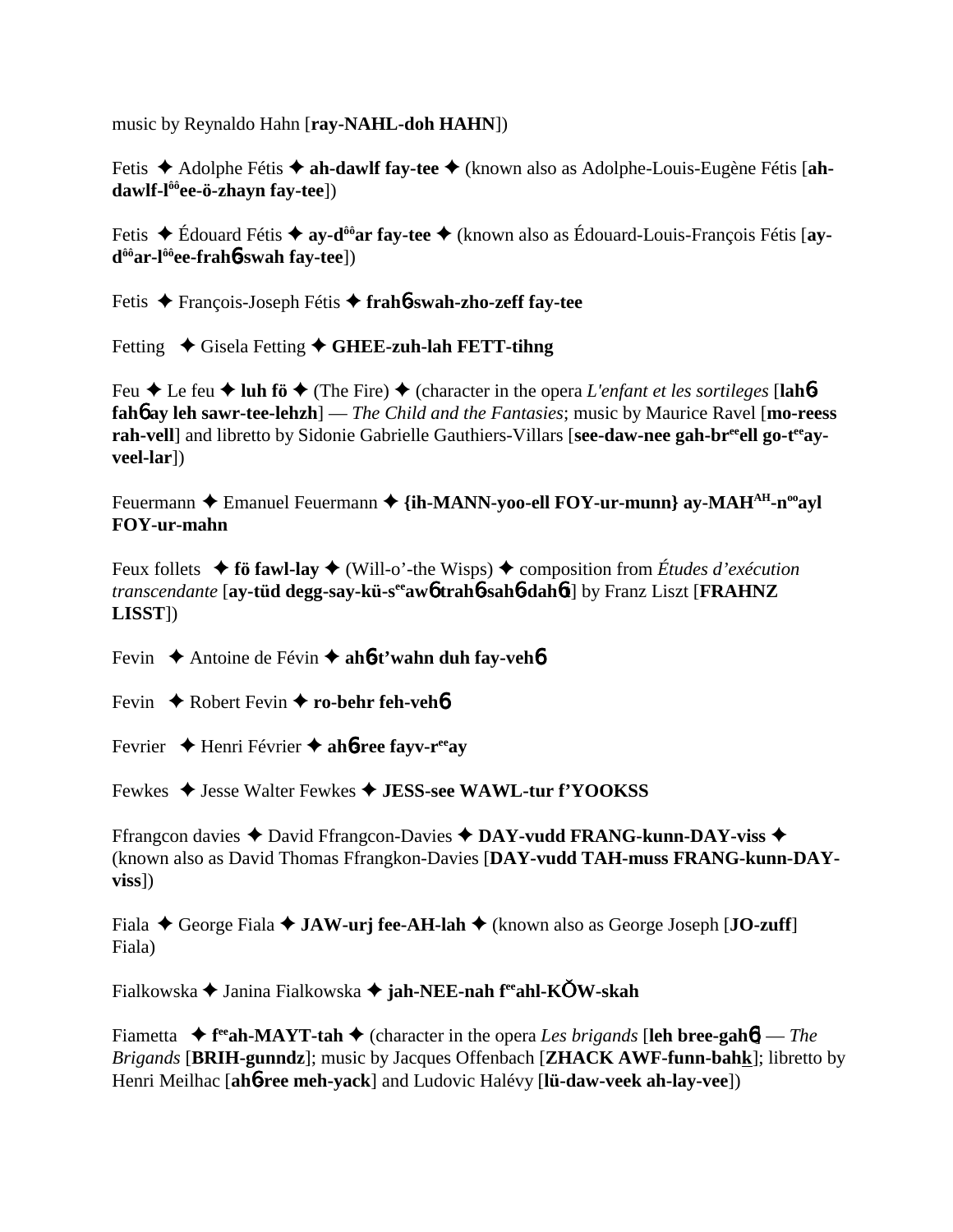music by Reynaldo Hahn [**ray-NAHL-doh HAHN**])

Fetis ✦ Adolphe Fétis ✦ **ah-dawlf fay-tee** ✦ (known also as Adolphe-Louis-Eugène Fétis [**ah-dawlf-lôôee-ö-zhayn fay-tee**])

Fetis ✦ Édouard Fétis ✦ **ay-dôôar fay-tee** ✦ (known also as Édouard-Louis-François Fétis [**ay-dôôar-lôôee-frahɓ-swah fay-tee**])

Fetis ✦ François-Joseph Fétis ✦ **frahɓ-swah-zho-zeff fay-tee**

Fetting ✦ Gisela Fetting ✦ **GHEE-zuh-lah FETT-tihng**

Feu ✦ Le feu ✦ **luh fö** ✦ (The Fire) ✦ (character in the opera *L'enfant et les sortileges* [**lahɓ fahɓ ay leh sawr-tee-lehzh**] — *The Child and the Fantasies*; music by Maurice Ravel [**mo-reess rah-vell**] and libretto by Sidonie Gabrielle Gauthiers-Villars [**see-daw-nee gah-breeell go-teeay-veel-lar**])

Feuermann ✦ Emanuel Feuermann ✦ **{ih-MANN-yoo-ell FOY-ur-munn} ay-MAHAH-nooayl FOY-ur-mahn**

Feux follets ✦ **fö fawl-lay** ✦ (Will-o'-the Wisps) ✦ composition from *Études d'exécution transcendante* [**ay-tüd degg-say-kü-seeawɓ trahɓ-sahɓ-dahɓt**] by Franz Liszt [**FRAHNZ LISST**])

Fevin ✦ Antoine de Févin ✦ **ahɓ-t'wahn duh fay-vehɓ**

Fevin ✦ Robert Fevin ✦ **ro-behr feh-vehɓ**

Fevrier ✦ Henri Février ✦ **ahɓ-ree fayv-reeay**

Fewkes ✦ Jesse Walter Fewkes ✦ **JESS-see WAWL-tur f'YOOKSS**

Ffrangcon davies ✦ David Ffrangcon-Davies ✦ **DAY-vudd FRANG-kunn-DAY-viss** ✦ (known also as David Thomas Ffrangkon-Davies [**DAY-vudd TAH-muss FRANG-kunn-DAY-viss**])

Fiala ✦ George Fiala ✦ **JAW-urj fee-AH-lah** ✦ (known also as George Joseph [**JO-zuff**] Fiala)

Fialkowska ✦ Janina Fialkowska ✦ **jah-NEE-nah feeahl-KŎW-skah**

Fiametta ✦ **feeah-MAYT-tah** ✦ (character in the opera *Les brigands* [**leh bree-gahɓ**] — *The Brigands* [**BRIH-gunndz**]; music by Jacques Offenbach [**ZHACK AWF-funn-bahk**]; libretto by Henri Meilhac [**ahɓ-ree meh-yack**] and Ludovic Halévy [**lü-daw-veek ah-lay-vee**])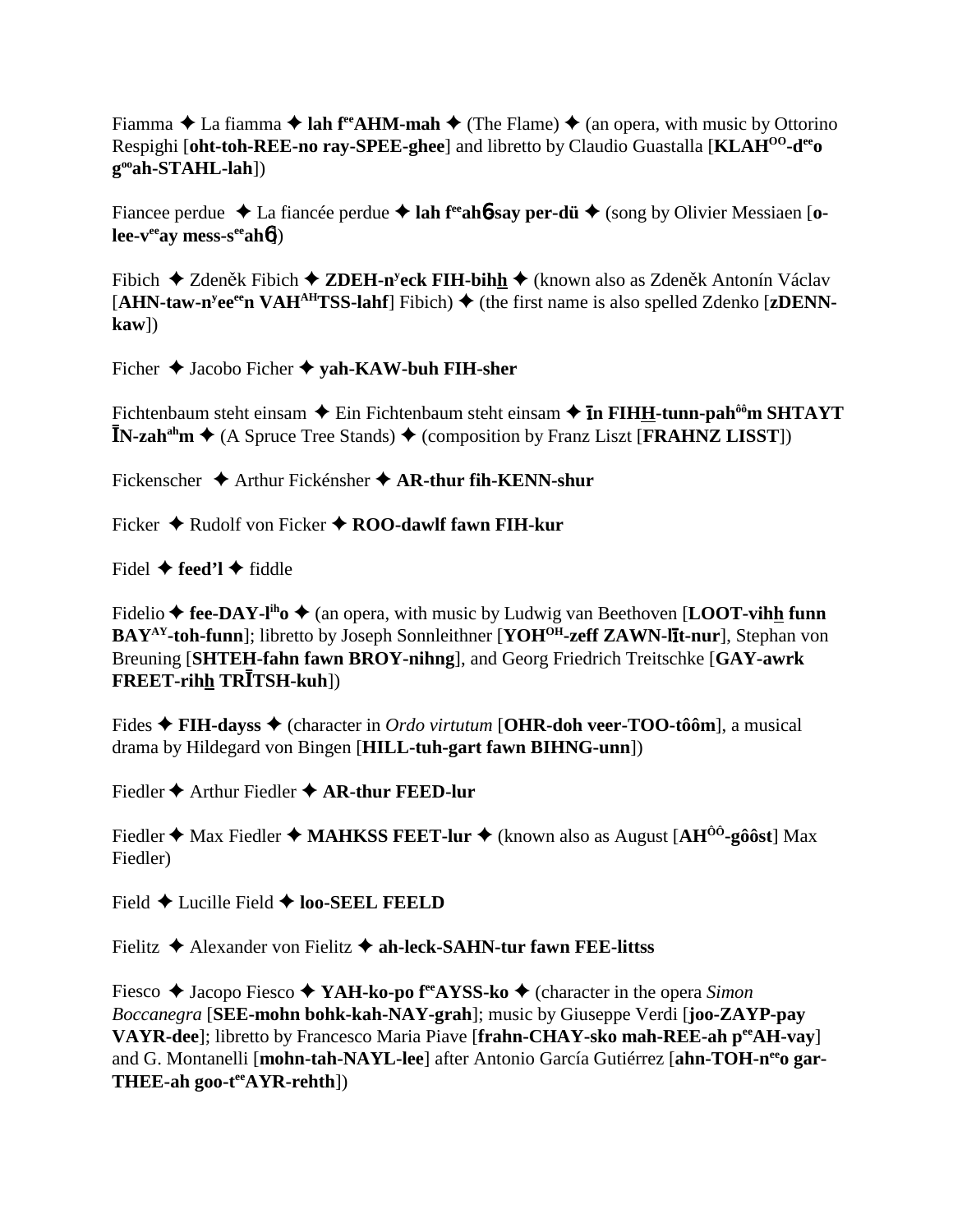Fiamma ✦ La fiamma ✦ **lah f^ee^AHM-mah** ✦ (The Flame) ✦ (an opera, with music by Ottorino Respighi [**oht-toh-REE-no ray-SPEE-ghee**] and libretto by Claudio Guastalla [**KLAH^OO^-d^ee^o g^oo^ah-STAHL-lah**])

Fiancee perdue ✦ La fiancée perdue ✦ **lah f^ee^ahɓ-say per-dü** ✦ (song by Olivier Messiaen [**o-lee-v^ee^ay mess-s^ee^ahɓ**])

Fibich ✦ Zdeněk Fibich ✦ **ZDEH-n^y^eck FIH-bihh** ✦ (known also as Zdeněk Antonín Václav [**AHN-taw-n^y^ee^ee^n VAH^AH^TSS-lahf**] Fibich) ✦ (the first name is also spelled Zdenko [**zDENN-kaw**])

Ficher ✦ Jacobo Ficher ✦ **yah-KAW-buh FIH-sher**

Fichtenbaum steht einsam ✦ Ein Fichtenbaum steht einsam ✦ **īn FIHH-tunn-pah^ôô^m SHTAYT ĪN-zah^ah^m** ✦ (A Spruce Tree Stands) ✦ (composition by Franz Liszt [**FRAHNZ LISST**])

Fickenscher ✦ Arthur Fickénsher ✦ **AR-thur fih-KENN-shur**

Ficker ✦ Rudolf von Ficker ✦ **ROO-dawlf fawn FIH-kur**

Fidel ✦ **feed'l** ✦ fiddle

Fidelio ✦ **fee-DAY-l^ih^o** ✦ (an opera, with music by Ludwig van Beethoven [**LOOT-vihh funn BAY^AY^-toh-funn**]; libretto by Joseph Sonnleithner [**YOH^OH^-zeff ZAWN-līt-nur**], Stephan von Breuning [**SHTEH-fahn fawn BROY-nihng**], and Georg Friedrich Treitschke [**GAY-awrk FREET-rihh TRĪTSH-kuh**])

Fides ✦ **FIH-dayss** ✦ (character in *Ordo virtutum* [**OHR-doh veer-TOO-tôôm**], a musical drama by Hildegard von Bingen [**HILL-tuh-gart fawn BIHNG-unn**])

Fiedler ✦ Arthur Fiedler ✦ **AR-thur FEED-lur**

Fiedler ✦ Max Fiedler ✦ **MAHKSS FEET-lur** ✦ (known also as August [**AH^ÔÔ^-gôôst**] Max Fiedler)

Field ✦ Lucille Field ✦ **loo-SEEL FEELD**

Fielitz ✦ Alexander von Fielitz ✦ **ah-leck-SAHN-tur fawn FEE-littss**

Fiesco ✦ Jacopo Fiesco ✦ **YAH-ko-po f^ee^AYSS-ko** ✦ (character in the opera *Simon Boccanegra* [**SEE-mohn bohk-kah-NAY-grah**]; music by Giuseppe Verdi [**joo-ZAYP-pay VAYR-dee**]; libretto by Francesco Maria Piave [**frahn-CHAY-sko mah-REE-ah p^ee^AH-vay**] and G. Montanelli [**mohn-tah-NAYL-lee**] after Antonio García Gutiérrez [**ahn-TOH-n^ee^o gar-THEE-ah goo-t^ee^AYR-rehth**])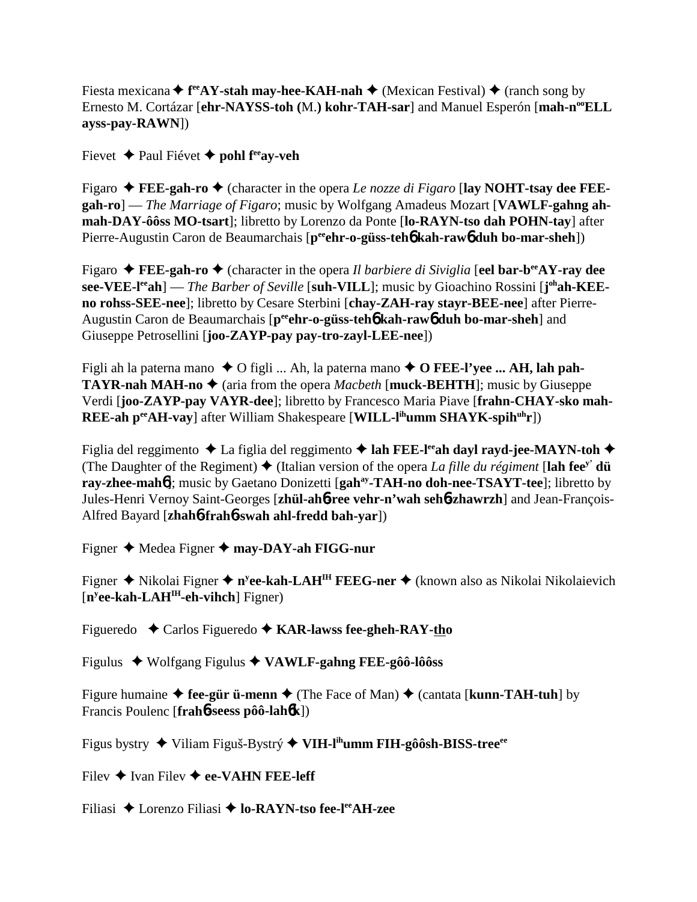Fiesta mexicana ✦ **f^ee^AY-stah may-hee-KAH-nah** ✦ (Mexican Festival) ✦ (ranch song by Ernesto M. Cortázar [**ehr-NAYSS-toh (**M.**) kohr-TAH-sar**] and Manuel Esperón [**mah-n^oo^ELL ayss-pay-RAWN**])

Fievet ✦ Paul Fiévet ✦ **pohl f^ee^ay-veh**

Figaro ✦ **FEE-gah-ro** ✦ (character in the opera *Le nozze di Figaro* [**lay NOHT-tsay dee FEE-gah-ro**] — *The Marriage of Figaro*; music by Wolfgang Amadeus Mozart [**VAWLF-gahng ah-mah-DAY-ôôss MO-tsart**]; libretto by Lorenzo da Ponte [**lo-RAYN-tso dah POHN-tay**] after Pierre-Augustin Caron de Beaumarchais [**p^ee^ehr-o-güss-teh�γ kah-raw�γ duh bo-mar-sheh**])

Figaro ✦ **FEE-gah-ro** ✦ (character in the opera *Il barbiere di Siviglia* [**eel bar-b^ee^AY-ray dee see-VEE-l^ee^ah**] — *The Barber of Seville* [**suh-VILL**]; music by Gioachino Rossini [**j^oh^ah-KEE-no rohss-SEE-nee**]; libretto by Cesare Sterbini [**chay-ZAH-ray stayr-BEE-nee**] after Pierre-Augustin Caron de Beaumarchais [**p^ee^ehr-o-güss-teh�γ kah-raw�γ duh bo-mar-sheh**] and Giuseppe Petrosellini [**joo-ZAYP-pay pay-tro-zayl-LEE-nee**])

Figli ah la paterna mano ✦ O figli ... Ah, la paterna mano ✦ **O FEE-l'yee ... AH, lah pah-TAYR-nah MAH-no** ✦ (aria from the opera *Macbeth* [**muck-BEHTH**]; music by Giuseppe Verdi [**joo-ZAYP-pay VAYR-dee**]; libretto by Francesco Maria Piave [**frahn-CHAY-sko mah-REE-ah p^ee^AH-vay**] after William Shakespeare [**WILL-l^ih^umm SHAYK-spih^uh^r**])

Figlia del reggimento ✦ La figlia del reggimento ✦ **lah FEE-l^ee^ah dayl rayd-jee-MAYN-toh** ✦ (The Daughter of the Regiment) ✦ (Italian version of the opera *La fille du régiment* [**lah fee^y' dü ray-zhee-mah�γ**]; music by Gaetano Donizetti [**gah^ay^-TAH-no doh-nee-TSAYT-tee**]; libretto by Jules-Henri Vernoy Saint-Georges [**zhül-ah�γ-ree vehr-n'wah sehɣ-zhawrzh**] and Jean-François-Alfred Bayard [**zhahɣ-frahɣ-swah ahl-fredd bah-yar**])

Figner ✦ Medea Figner ✦ **may-DAY-ah FIGG-nur**

Figner ✦ Nikolai Figner ✦ **n^y^ee-kah-LAH^IH^ FEEG-ner** ✦ (known also as Nikolai Nikolaievich [**n^y^ee-kah-LAH^IH^-eh-vihch**] Figner)

Figueredo ✦ Carlos Figueredo ✦ **KAR-lawss fee-gheh-RAY-tho**

Figulus ✦ Wolfgang Figulus ✦ **VAWLF-gahng FEE-gôô-lôôss**

Figure humaine ✦ **fee-gür ü-menn** ✦ (The Face of Man) ✦ (cantata [**kunn-TAH-tuh**] by Francis Poulenc [**frahɣ-seess pôô-lahɣk**])

Figus bystry ✦ Viliam Figuš-Bystrý ✦ **VIH-l^ih^umm FIH-gôôsh-BISS-tree^ee^**

Filev ✦ Ivan Filev ✦ **ee-VAHN FEE-leff**

Filiasi ✦ Lorenzo Filiasi ✦ **lo-RAYN-tso fee-l^ee^AH-zee**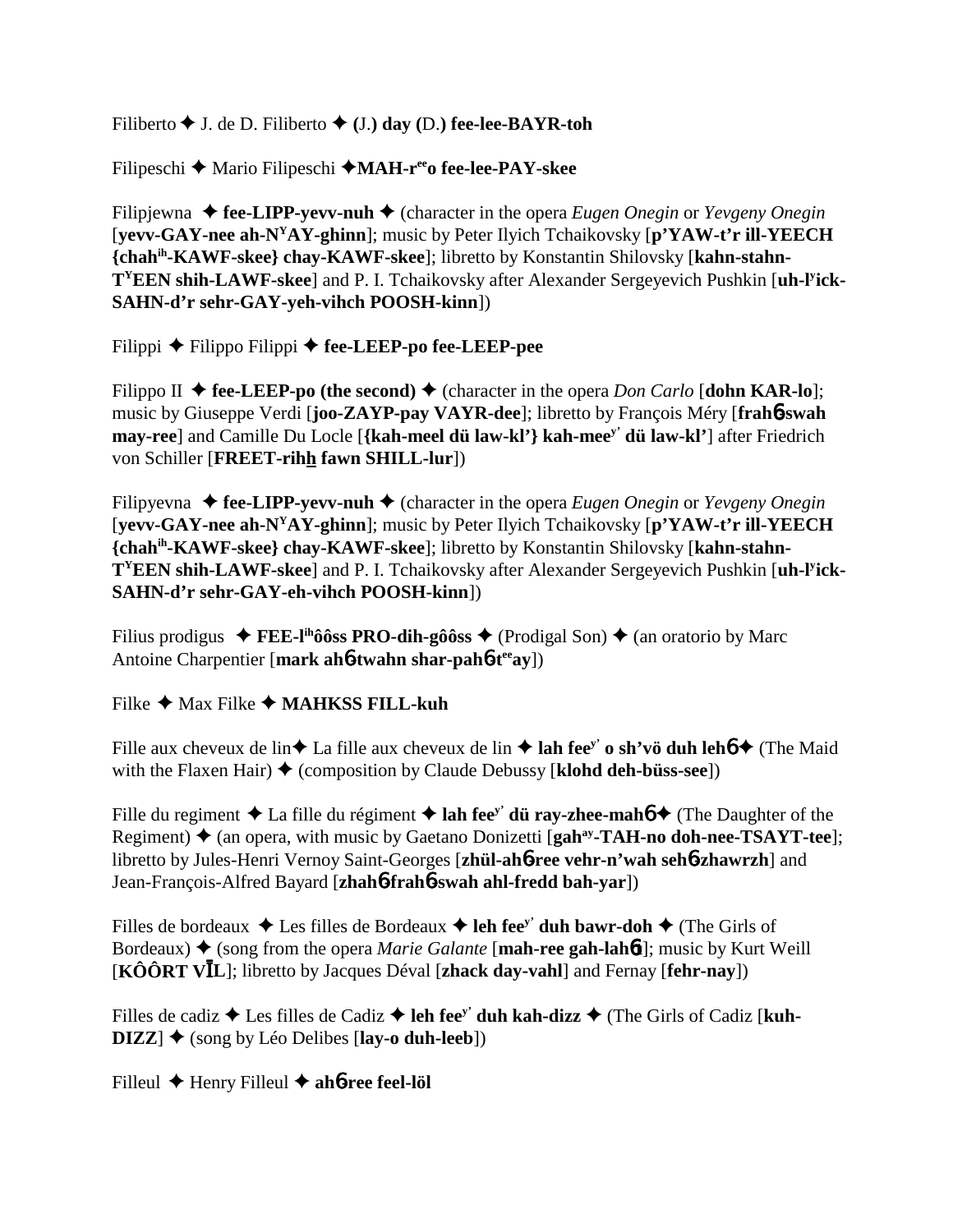Filiberto ✦ J. de D. Filiberto ✦ **(**J.**) day (**D.**) fee-lee-BAYR-toh**

Filipeschi ✦ Mario Filipeschi ✦**MAH-r$^{ee}$o fee-lee-PAY-skee**

Filipjewna ✦ **fee-LIPP-yevv-nuh** ✦ (character in the opera *Eugen Onegin* or *Yevgeny Onegin* [**yevv-GAY-nee ah-N$^{Y}$AY-ghinn**]; music by Peter Ilyich Tchaikovsky [**p'YAW-t'r ill-YEECH {chah$^{ih}$-KAWF-skee} chay-KAWF-skee**]; libretto by Konstantin Shilovsky [**kahn-stahn-T$^{Y}$EEN shih-LAWF-skee**] and P. I. Tchaikovsky after Alexander Sergeyevich Pushkin [**uh-l$^{y}$ick-SAHN-d'r sehr-GAY-yeh-vihch POOSH-kinn**])

Filippi ✦ Filippo Filippi ✦ **fee-LEEP-po fee-LEEP-pee**

Filippo II ✦ **fee-LEEP-po (the second)** ✦ (character in the opera *Don Carlo* [**dohn KAR-lo**]; music by Giuseppe Verdi [**joo-ZAYP-pay VAYR-dee**]; libretto by François Méry [**frah6-swah may-ree**] and Camille Du Locle [**{kah-meel dü law-kl'} kah-mee$^{y'}$ dü law-kl'**] after Friedrich von Schiller [**FREET-rihh fawn SHILL-lur**])

Filipyevna ✦ **fee-LIPP-yevv-nuh** ✦ (character in the opera *Eugen Onegin* or *Yevgeny Onegin* [**yevv-GAY-nee ah-N$^{Y}$AY-ghinn**]; music by Peter Ilyich Tchaikovsky [**p'YAW-t'r ill-YEECH {chah$^{ih}$-KAWF-skee} chay-KAWF-skee**]; libretto by Konstantin Shilovsky [**kahn-stahn-T$^{Y}$EEN shih-LAWF-skee**] and P. I. Tchaikovsky after Alexander Sergeyevich Pushkin [**uh-l$^{y}$ick-SAHN-d'r sehr-GAY-eh-vihch POOSH-kinn**])

Filius prodigus ✦ **FEE-l$^{ih}$ôôss PRO-dih-gôôss** ✦ (Prodigal Son) ✦ (an oratorio by Marc Antoine Charpentier [**mark ah6-twahn shar-pah6-t$^{ee}$ay**])

Filke ✦ Max Filke ✦ **MAHKSS FILL-kuh**

Fille aux cheveux de lin✦ La fille aux cheveux de lin ✦ **lah fee$^{y'}$ o sh'vö duh leh6**✦ (The Maid with the Flaxen Hair) ✦ (composition by Claude Debussy [**klohd deh-büss-see**])

Fille du regiment ✦ La fille du régiment ✦ **lah fee$^{y'}$ dü ray-zhee-mah6**✦ (The Daughter of the Regiment) ✦ (an opera, with music by Gaetano Donizetti [**gah$^{ay}$-TAH-no doh-nee-TSAYT-tee**]; libretto by Jules-Henri Vernoy Saint-Georges [**zhül-ah6ree vehr-n'wah seh6-zhawrzh**] and Jean-François-Alfred Bayard [**zhah6-frah6-swah ahl-fredd bah-yar**])

Filles de bordeaux ✦ Les filles de Bordeaux ✦ **leh fee$^{y'}$ duh bawr-doh** ✦ (The Girls of Bordeaux) ✦ (song from the opera *Marie Galante* [**mah-ree gah-lah6t**]; music by Kurt Weill [**KÔÔRT VĪL**]; libretto by Jacques Déval [**zhack day-vahl**] and Fernay [**fehr-nay**])

Filles de cadiz ✦ Les filles de Cadiz ✦ **leh fee$^{y'}$ duh kah-dizz** ✦ (The Girls of Cadiz [**kuh-DIZZ**] ✦ (song by Léo Delibes [**lay-o duh-leeb**])

Filleul ✦ Henry Filleul ✦ **ah6ree feel-löl**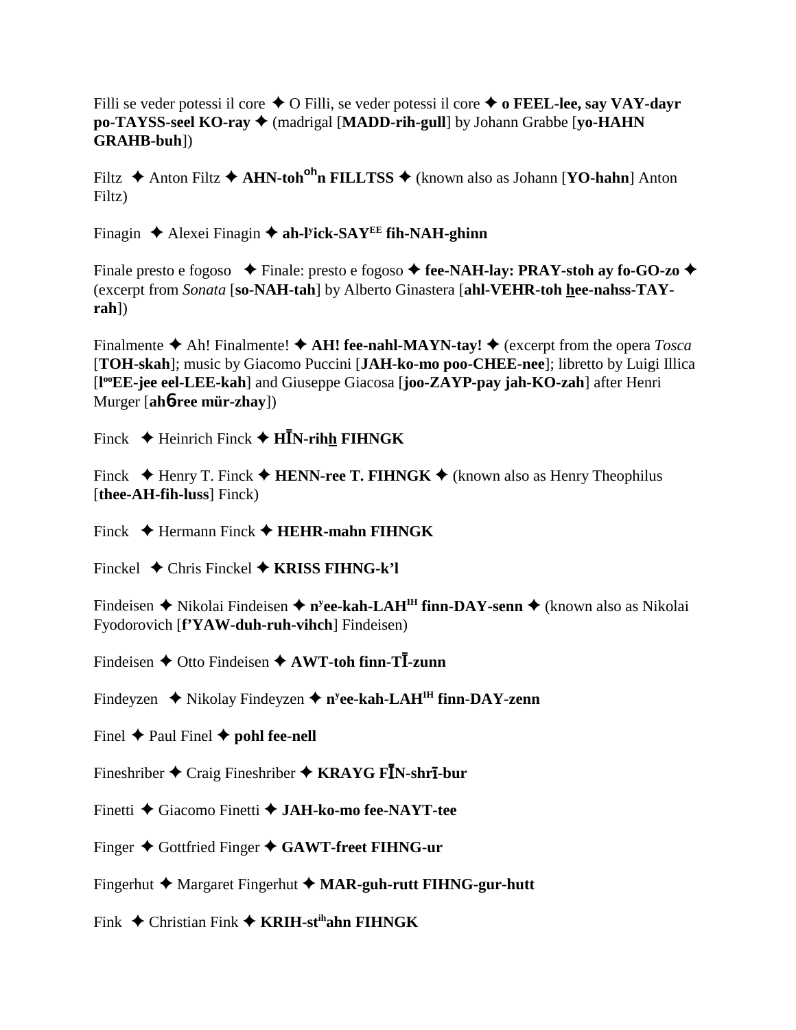Filli se veder potessi il core ✦ O Filli, se veder potessi il core ✦ **o FEEL-lee, say VAY-dayr po-TAYSS-seel KO-ray** ✦ (madrigal [**MADD-rih-gull**] by Johann Grabbe [**yo-HAHN GRAHB-buh**])

Filtz ✦ Anton Filtz ✦ **AHN-toh$^{oh}$n FILLTSS** ✦ (known also as Johann [**YO-hahn**] Anton Filtz)

Finagin ✦ Alexei Finagin ✦ **ah-l$^{y}$ick-SAY$^{EE}$ fih-NAH-ghinn**

Finale presto e fogoso ✦ Finale: presto e fogoso ✦ **fee-NAH-lay: PRAY-stoh ay fo-GO-zo** ✦ (excerpt from *Sonata* [**so-NAH-tah**] by Alberto Ginastera [**ahl-VEHR-toh hee-nahss-TAY-rah**])

Finalmente ✦ Ah! Finalmente! ✦ **AH! fee-nahl-MAYN-tay!** ✦ (excerpt from the opera *Tosca* [**TOH-skah**]; music by Giacomo Puccini [**JAH-ko-mo poo-CHEE-nee**]; libretto by Luigi Illica [**l$^{oo}$EE-jee eel-LEE-kah**] and Giuseppe Giacosa [**joo-ZAYP-pay jah-KO-zah**] after Henri Murger [**ahɓree mür-zhay**])

Finck ✦ Heinrich Finck ✦ **HĪN-rihh FIHNGK**

Finck ✦ Henry T. Finck ✦ **HENN-ree T. FIHNGK** ✦ (known also as Henry Theophilus [**thee-AH-fih-luss**] Finck)

Finck ✦ Hermann Finck ✦ **HEHR-mahn FIHNGK**

Finckel ✦ Chris Finckel ✦ **KRISS FIHNG-k'l**

Findeisen ✦ Nikolai Findeisen ✦ **n$^{y}$ee-kah-LAH$^{IH}$ finn-DAY-senn** ✦ (known also as Nikolai Fyodorovich [**f'YAW-duh-ruh-vihch**] Findeisen)

Findeisen ✦ Otto Findeisen ✦ **AWT-toh finn-TĪ-zunn**

Findeyzen ✦ Nikolay Findeyzen ✦ **n$^{y}$ee-kah-LAH$^{IH}$ finn-DAY-zenn**

Finel ✦ Paul Finel ✦ **pohl fee-nell**

Fineshriber ✦ Craig Fineshriber ✦ **KRAYG FĪN-shrī-bur**

Finetti ✦ Giacomo Finetti ✦ **JAH-ko-mo fee-NAYT-tee**

Finger ✦ Gottfried Finger ✦ **GAWT-freet FIHNG-ur**

Fingerhut ✦ Margaret Fingerhut ✦ **MAR-guh-rutt FIHNG-gur-hutt**

Fink ✦ Christian Fink ✦ **KRIH-st$^{ih}$ahn FIHNGK**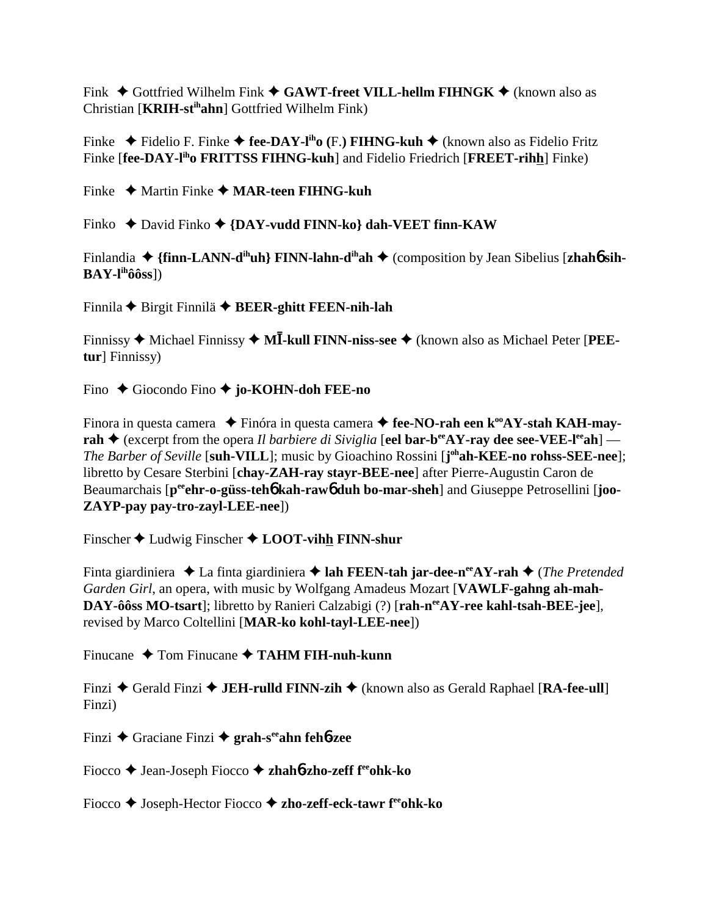Fink ✦ Gottfried Wilhelm Fink ✦ **GAWT-freet VILL-hellm FIHNGK** ✦ (known also as Christian [**KRIH-st^ih^ahn**] Gottfried Wilhelm Fink)

Finke ✦ Fidelio F. Finke ✦ **fee-DAY-l^ih^o (F.) FIHNG-kuh** ✦ (known also as Fidelio Fritz Finke [**fee-DAY-l^ih^o FRITTSS FIHNG-kuh**] and Fidelio Friedrich [**FREET-rihh**] Finke)

Finke ✦ Martin Finke ✦ **MAR-teen FIHNG-kuh**

Finko ✦ David Finko ✦ **{DAY-vudd FINN-ko} dah-VEET finn-KAW**

Finlandia ✦ **{finn-LANN-d^ih^uh} FINN-lahn-d^ih^ah** ✦ (composition by Jean Sibelius [**zhahɓ sih-BAY-l^ih^ôôss**])

Finnila ✦ Birgit Finnilä ✦ **BEER-ghitt FEEN-nih-lah**

Finnissy ✦ Michael Finnissy ✦ **MĪ-kull FINN-niss-see** ✦ (known also as Michael Peter [**PEE-tur**] Finnissy)

Fino ✦ Giocondo Fino ✦ **jo-KOHN-doh FEE-no**

Finora in questa camera ✦ Finóra in questa camera ✦ **fee-NO-rah een k^oo^AY-stah KAH-may-rah** ✦ (excerpt from the opera *Il barbiere di Siviglia* [**eel bar-b^ee^AY-ray dee see-VEE-l^ee^ah**] — *The Barber of Seville* [**suh-VILL**]; music by Gioachino Rossini [**j^oh^ah-KEE-no rohss-SEE-nee**]; libretto by Cesare Sterbini [**chay-ZAH-ray stayr-BEE-nee**] after Pierre-Augustin Caron de Beaumarchais [**p^ee^ehr-o-güss-tehɓ kah-rawɓ duh bo-mar-sheh**] and Giuseppe Petrosellini [**joo-ZAYP-pay pay-tro-zayl-LEE-nee**])

Finscher ✦ Ludwig Finscher ✦ **LOOT-vihh FINN-shur**

Finta giardiniera ✦ La finta giardiniera ✦ **lah FEEN-tah jar-dee-n^ee^AY-rah** ✦ (*The Pretended Garden Girl*, an opera, with music by Wolfgang Amadeus Mozart [**VAWLF-gahng ah-mah-DAY-ôôss MO-tsart**]; libretto by Ranieri Calzabigi (?) [**rah-n^ee^AY-ree kahl-tsah-BEE-jee**], revised by Marco Coltellini [**MAR-ko kohl-tayl-LEE-nee**])

Finucane ✦ Tom Finucane ✦ **TAHM FIH-nuh-kunn**

Finzi ✦ Gerald Finzi ✦ **JEH-rulld FINN-zih** ✦ (known also as Gerald Raphael [**RA-fee-ull**] Finzi)

Finzi ✦ Graciane Finzi ✦ **grah-s^ee^ahn fehɓ-zee**

Fiocco ✦ Jean-Joseph Fiocco ✦ **zhahɓ-zho-zeff f^ee^ohk-ko**

Fiocco ✦ Joseph-Hector Fiocco ✦ **zho-zeff-eck-tawr f^ee^ohk-ko**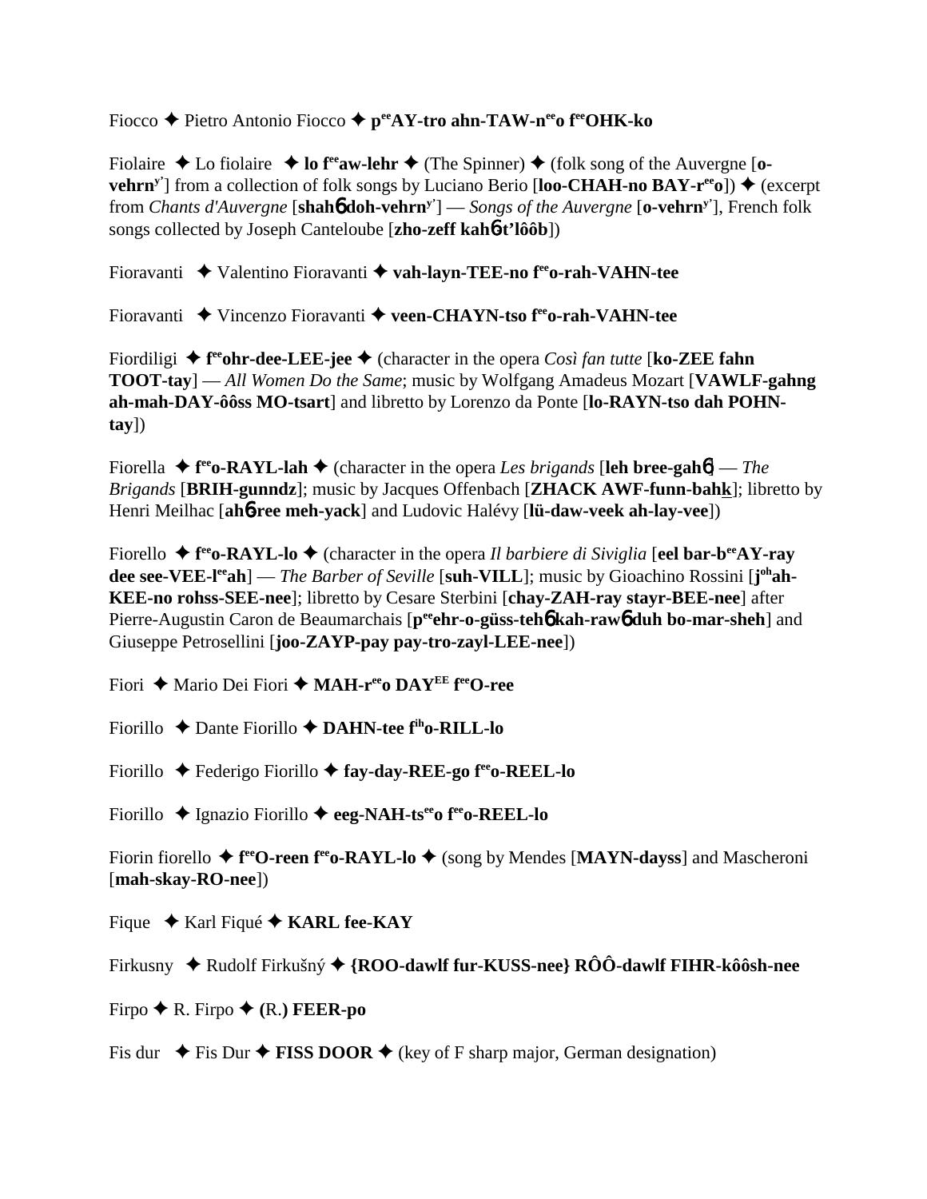Fiocco ✦ Pietro Antonio Fiocco ✦ **p^ee^AY-tro ahn-TAW-n^ee^o f^ee^OHK-ko**

Fiolaire ✦ Lo fiolaire ✦ **lo f^ee^aw-lehr** ✦ (The Spinner) ✦ (folk song of the Auvergne [**o-vehrn^y'^**] from a collection of folk songs by Luciano Berio [**loo-CHAH-no BAY-r^ee^o**]) ✦ (excerpt from *Chants d'Auvergne* [**shahɓ doh-vehrn^y'^**] — *Songs of the Auvergne* [**o-vehrn^y'^**], French folk songs collected by Joseph Canteloube [**zho-zeff kahɓ-t'lôôb**])

Fioravanti ✦ Valentino Fioravanti ✦ **vah-layn-TEE-no f^ee^o-rah-VAHN-tee**

Fioravanti ✦ Vincenzo Fioravanti ✦ **veen-CHAYN-tso f^ee^o-rah-VAHN-tee**

Fiordiligi ✦ **f^ee^ohr-dee-LEE-jee** ✦ (character in the opera *Così fan tutte* [**ko-ZEE fahn TOOT-tay**] — *All Women Do the Same*; music by Wolfgang Amadeus Mozart [**VAWLF-gahng ah-mah-DAY-ôôss MO-tsart**] and libretto by Lorenzo da Ponte [**lo-RAYN-tso dah POHN-tay**])

Fiorella ✦ **f^ee^o-RAYL-lah** ✦ (character in the opera *Les brigands* [**leh bree-gahɓ**] — *The Brigands* [**BRIH-gunndz**]; music by Jacques Offenbach [**ZHACK AWF-funn-bahk**]; libretto by Henri Meilhac [**ahɓ-ree meh-yack**] and Ludovic Halévy [**lü-daw-veek ah-lay-vee**])

Fiorello ✦ **f^ee^o-RAYL-lo** ✦ (character in the opera *Il barbiere di Siviglia* [**eel bar-b^ee^AY-ray dee see-VEE-l^ee^ah**] — *The Barber of Seville* [**suh-VILL**]; music by Gioachino Rossini [**j^oh^ah-KEE-no rohss-SEE-nee**]; libretto by Cesare Sterbini [**chay-ZAH-ray stayr-BEE-nee**] after Pierre-Augustin Caron de Beaumarchais [**p^ee^ehr-o-güss-tehɓ kah-rawɓ duh bo-mar-sheh**] and Giuseppe Petrosellini [**joo-ZAYP-pay pay-tro-zayl-LEE-nee**])

Fiori ✦ Mario Dei Fiori ✦ **MAH-r^ee^o DAY^EE^ f^ee^O-ree**

Fiorillo ✦ Dante Fiorillo ✦ **DAHN-tee f^ih^o-RILL-lo**

Fiorillo ✦ Federigo Fiorillo ✦ **fay-day-REE-go f^ee^o-REEL-lo**

Fiorillo ✦ Ignazio Fiorillo ✦ **eeg-NAH-ts^ee^o f^ee^o-REEL-lo**

Fiorin fiorello ✦ **f^ee^O-reen f^ee^o-RAYL-lo** ✦ (song by Mendes [**MAYN-dayss**] and Mascheroni [**mah-skay-RO-nee**])

Fique ✦ Karl Fiqué ✦ **KARL fee-KAY**

Firkusny ✦ Rudolf Firkušný ✦ **{ROO-dawlf fur-KUSS-nee} RÔÔ-dawlf FIHR-kôôsh-nee**

Firpo ✦ R. Firpo ✦ **(R.) FEER-po**

Fis dur ✦ Fis Dur ✦ **FISS DOOR** ✦ (key of F sharp major, German designation)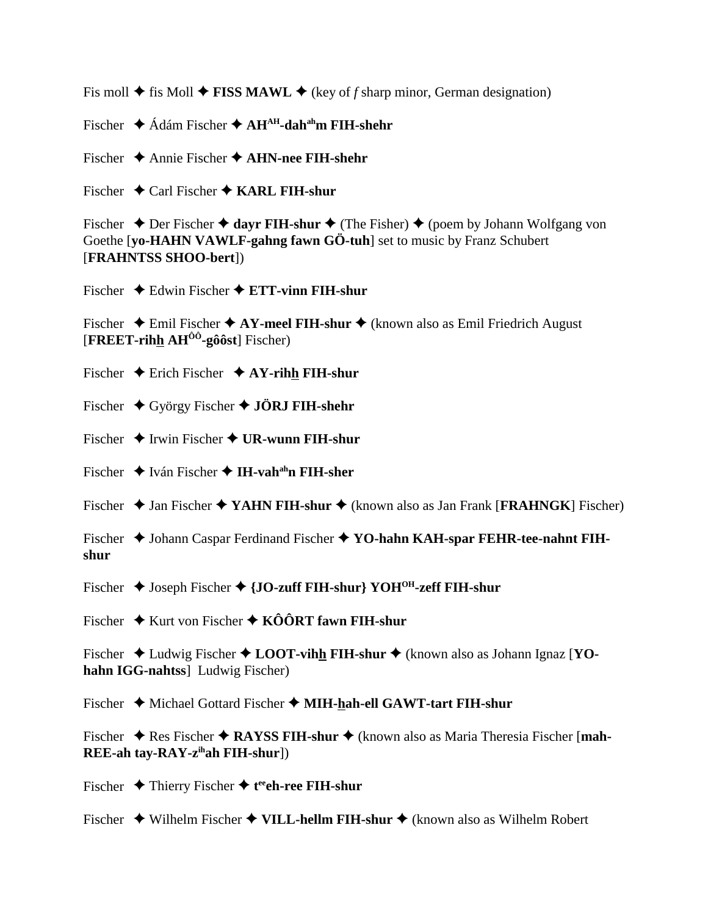Fis moll ✦ fis Moll ✦ **FISS MAWL** ✦ (key of *f* sharp minor, German designation)

Fischer ✦ Ádám Fischer ✦ **AH^AH-dah^ah m FIH-shehr**

Fischer ✦ Annie Fischer ✦ **AHN-nee FIH-shehr**

Fischer ✦ Carl Fischer ✦ **KARL FIH-shur**

Fischer ✦ Der Fischer ✦ **dayr FIH-shur** ✦ (The Fisher) ✦ (poem by Johann Wolfgang von Goethe [**yo-HAHN VAWLF-gahng fawn GÖ-tuh**] set to music by Franz Schubert [**FRAHNTSS SHOO-bert**])

Fischer ✦ Edwin Fischer ✦ **ETT-vinn FIH-shur**

Fischer ✦ Emil Fischer ✦ **AY-meel FIH-shur** ✦ (known also as Emil Friedrich August [**FREET-rihh AH^ÔÔ-gôôst**] Fischer)

Fischer ✦ Erich Fischer ✦ **AY-rihh FIH-shur**

Fischer ✦ György Fischer ✦ **JÖRJ FIH-shehr**

Fischer ✦ Irwin Fischer ✦ **UR-wunn FIH-shur**

Fischer ✦ Iván Fischer ✦ **IH-vah^ah n FIH-sher**

Fischer ✦ Jan Fischer ✦ **YAHN FIH-shur** ✦ (known also as Jan Frank [**FRAHNGK**] Fischer)

Fischer ✦ Johann Caspar Ferdinand Fischer ✦ **YO-hahn KAH-spar FEHR-tee-nahnt FIH-shur**

Fischer ✦ Joseph Fischer ✦ **{JO-zuff FIH-shur} YOH^OH-zeff FIH-shur**

Fischer ✦ Kurt von Fischer ✦ **KÔÔRT fawn FIH-shur**

Fischer ✦ Ludwig Fischer ✦ **LOOT-vihh FIH-shur** ✦ (known also as Johann Ignaz [**YO-hahn IGG-nahtss**] Ludwig Fischer)

Fischer ✦ Michael Gottard Fischer ✦ **MIH-hah-ell GAWT-tart FIH-shur**

Fischer ✦ Res Fischer ✦ **RAYSS FIH-shur** ✦ (known also as Maria Theresia Fischer [**mah-REE-ah tay-RAY-z^ih ah FIH-shur**])

Fischer ✦ Thierry Fischer ✦ **t^ee eh-ree FIH-shur**

Fischer ✦ Wilhelm Fischer ✦ **VILL-hellm FIH-shur** ✦ (known also as Wilhelm Robert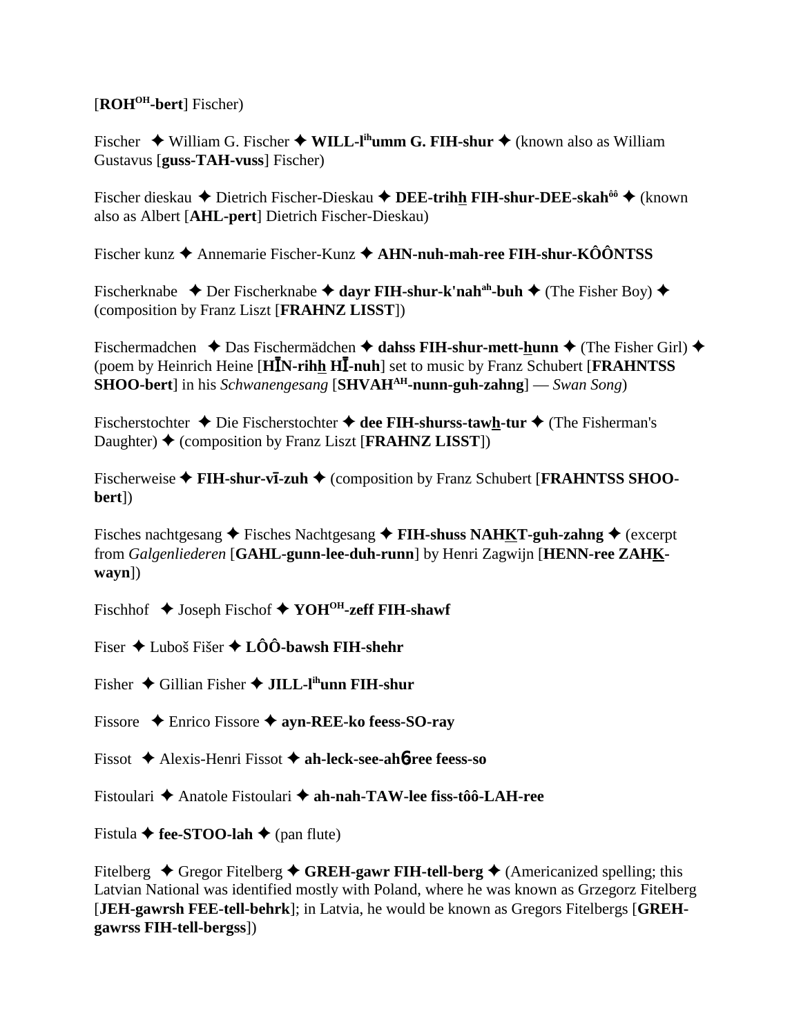[**ROH**OH**-bert**] Fischer)

Fischer ✦ William G. Fischer ✦ **WILL-l**ih**umm G. FIH-shur** ✦ (known also as William Gustavus [**guss-TAH-vuss**] Fischer)

Fischer dieskau ✦ Dietrich Fischer-Dieskau ✦ **DEE-trihh FIH-shur-DEE-skah**ôô ✦ (known also as Albert [**AHL-pert**] Dietrich Fischer-Dieskau)

Fischer kunz ✦ Annemarie Fischer-Kunz ✦ **AHN-nuh-mah-ree FIH-shur-KÔÔNTSS**

Fischerknabe ✦ Der Fischerknabe ✦ **dayr FIH-shur-k'nah**ah**-buh** ✦ (The Fisher Boy) ✦ (composition by Franz Liszt [**FRAHNZ LISST**])

Fischermadchen ✦ Das Fischermädchen ✦ **dahss FIH-shur-mett-hunn** ✦ (The Fisher Girl) ✦ (poem by Heinrich Heine [**HĪN-rihh HĪ-nuh**] set to music by Franz Schubert [**FRAHNTSS SHOO-bert**] in his *Schwanengesang* [**SHVAH**AH**-nunn-guh-zahng**] — *Swan Song*)

Fischerstochter ✦ Die Fischerstochter ✦ **dee FIH-shurss-tawh-tur** ✦ (The Fisherman's Daughter) ✦ (composition by Franz Liszt [**FRAHNZ LISST**])

Fischerweise ✦ **FIH-shur-vī-zuh** ✦ (composition by Franz Schubert [**FRAHNTSS SHOO-bert**])

Fisches nachtgesang ✦ Fisches Nachtgesang ✦ **FIH-shuss NAHKT-guh-zahng** ✦ (excerpt from *Galgenliederen* [**GAHL-gunn-lee-duh-runn**] by Henri Zagwijn [**HENN-ree ZAHK-wayn**])

Fischhof ✦ Joseph Fischof ✦ **YOH**OH**-zeff FIH-shawf**

Fiser ✦ Luboš Fišer ✦ **LÔÔ-bawsh FIH-shehr**

Fisher ✦ Gillian Fisher ✦ **JILL-l**ih**unn FIH-shur**

Fissore ✦ Enrico Fissore ✦ **ayn-REE-ko feess-SO-ray**

Fissot ✦ Alexis-Henri Fissot ✦ **ah-leck-see-ahɳ-ree feess-so**

Fistoulari ✦ Anatole Fistoulari ✦ **ah-nah-TAW-lee fiss-tôô-LAH-ree**

Fistula ✦ **fee-STOO-lah** ✦ (pan flute)

Fitelberg ✦ Gregor Fitelberg ✦ **GREH-gawr FIH-tell-berg** ✦ (Americanized spelling; this Latvian National was identified mostly with Poland, where he was known as Grzegorz Fitelberg [**JEH-gawrsh FEE-tell-behrk**]; in Latvia, he would be known as Gregors Fitelbergs [**GREH-gawrss FIH-tell-bergss**])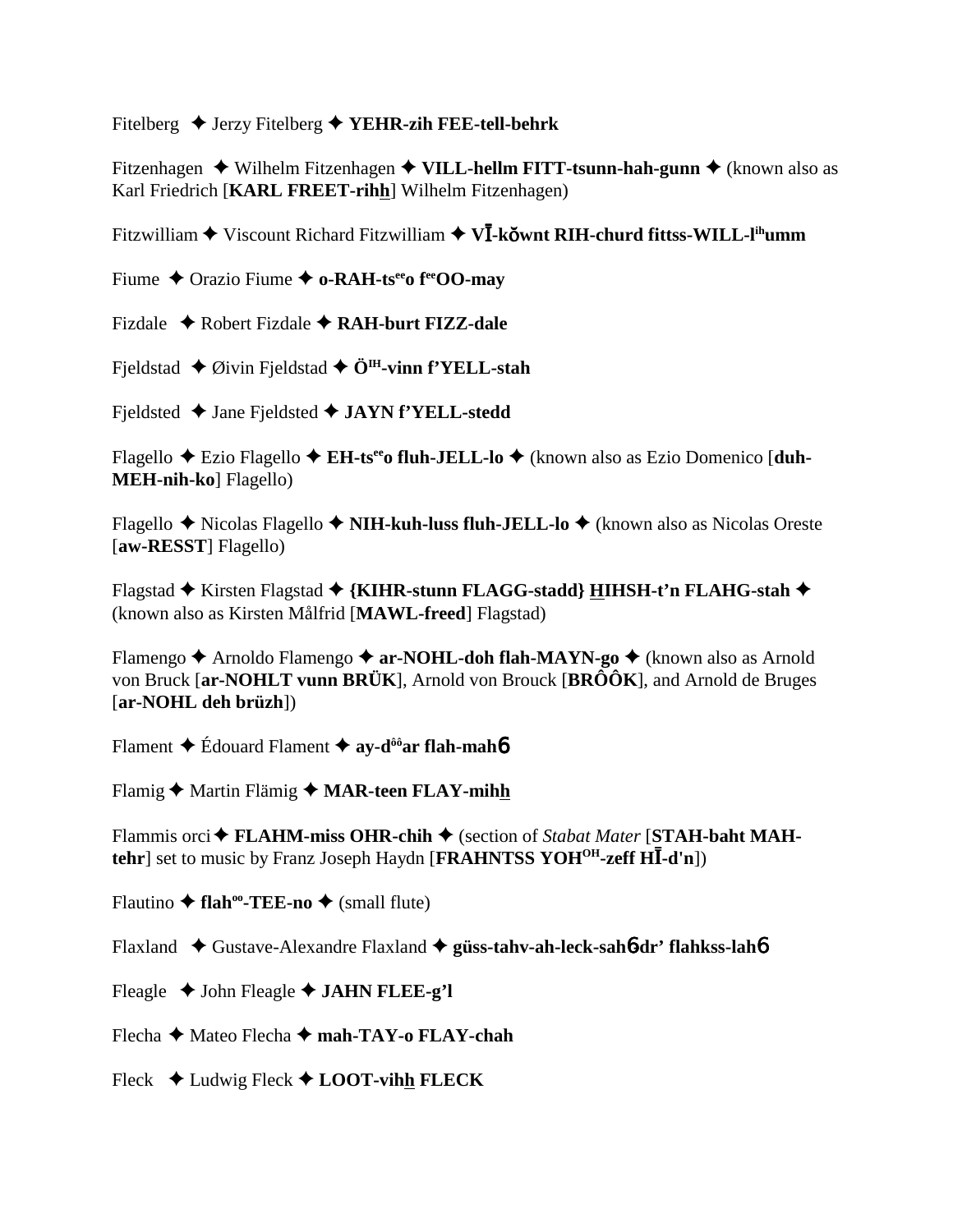Fitelberg ✦ Jerzy Fitelberg ✦ **YEHR-zih FEE-tell-behrk**

Fitzenhagen ✦ Wilhelm Fitzenhagen ✦ **VILL-hellm FITT-tsunn-hah-gunn** ✦ (known also as Karl Friedrich [**KARL FREET-rihh**] Wilhelm Fitzenhagen)

Fitzwilliam ✦ Viscount Richard Fitzwilliam ✦ **VĪ-kŏwnt RIH-churd fittss-WILL-l^ih^umm**

Fiume ✦ Orazio Fiume ✦ **o-RAH-ts^ee^o f^ee^OO-may**

Fizdale ✦ Robert Fizdale ✦ **RAH-burt FIZZ-dale**

Fjeldstad ✦ Øivin Fjeldstad ✦ **Ö^IH^-vinn f'YELL-stah**

Fjeldsted ✦ Jane Fjeldsted ✦ **JAYN f'YELL-stedd**

Flagello ✦ Ezio Flagello ✦ **EH-ts^ee^o fluh-JELL-lo** ✦ (known also as Ezio Domenico [**duh-MEH-nih-ko**] Flagello)

Flagello ✦ Nicolas Flagello ✦ **NIH-kuh-luss fluh-JELL-lo** ✦ (known also as Nicolas Oreste [**aw-RESST**] Flagello)

Flagstad ✦ Kirsten Flagstad ✦ **{KIHR-stunn FLAGG-stadd} HIHSH-t'n FLAHG-stah** ✦ (known also as Kirsten Målfrid [**MAWL-freed**] Flagstad)

Flamengo ✦ Arnoldo Flamengo ✦ **ar-NOHL-doh flah-MAYN-go** ✦ (known also as Arnold von Bruck [**ar-NOHLT vunn BRÜK**], Arnold von Brouck [**BRÔÔK**], and Arnold de Bruges [**ar-NOHL deh brüzh**])

Flament ✦ Édouard Flament ✦ **ay-d^ôô^ar flah-mahɓ**

Flamig ✦ Martin Flämig ✦ **MAR-teen FLAY-mihh**

Flammis orci ✦ **FLAHM-miss OHR-chih** ✦ (section of *Stabat Mater* [**STAH-baht MAH-tehr**] set to music by Franz Joseph Haydn [**FRAHNTSS YOH^OH^-zeff HĪ-d'n**])

Flautino ✦ **flah^oo^-TEE-no** ✦ (small flute)

Flaxland ✦ Gustave-Alexandre Flaxland ✦ **güss-tahv-ah-leck-sahɓdr' flahkss-lahɓ**

Fleagle ✦ John Fleagle ✦ **JAHN FLEE-g'l**

Flecha ✦ Mateo Flecha ✦ **mah-TAY-o FLAY-chah**

Fleck ✦ Ludwig Fleck ✦ **LOOT-vihh FLECK**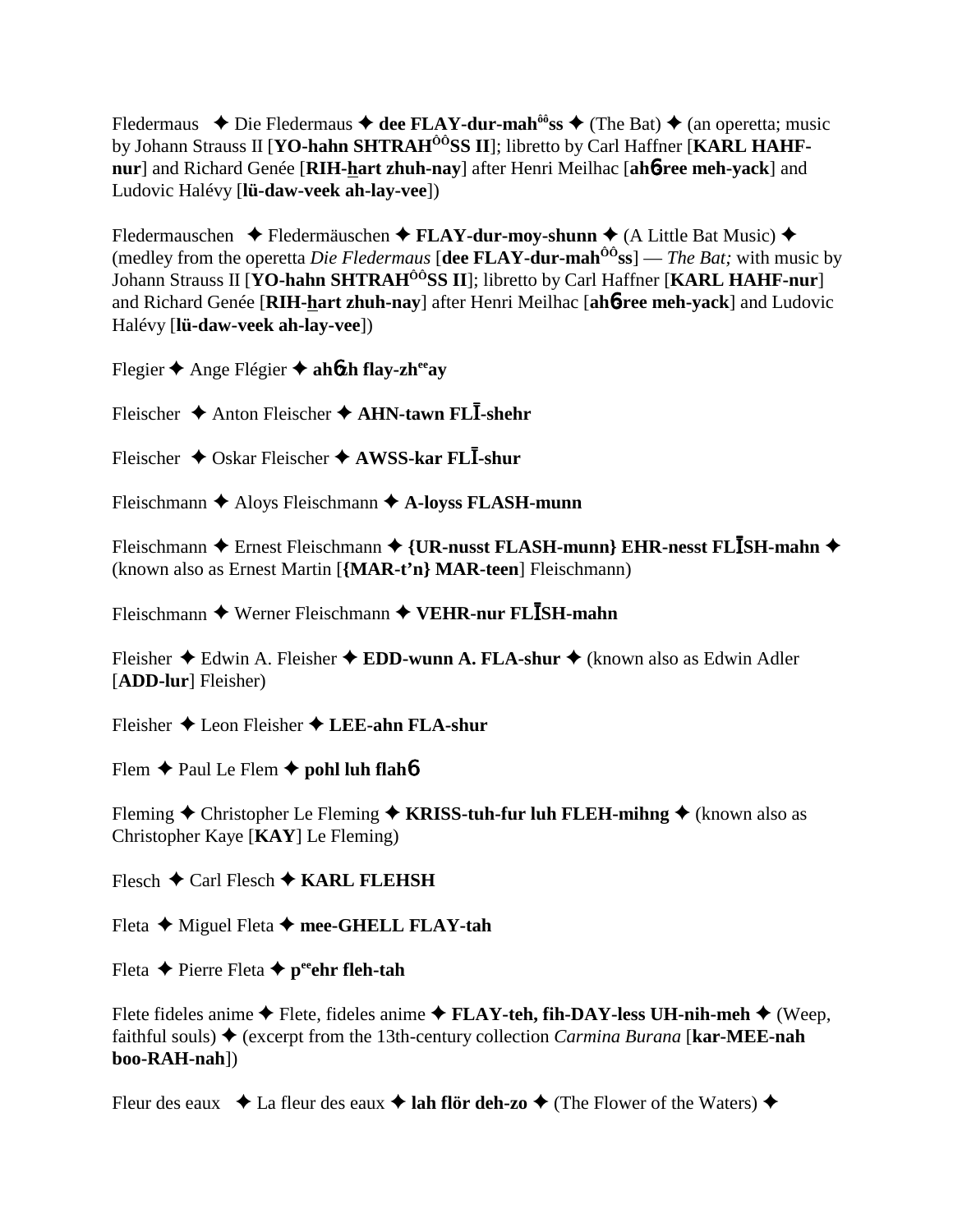Fledermaus ✦ Die Fledermaus ✦ **dee FLAY-dur-mah^ôô^ss** ✦ (The Bat) ✦ (an operetta; music by Johann Strauss II [**YO-hahn SHTRAH^ÔÔ^SS II**]; libretto by Carl Haffner [**KARL HAHF-nur**] and Richard Genée [**RIH-hart zhuh-nay**] after Henri Meilhac [**ahɓ-ree meh-yack**] and Ludovic Halévy [**lü-daw-veek ah-lay-vee**])

Fledermauschen ✦ Fledermäuschen ✦ **FLAY-dur-moy-shunn** ✦ (A Little Bat Music) ✦ (medley from the operetta *Die Fledermaus* [**dee FLAY-dur-mah^ôô^ss**] — *The Bat;* with music by Johann Strauss II [**YO-hahn SHTRAH^ÔÔ^SS II**]; libretto by Carl Haffner [**KARL HAHF-nur**] and Richard Genée [**RIH-hart zhuh-nay**] after Henri Meilhac [**ahɓ-ree meh-yack**] and Ludovic Halévy [**lü-daw-veek ah-lay-vee**])

Flegier ✦ Ange Flégier ✦ **ahɓzh flay-zh^ee^ay**

Fleischer ✦ Anton Fleischer ✦ **AHN-tawn FLĪ-shehr**

Fleischer ✦ Oskar Fleischer ✦ **AWSS-kar FLĪ-shur**

Fleischmann ✦ Aloys Fleischmann ✦ **A-loyss FLASH-munn**

Fleischmann ✦ Ernest Fleischmann ✦ **{UR-nusst FLASH-munn} EHR-nesst FLĪSH-mahn** ✦ (known also as Ernest Martin [**{MAR-t'n} MAR-teen**] Fleischmann)

Fleischmann ✦ Werner Fleischmann ✦ **VEHR-nur FLĪSH-mahn**

Fleisher ✦ Edwin A. Fleisher ✦ **EDD-wunn A. FLA-shur** ✦ (known also as Edwin Adler [**ADD-lur**] Fleisher)

Fleisher ✦ Leon Fleisher ✦ **LEE-ahn FLA-shur**

Flem ✦ Paul Le Flem ✦ **pohl luh flahɓ**

Fleming ✦ Christopher Le Fleming ✦ **KRISS-tuh-fur luh FLEH-mihng** ✦ (known also as Christopher Kaye [**KAY**] Le Fleming)

Flesch ✦ Carl Flesch ✦ **KARL FLEHSH**

Fleta ✦ Miguel Fleta ✦ **mee-GHELL FLAY-tah**

Fleta ✦ Pierre Fleta ✦ **p^ee^ehr fleh-tah**

Flete fideles anime ✦ Flete, fideles anime ✦ **FLAY-teh, fih-DAY-less UH-nih-meh** ✦ (Weep, faithful souls) ✦ (excerpt from the 13th-century collection *Carmina Burana* [**kar-MEE-nah boo-RAH-nah**])

Fleur des eaux ✦ La fleur des eaux ✦ **lah flör deh-zo** ✦ (The Flower of the Waters) ✦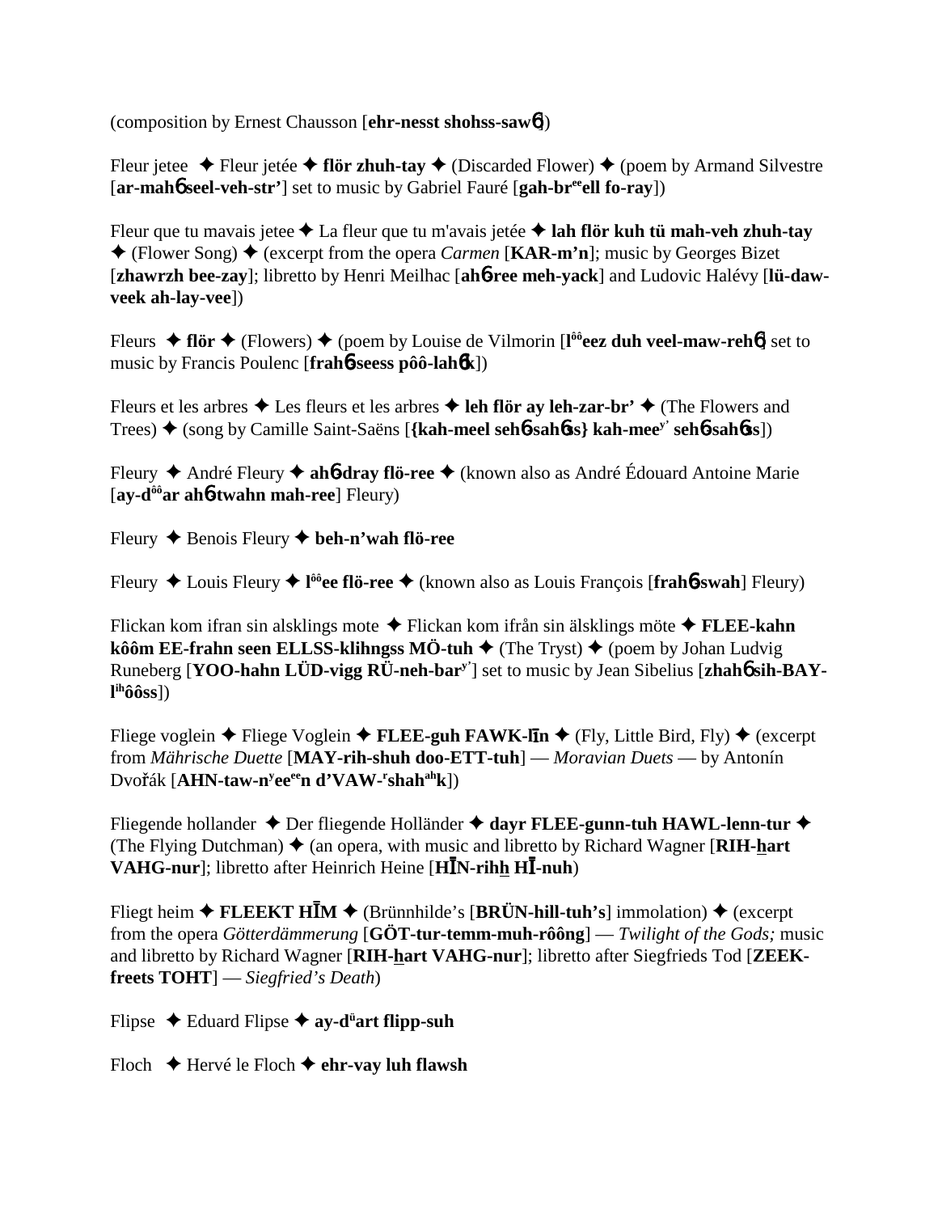(composition by Ernest Chausson [**ehr-nesst shohss-saw6**])

Fleur jetee ✦ Fleur jetée ✦ **flör zhuh-tay** ✦ (Discarded Flower) ✦ (poem by Armand Silvestre [**ar-mah6 seel-veh-str'**] set to music by Gabriel Fauré [**gah-br^ee^ell fo-ray**])

Fleur que tu mavais jetee ✦ La fleur que tu m'avais jetée ✦ **lah flör kuh tü mah-veh zhuh-tay** ✦ (Flower Song) ✦ (excerpt from the opera *Carmen* [**KAR-m'n**]; music by Georges Bizet [**zhawrzh bee-zay**]; libretto by Henri Meilhac [**ah6-ree meh-yack**] and Ludovic Halévy [**lü-daw-veek ah-lay-vee**])

Fleurs ✦ **flör** ✦ (Flowers) ✦ (poem by Louise de Vilmorin [**l^ôô^eez duh veel-maw-reh6**] set to music by Francis Poulenc [**frah6-seess pôô-lah6k**])

Fleurs et les arbres ✦ Les fleurs et les arbres ✦ **leh flör ay leh-zar-br'** ✦ (The Flowers and Trees) ✦ (song by Camille Saint-Saëns [**{kah-meel seh6-sah6ss} kah-mee^y' seh6-sah6ss**])

Fleury ✦ André Fleury ✦ **ah6-dray flö-ree** ✦ (known also as André Édouard Antoine Marie [**ay-d^ôô^ar ah6-twahn mah-ree**] Fleury)

Fleury ✦ Benois Fleury ✦ **beh-n'wah flö-ree**

Fleury ✦ Louis Fleury ✦ **l^ôô^ee flö-ree** ✦ (known also as Louis François [**frah6-swah**] Fleury)

Flickan kom ifran sin alsklings mote ✦ Flickan kom ifrån sin älsklings möte ✦ **FLEE-kahn kôôm EE-frahn seen ELLSS-klihngss MÖ-tuh** ✦ (The Tryst) ✦ (poem by Johan Ludvig Runeberg [**YOO-hahn LÜD-vigg RÜ-neh-bar^y'**] set to music by Jean Sibelius [**zhah6 sih-BAY-l^ih^ôôss**])

Fliege voglein ✦ Fliege Voglein ✦ **FLEE-guh FAWK-līn** ✦ (Fly, Little Bird, Fly) ✦ (excerpt from *Mährische Duette* [**MAY-rih-shuh doo-ETT-tuh**] — *Moravian Duets* — by Antonín Dvořák [**AHN-taw-n^y^ee^ee^n d'VAW-^r^shah^ah^k**])

Fliegende hollander ✦ Der fliegende Holländer ✦ **dayr FLEE-gunn-tuh HAWL-lenn-tur** ✦ (The Flying Dutchman) ✦ (an opera, with music and libretto by Richard Wagner [**RIH-hart VAHG-nur**]; libretto after Heinrich Heine [**HĪN-rihh HĪ-nuh**])

Fliegt heim ✦ **FLEEKT HĪM** ✦ (Brünnhilde's [**BRÜN-hill-tuh's**] immolation) ✦ (excerpt from the opera *Götterdämmerung* [**GÖT-tur-temm-muh-rôông**] — *Twilight of the Gods;* music and libretto by Richard Wagner [**RIH-hart VAHG-nur**]; libretto after Siegfrieds Tod [**ZEEK-freets TOHT**] — *Siegfried's Death*)

Flipse ✦ Eduard Flipse ✦ **ay-d^ü^art flipp-suh**

Floch ✦ Hervé le Floch ✦ **ehr-vay luh flawsh**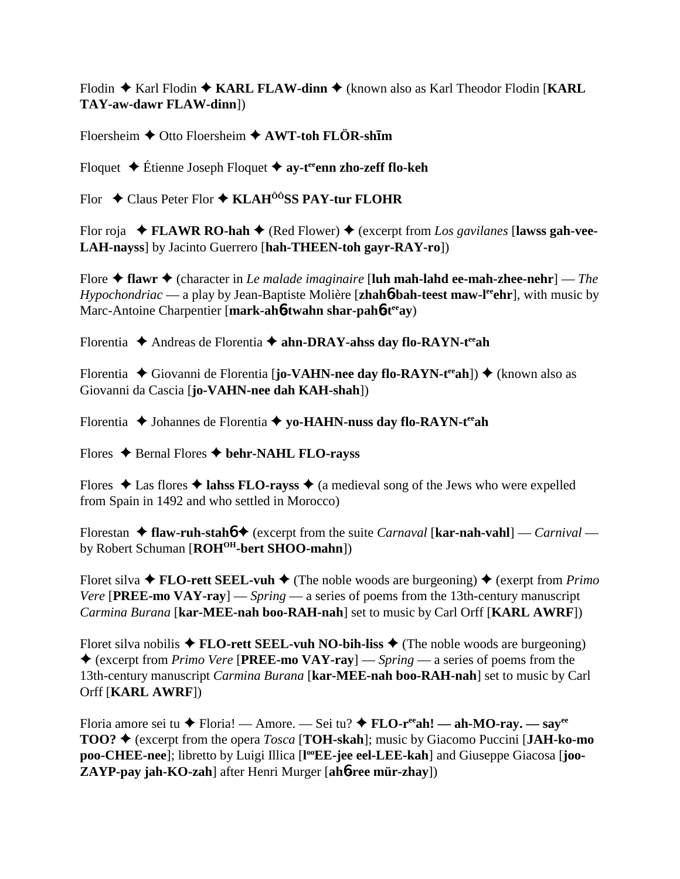Flodin ✦ Karl Flodin ✦ **KARL FLAW-dinn** ✦ (known also as Karl Theodor Flodin [**KARL TAY-aw-dawr FLAW-dinn**])

Floersheim ✦ Otto Floersheim ✦ **AWT-toh FLÖR-shīm**

Floquet ✦ Étienne Joseph Floquet ✦ **ay-t^ee^enn zho-zeff flo-keh**

Flor ✦ Claus Peter Flor ✦ **KLAH^ÔÔ^SS PAY-tur FLOHR**

Flor roja ✦ **FLAWR RO-hah** ✦ (Red Flower) ✦ (excerpt from *Los gavilanes* [**lawss gah-vee-LAH-nayss**] by Jacinto Guerrero [**hah-THEEN-toh gayr-RAY-ro**])

Flore ✦ **flawr** ✦ (character in *Le malade imaginaire* [**luh mah-lahd ee-mah-zhee-nehr**] — *The Hypochondriac* — a play by Jean-Baptiste Molière [**zhahɓ-bah-teest maw-l^ee^ehr**], with music by Marc-Antoine Charpentier [**mark-ahɓ-twahn shar-pahɓ-t^ee^ay**)

Florentia ✦ Andreas de Florentia ✦ **ahn-DRAY-ahss day flo-RAYN-t^ee^ah**

Florentia ✦ Giovanni de Florentia [**jo-VAHN-nee day flo-RAYN-t^ee^ah**]) ✦ (known also as Giovanni da Cascia [**jo-VAHN-nee dah KAH-shah**])

Florentia ✦ Johannes de Florentia ✦ **yo-HAHN-nuss day flo-RAYN-t^ee^ah**

Flores ✦ Bernal Flores ✦ **behr-NAHL FLO-rayss**

Flores ✦ Las flores ✦ **lahss FLO-rayss** ✦ (a medieval song of the Jews who were expelled from Spain in 1492 and who settled in Morocco)

Florestan ✦ **flaw-ruh-stahɓ** ✦ (excerpt from the suite *Carnaval* [**kar-nah-vahl**] — *Carnival* — by Robert Schuman [**ROH^OH^-bert SHOO-mahn**])

Floret silva ✦ **FLO-rett SEEL-vuh** ✦ (The noble woods are burgeoning) ✦ (exerpt from *Primo Vere* [**PREE-mo VAY-ray**] — *Spring* — a series of poems from the 13th-century manuscript *Carmina Burana* [**kar-MEE-nah boo-RAH-nah**] set to music by Carl Orff [**KARL AWRF**])

Floret silva nobilis ✦ **FLO-rett SEEL-vuh NO-bih-liss** ✦ (The noble woods are burgeoning) ✦ (excerpt from *Primo Vere* [**PREE-mo VAY-ray**] — *Spring* — a series of poems from the 13th-century manuscript *Carmina Burana* [**kar-MEE-nah boo-RAH-nah**] set to music by Carl Orff [**KARL AWRF**])

Floria amore sei tu ✦ Floria! — Amore. — Sei tu? ✦ **FLO-r^ee^ah! — ah-MO-ray. — say^ee^ TOO?** ✦ (excerpt from the opera *Tosca* [**TOH-skah**]; music by Giacomo Puccini [**JAH-ko-mo poo-CHEE-nee**]; libretto by Luigi Illica [**l^oo^EE-jee eel-LEE-kah**] and Giuseppe Giacosa [**joo-ZAYP-pay jah-KO-zah**] after Henri Murger [**ahɓ-ree mür-zhay**])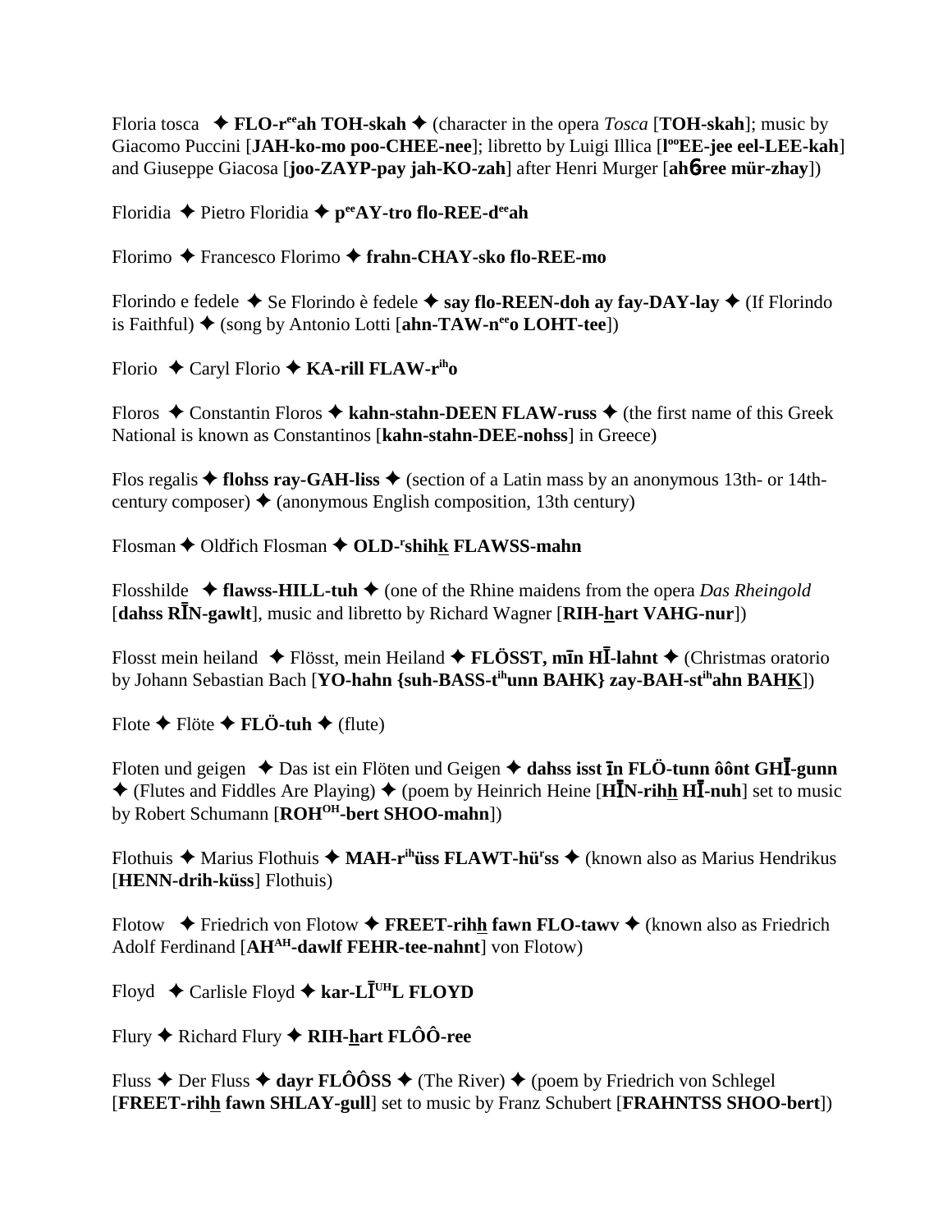Floria tosca ✦ **FLO-r**[ee]**ah TOH-skah** ✦ (character in the opera *Tosca* [**TOH-skah**]; music by Giacomo Puccini [**JAH-ko-mo poo-CHEE-nee**]; libretto by Luigi Illica [**l**[oo]**EE-jee eel-LEE-kah**] and Giuseppe Giacosa [**joo-ZAYP-pay jah-KO-zah**] after Henri Murger [**ahɓ-ree mür-zhay**])

Floridia ✦ Pietro Floridia ✦ **p**[ee]**AY-tro flo-REE-d**[ee]**ah**

Florimo ✦ Francesco Florimo ✦ **frahn-CHAY-sko flo-REE-mo**

Florindo e fedele ✦ Se Florindo è fedele ✦ **say flo-REEN-doh ay fay-DAY-lay** ✦ (If Florindo is Faithful) ✦ (song by Antonio Lotti [**ahn-TAW-n**[ee]**o LOHT-tee**])

Florio ✦ Caryl Florio ✦ **KA-rill FLAW-r**[ih]**o**

Floros ✦ Constantin Floros ✦ **kahn-stahn-DEEN FLAW-russ** ✦ (the first name of this Greek National is known as Constantinos [**kahn-stahn-DEE-nohss**] in Greece)

Flos regalis ✦ **flohss ray-GAH-liss** ✦ (section of a Latin mass by an anonymous 13th- or 14th-century composer) ✦ (anonymous English composition, 13th century)

Flosman ✦ Oldřich Flosman ✦ **OLD-**[r]**shihk FLAWSS-mahn**

Flosshilde ✦ **flawss-HILL-tuh** ✦ (one of the Rhine maidens from the opera *Das Rheingold* [**dahss RĪN-gawlt**], music and libretto by Richard Wagner [**RIH-hart VAHG-nur**])

Flosst mein heiland ✦ Flösst, mein Heiland ✦ **FLÖSST, mīn HĪ-lahnt** ✦ (Christmas oratorio by Johann Sebastian Bach [**YO-hahn {suh-BASS-t**[ih]**unn BAHK} zay-BAH-st**[ih]**ahn BAHK**])

Flote ✦ Flöte ✦ **FLÖ-tuh** ✦ (flute)

Floten und geigen ✦ Das ist ein Flöten und Geigen ✦ **dahss isst īn FLÖ-tunn ôônt GHĪ-gunn** ✦ (Flutes and Fiddles Are Playing) ✦ (poem by Heinrich Heine [**HĪN-rihh HĪ-nuh**] set to music by Robert Schumann [**ROH**[OH]**-bert SHOO-mahn**])

Flothuis ✦ Marius Flothuis ✦ **MAH-r**[ih]**üss FLAWT-hü**[r]**ss** ✦ (known also as Marius Hendrikus [**HENN-drih-küss**] Flothuis)

Flotow ✦ Friedrich von Flotow ✦ **FREET-rihh fawn FLO-tawv** ✦ (known also as Friedrich Adolf Ferdinand [**AH**[AH]**-dawlf FEHR-tee-nahnt**] von Flotow)

Floyd ✦ Carlisle Floyd ✦ **kar-LĪ**[UH]**L FLOYD**

Flury ✦ Richard Flury ✦ **RIH-hart FLÔÔ-ree**

Fluss ✦ Der Fluss ✦ **dayr FLÔÔSS** ✦ (The River) ✦ (poem by Friedrich von Schlegel [**FREET-rihh fawn SHLAY-gull**] set to music by Franz Schubert [**FRAHNTSS SHOO-bert**])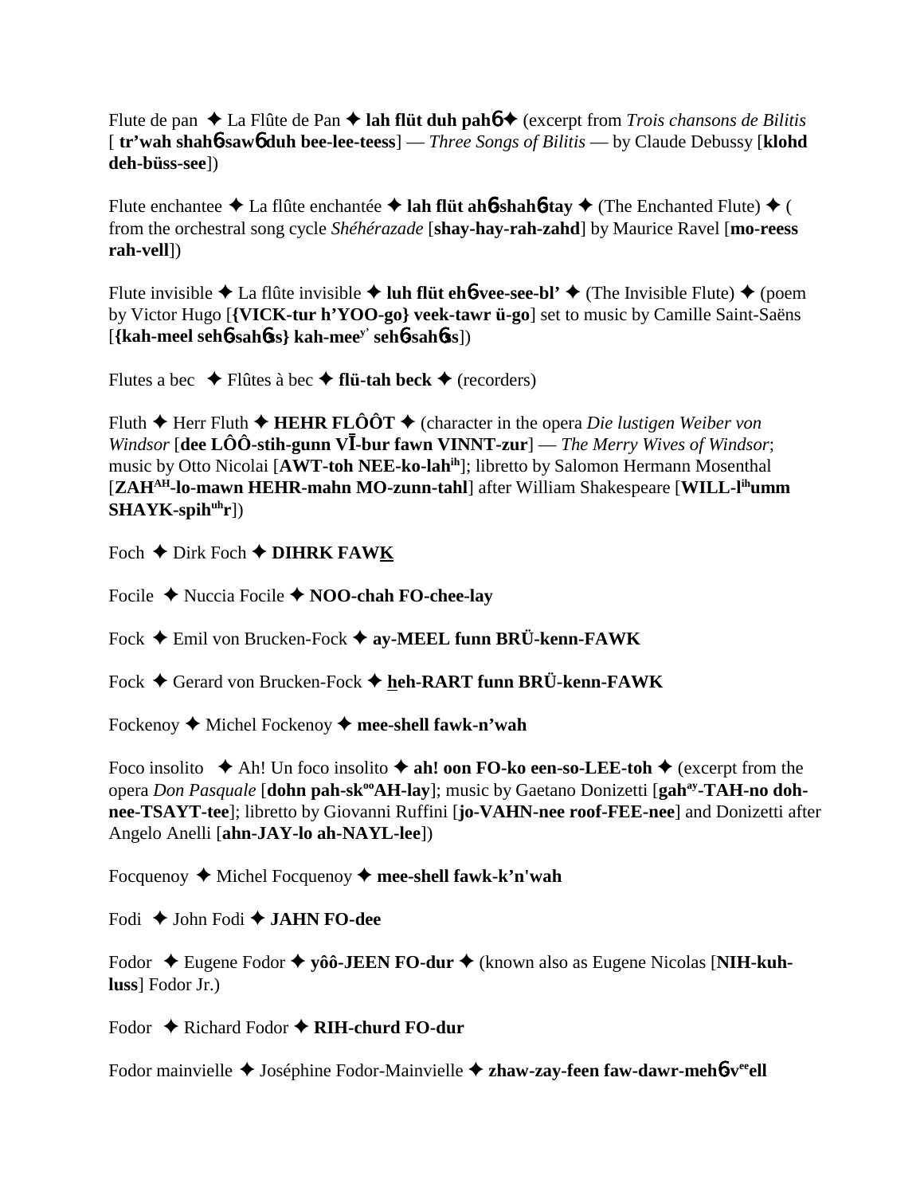Flute de pan ✦ La Flûte de Pan ✦ **lah flüt duh pahɓ** ✦ (excerpt from *Trois chansons de Bilitis* [ **tr'wah shahɓ-sawɓ duh bee-lee-teess**] — *Three Songs of Bilitis* — by Claude Debussy [**klohd deh-büss-see**])

Flute enchantee ✦ La flûte enchantée ✦ **lah flüt ahɓ-shahɓ-tay** ✦ (The Enchanted Flute) ✦ ( from the orchestral song cycle *Shéhérazade* [**shay-hay-rah-zahd**] by Maurice Ravel [**mo-reess rah-vell**])

Flute invisible ✦ La flûte invisible ✦ **luh flüt ehɓ-vee-see-bl'** ✦ (The Invisible Flute) ✦ (poem by Victor Hugo [**{VICK-tur h'YOO-go} veek-tawr ü-go**] set to music by Camille Saint-Saëns [**{kah-meel sehɓ-sahɓss} kah-mee**[y'] **sehɓ-sahɓss**])

Flutes a bec ✦ Flûtes à bec ✦ **flü-tah beck** ✦ (recorders)

Fluth ✦ Herr Fluth ✦ **HEHR FLÔÔT** ✦ (character in the opera *Die lustigen Weiber von Windsor* [**dee LÔÔ-stih-gunn VĪ-bur fawn VINNT-zur**] — *The Merry Wives of Windsor*; music by Otto Nicolai [**AWT-toh NEE-ko-lah**[ih]]; libretto by Salomon Hermann Mosenthal [**ZAH**[AH]**-lo-mawn HEHR-mahn MO-zunn-tahl**] after William Shakespeare [**WILL-l**[ih]**umm SHAYK-spih**[uh]**r**])

Foch ✦ Dirk Foch ✦ **DIHRK FAWK**

Focile ✦ Nuccia Focile ✦ **NOO-chah FO-chee-lay**

Fock ✦ Emil von Brucken-Fock ✦ **ay-MEEL funn BRÜ-kenn-FAWK**

Fock ✦ Gerard von Brucken-Fock ✦ **heh-RART funn BRÜ-kenn-FAWK**

Fockenoy ✦ Michel Fockenoy ✦ **mee-shell fawk-n'wah**

Foco insolito ✦ Ah! Un foco insolito ✦ **ah! oon FO-ko een-so-LEE-toh** ✦ (excerpt from the opera *Don Pasquale* [**dohn pah-sk**[oo]**AH-lay**]; music by Gaetano Donizetti [**gah**[ay]**-TAH-no doh-nee-TSAYT-tee**]; libretto by Giovanni Ruffini [**jo-VAHN-nee roof-FEE-nee**] and Donizetti after Angelo Anelli [**ahn-JAY-lo ah-NAYL-lee**])

Focquenoy ✦ Michel Focquenoy ✦ **mee-shell fawk-k'n'wah**

Fodi ✦ John Fodi ✦ **JAHN FO-dee**

Fodor ✦ Eugene Fodor ✦ **yôô-JEEN FO-dur** ✦ (known also as Eugene Nicolas [**NIH-kuh-luss**] Fodor Jr.)

Fodor ✦ Richard Fodor ✦ **RIH-churd FO-dur**

Fodor mainvielle ✦ Joséphine Fodor-Mainvielle ✦ **zhaw-zay-feen faw-dawr-mehɓ-v**[ee]**ell**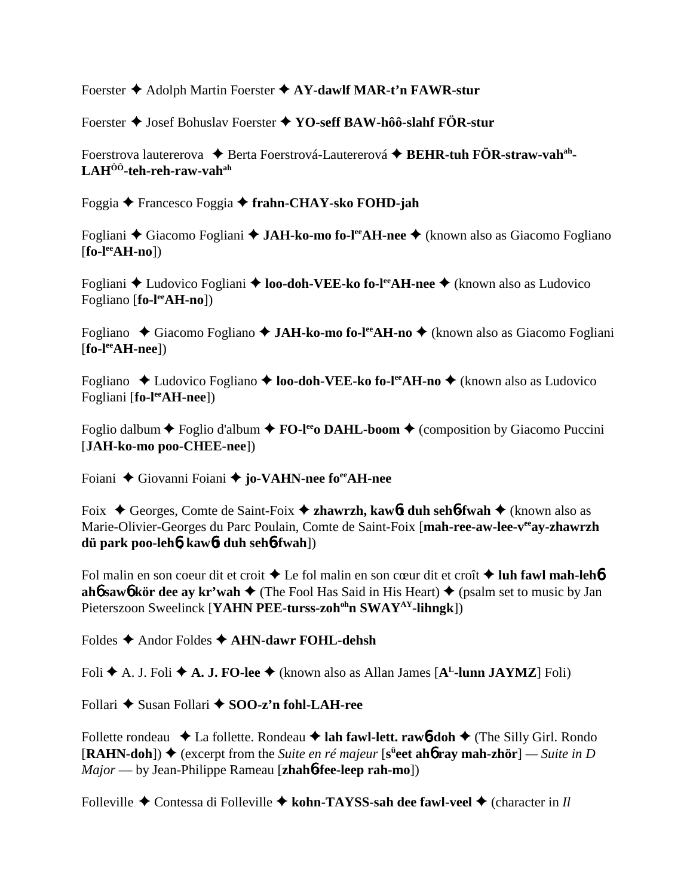Foerster ✦ Adolph Martin Foerster ✦ **AY-dawlf MAR-t'n FAWR-stur**

Foerster ✦ Josef Bohuslav Foerster ✦ **YO-seff BAW-hôô-slahf FÖR-stur**

Foerstrova lautererova ✦ Berta Foerstrová-Lautererová ✦ **BEHR-tuh FÖR-straw-vah**[ah]**-LAH**[ÔÔ]**-teh-reh-raw-vah**[ah]

Foggia ✦ Francesco Foggia ✦ **frahn-CHAY-sko FOHD-jah**

Fogliani ✦ Giacomo Fogliani ✦ **JAH-ko-mo fo-l**[ee]**AH-nee** ✦ (known also as Giacomo Fogliano [**fo-l**[ee]**AH-no**])

Fogliani ✦ Ludovico Fogliani ✦ **loo-doh-VEE-ko fo-l**[ee]**AH-nee** ✦ (known also as Ludovico Fogliano [**fo-l**[ee]**AH-no**])

Fogliano ✦ Giacomo Fogliano ✦ **JAH-ko-mo fo-l**[ee]**AH-no** ✦ (known also as Giacomo Fogliani [**fo-l**[ee]**AH-nee**])

Fogliano ✦ Ludovico Fogliano ✦ **loo-doh-VEE-ko fo-l**[ee]**AH-no** ✦ (known also as Ludovico Fogliani [**fo-l**[ee]**AH-nee**])

Foglio dalbum ✦ Foglio d'album ✦ **FO-l**[ee]**o DAHL-boom** ✦ (composition by Giacomo Puccini [**JAH-ko-mo poo-CHEE-nee**])

Foiani ✦ Giovanni Foiani ✦ **jo-VAHN-nee fo**[ee]**AH-nee**

Foix ✦ Georges, Comte de Saint-Foix ✦ **zhawrzh, kawɓt duh sehɓ-fwah** ✦ (known also as Marie-Olivier-Georges du Parc Poulain, Comte de Saint-Foix [**mah-ree-aw-lee-v**[ee]**ay-zhawrzh dü park poo-lehɓ, kawɓt duh sehɓ-fwah**])

Fol malin en son coeur dit et croit ✦ Le fol malin en son cœur dit et croît ✦ **luh fawl mah-lehɓ ahɓ sawɓ kör dee ay kr'wah** ✦ (The Fool Has Said in His Heart) ✦ (psalm set to music by Jan Pieterszoon Sweelinck [**YAHN PEE-turss-zoh**[oh]**n SWAY**[AY]**-lihngk**])

Foldes ✦ Andor Foldes ✦ **AHN-dawr FOHL-dehsh**

Foli ✦ A. J. Foli ✦ **A. J. FO-lee** ✦ (known also as Allan James [**A**[L]**-lunn JAYMZ**] Foli)

Follari ✦ Susan Follari ✦ **SOO-z'n fohl-LAH-ree**

Follette rondeau ✦ La follette. Rondeau ✦ **lah fawl-lett. rawɓ-doh** ✦ (The Silly Girl. Rondo [**RAHN-doh**]) ✦ (excerpt from the *Suite en ré majeur* [**s**[ü]**eet ahɓ ray mah-zhör**] — *Suite in D Major* — by Jean-Philippe Rameau [**zhahɓ-fee-leep rah-mo**])

Folleville ✦ Contessa di Folleville ✦ **kohn-TAYSS-sah dee fawl-veel** ✦ (character in *Il*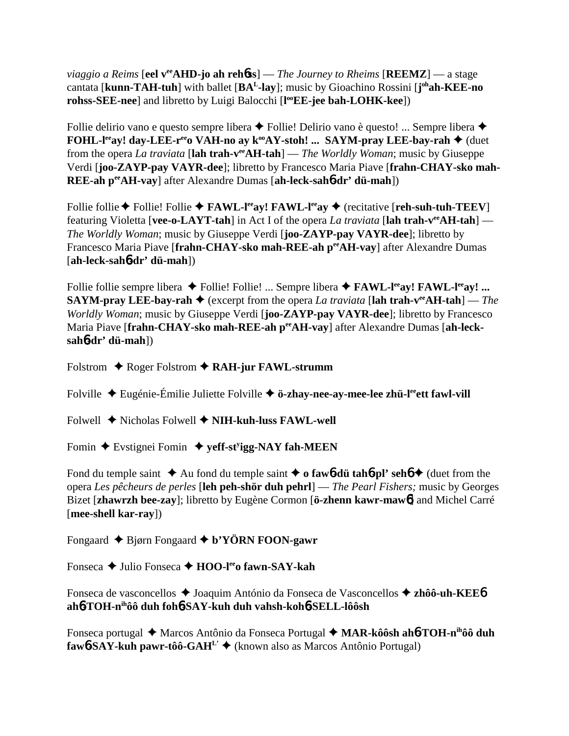*viaggio a Reims* [**eel v^ee^AHD-jo ah reh6ss**] — *The Journey to Rheims* [**REEMZ**] — a stage cantata [**kunn-TAH-tuh**] with ballet [**BA^L^-lay**]; music by Gioachino Rossini [**j^oh^ah-KEE-no rohss-SEE-nee**] and libretto by Luigi Balocchi [**l^oo^EE-jee bah-LOHK-kee**])

Follie delirio vano e questo sempre libera ✦ Follie! Delirio vano è questo! ... Sempre libera ✦ **FOHL-l^ee^ay! day-LEE-r^ee^o VAH-no ay k^oo^AY-stoh! ... SAYM-pray LEE-bay-rah** ✦ (duet from the opera *La traviata* [**lah trah-v^ee^AH-tah**] — *The Worldly Woman*; music by Giuseppe Verdi [**joo-ZAYP-pay VAYR-dee**]; libretto by Francesco Maria Piave [**frahn-CHAY-sko mah-REE-ah p^ee^AH-vay**] after Alexandre Dumas [**ah-leck-sah6-dr' dü-mah**])

Follie follie ✦ Follie! Follie ✦ **FAWL-l^ee^ay! FAWL-l^ee^ay** ✦ (recitative [**reh-suh-tuh-TEEV**] featuring Violetta [**vee-o-LAYT-tah**] in Act I of the opera *La traviata* [**lah trah-v^ee^AH-tah**] — *The Worldly Woman*; music by Giuseppe Verdi [**joo-ZAYP-pay VAYR-dee**]; libretto by Francesco Maria Piave [**frahn-CHAY-sko mah-REE-ah p^ee^AH-vay**] after Alexandre Dumas [**ah-leck-sah6-dr' dü-mah**])

Follie follie sempre libera ✦ Follie! Follie! ... Sempre libera ✦ **FAWL-l^ee^ay! FAWL-l^ee^ay! ... SAYM-pray LEE-bay-rah** ✦ (excerpt from the opera *La traviata* [**lah trah-v^ee^AH-tah**] — *The Worldly Woman*; music by Giuseppe Verdi [**joo-ZAYP-pay VAYR-dee**]; libretto by Francesco Maria Piave [**frahn-CHAY-sko mah-REE-ah p^ee^AH-vay**] after Alexandre Dumas [**ah-leck-sah6-dr' dü-mah**])

Folstrom ✦ Roger Folstrom ✦ **RAH-jur FAWL-strumm**

Folville ✦ Eugénie-Émilie Juliette Folville ✦ **ö-zhay-nee-ay-mee-lee zhü-l^ee^ett fawl-vill**

Folwell ✦ Nicholas Folwell ✦ **NIH-kuh-luss FAWL-well**

Fomin ✦ Evstignei Fomin ✦ **yeff-st^y^igg-NAY fah-MEEN**

Fond du temple saint ✦ Au fond du temple saint ✦ **o faw6 dü tah6pl' seh6** ✦ (duet from the opera *Les pêcheurs de perles* [**leh peh-shör duh pehrl**] — *The Pearl Fishers;* music by Georges Bizet [**zhawrzh bee-zay**]; libretto by Eugène Cormon [**ö-zhenn kawr-maw6**] and Michel Carré [**mee-shell kar-ray**])

Fongaard ✦ Bjørn Fongaard ✦ **b'YÖRN FOON-gawr**

Fonseca ✦ Julio Fonseca ✦ **HOO-l^ee^o fawn-SAY-kah**

Fonseca de vasconcellos ✦ Joaquim António da Fonseca de Vasconcellos ✦ **zhôô-uh-KEE6 ah6-TOH-n^ih^ôô duh foh6-SAY-kuh duh vahsh-koh6-SELL-lôôsh**

Fonseca portugal ✦ Marcos Antônio da Fonseca Portugal ✦ **MAR-kôôsh ah6-TOH-n^ih^ôô duh faw6-SAY-kuh pawr-tôô-GAH^L'^** ✦ (known also as Marcos Antônio Portugal)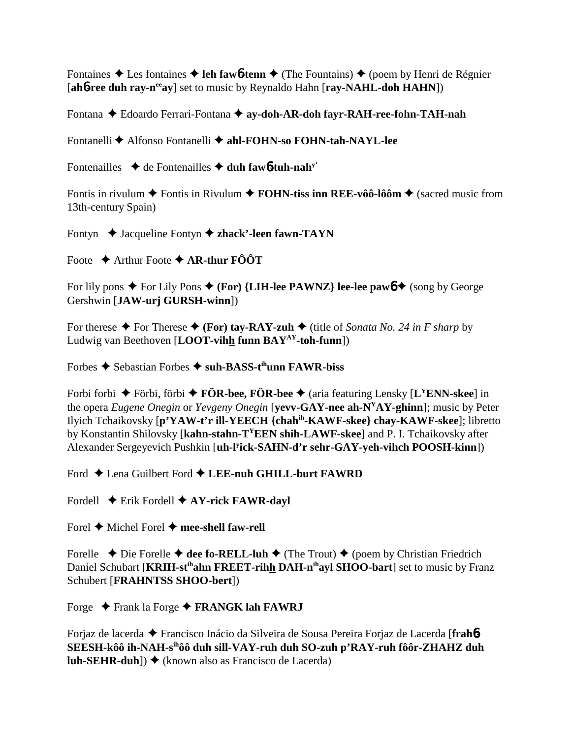Fontaines ✦ Les fontaines ✦ **leh faw6-tenn** ✦ (The Fountains) ✦ (poem by Henri de Régnier [**ah6-ree duh ray-n$^{ee}$ay**] set to music by Reynaldo Hahn [**ray-NAHL-doh HAHN**])

Fontana ✦ Edoardo Ferrari-Fontana ✦ **ay-doh-AR-doh fayr-RAH-ree-fohn-TAH-nah**

Fontanelli ✦ Alfonso Fontanelli ✦ **ahl-FOHN-so FOHN-tah-NAYL-lee**

Fontenailles ✦ de Fontenailles ✦ **duh faw6-tuh-nah$^{y'}$**

Fontis in rivulum ✦ Fontis in Rivulum ✦ **FOHN-tiss inn REE-vôô-lôôm** ✦ (sacred music from 13th-century Spain)

Fontyn ✦ Jacqueline Fontyn ✦ **zhack'-leen fawn-TAYN**

Foote ✦ Arthur Foote ✦ **AR-thur FÔÔT**

For lily pons ✦ For Lily Pons ✦ **(For) {LIH-lee PAWNZ} lee-lee paw6** ✦ (song by George Gershwin [**JAW-urj GURSH-winn**])

For therese ✦ For Therese ✦ **(For) tay-RAY-zuh** ✦ (title of *Sonata No. 24 in F sharp* by Ludwig van Beethoven [**LOOT-vihh funn BAY$^{AY}$-toh-funn**])

Forbes ✦ Sebastian Forbes ✦ **suh-BASS-t$^{ih}$unn FAWR-biss**

Forbi forbi ✦ Förbi, förbi ✦ **FÖR-bee, FÖR-bee** ✦ (aria featuring Lensky [**L$^{Y}$ENN-skee**] in the opera *Eugene Onegin* or *Yevgeny Onegin* [**yevv-GAY-nee ah-N$^{Y}$AY-ghinn**]; music by Peter Ilyich Tchaikovsky [**p'YAW-t'r ill-YEECH {chah$^{ih}$-KAWF-skee} chay-KAWF-skee**]; libretto by Konstantin Shilovsky [**kahn-stahn-T$^{Y}$EEN shih-LAWF-skee**] and P. I. Tchaikovsky after Alexander Sergeyevich Pushkin [**uh-l$^{y}$ick-SAHN-d'r sehr-GAY-yeh-vihch POOSH-kinn**])

Ford ✦ Lena Guilbert Ford ✦ **LEE-nuh GHILL-burt FAWRD**

Fordell ✦ Erik Fordell ✦ **AY-rick FAWR-dayl**

Forel ✦ Michel Forel ✦ **mee-shell faw-rell**

Forelle ✦ Die Forelle ✦ **dee fo-RELL-luh** ✦ (The Trout) ✦ (poem by Christian Friedrich Daniel Schubart [**KRIH-st$^{ih}$ahn FREET-rihh DAH-n$^{ih}$ayl SHOO-bart**] set to music by Franz Schubert [**FRAHNTSS SHOO-bert**])

Forge ✦ Frank la Forge ✦ **FRANGK lah FAWRJ**

Forjaz de lacerda ✦ Francisco Inácio da Silveira de Sousa Pereira Forjaz de Lacerda [**frah6 SEESH-kôô ih-NAH-s$^{ih}$ôô duh sill-VAY-ruh duh SO-zuh p'RAY-ruh fôôr-ZHAHZ duh luh-SEHR-duh**]) ✦ (known also as Francisco de Lacerda)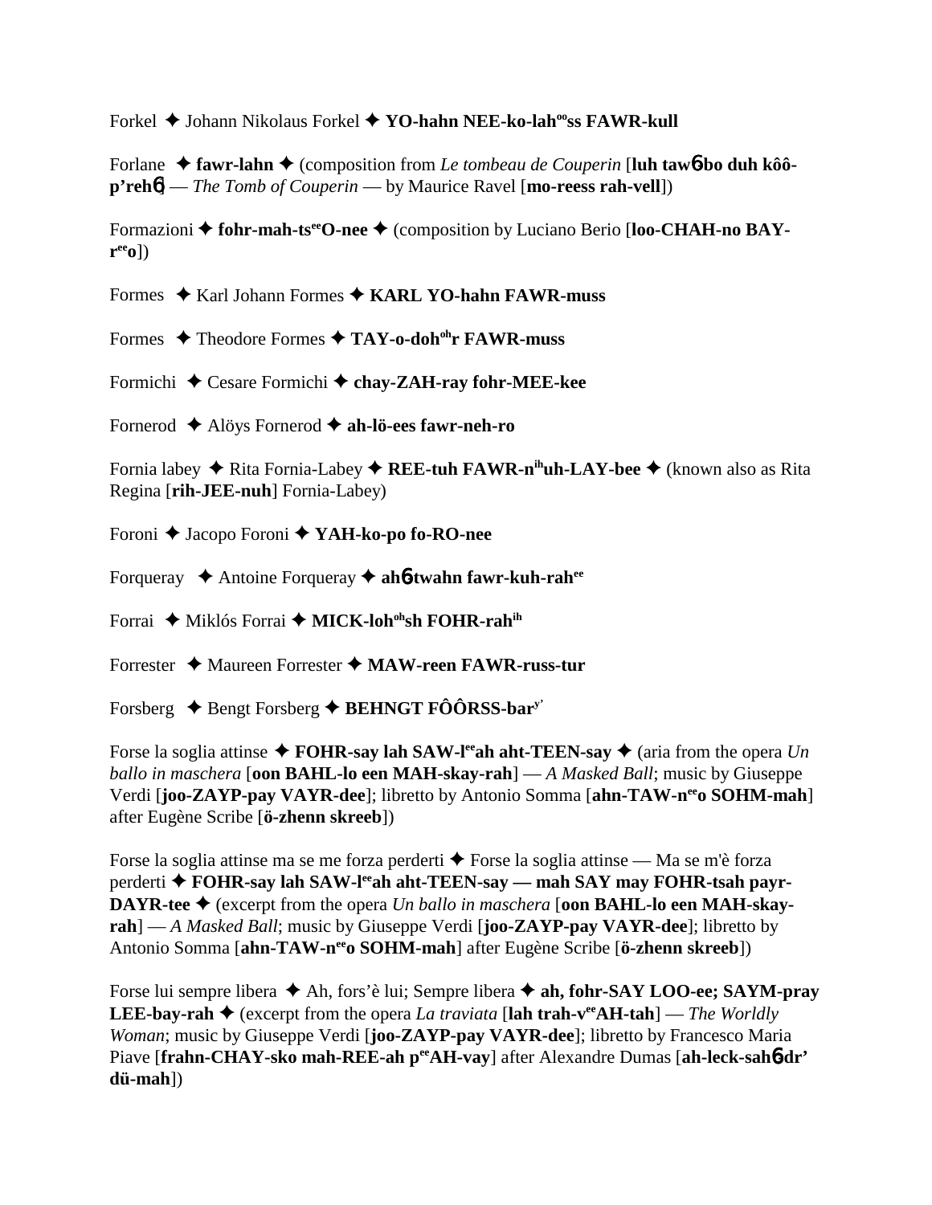Forkel ✦ Johann Nikolaus Forkel ✦ **YO-hahn NEE-ko-lah[oo]ss FAWR-kull**

Forlane ✦ **fawr-lahn** ✦ (composition from *Le tombeau de Couperin* [**luh taw6bo duh kôô-p'reh6**] — *The Tomb of Couperin* — by Maurice Ravel [**mo-reess rah-vell**])

Formazioni ✦ **fohr-mah-ts[ee]O-nee** ✦ (composition by Luciano Berio [**loo-CHAH-no BAY-r[ee]o**])

Formes ✦ Karl Johann Formes ✦ **KARL YO-hahn FAWR-muss**

Formes ✦ Theodore Formes ✦ **TAY-o-doh[oh]r FAWR-muss**

Formichi ✦ Cesare Formichi ✦ **chay-ZAH-ray fohr-MEE-kee**

Fornerod ✦ Alöys Fornerod ✦ **ah-lö-ees fawr-neh-ro**

Fornia labey ✦ Rita Fornia-Labey ✦ **REE-tuh FAWR-n[ih]uh-LAY-bee** ✦ (known also as Rita Regina [**rih-JEE-nuh**] Fornia-Labey)

Foroni ✦ Jacopo Foroni ✦ **YAH-ko-po fo-RO-nee**

Forqueray ✦ Antoine Forqueray ✦ **ah6-twahn fawr-kuh-rah[ee]**

Forrai ✦ Miklós Forrai ✦ **MICK-loh[oh]sh FOHR-rah[ih]**

Forrester ✦ Maureen Forrester ✦ **MAW-reen FAWR-russ-tur**

Forsberg ✦ Bengt Forsberg ✦ **BEHNGT FÔÔRSS-bar[y']**

Forse la soglia attinse ✦ **FOHR-say lah SAW-l[ee]ah aht-TEEN-say** ✦ (aria from the opera *Un ballo in maschera* [**oon BAHL-lo een MAH-skay-rah**] — *A Masked Ball*; music by Giuseppe Verdi [**joo-ZAYP-pay VAYR-dee**]; libretto by Antonio Somma [**ahn-TAW-n[ee]o SOHM-mah**] after Eugène Scribe [**ö-zhenn skreeb**])

Forse la soglia attinse ma se me forza perderti ✦ Forse la soglia attinse — Ma se m'è forza perderti ✦ **FOHR-say lah SAW-l[ee]ah aht-TEEN-say — mah SAY may FOHR-tsah payr-DAYR-tee** ✦ (excerpt from the opera *Un ballo in maschera* [**oon BAHL-lo een MAH-skay-rah**] — *A Masked Ball*; music by Giuseppe Verdi [**joo-ZAYP-pay VAYR-dee**]; libretto by Antonio Somma [**ahn-TAW-n[ee]o SOHM-mah**] after Eugène Scribe [**ö-zhenn skreeb**])

Forse lui sempre libera ✦ Ah, fors'è lui; Sempre libera ✦ **ah, fohr-SAY LOO-ee; SAYM-pray LEE-bay-rah** ✦ (excerpt from the opera *La traviata* [**lah trah-v[ee]AH-tah**] — *The Worldly Woman*; music by Giuseppe Verdi [**joo-ZAYP-pay VAYR-dee**]; libretto by Francesco Maria Piave [**frahn-CHAY-sko mah-REE-ah p[ee]AH-vay**] after Alexandre Dumas [**ah-leck-sah6dr' dü-mah**])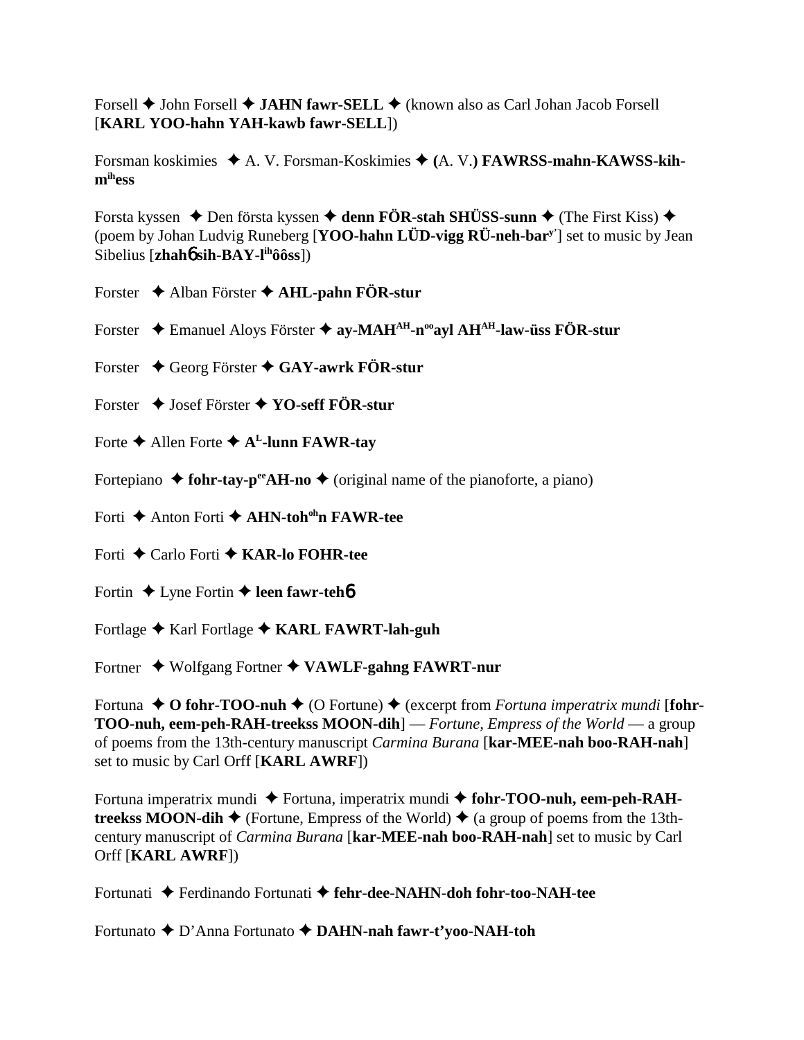Forsell ✦ John Forsell ✦ **JAHN fawr-SELL** ✦ (known also as Carl Johan Jacob Forsell [**KARL YOO-hahn YAH-kawb fawr-SELL**])

Forsman koskimies ✦ A. V. Forsman-Koskimies ✦ **(**A. V.**) FAWRSS-mahn-KAWSS-kih-m**[ih]**ess**

Forsta kyssen ✦ Den första kyssen ✦ **denn FÖR-stah SHÜSS-sunn** ✦ (The First Kiss) ✦ (poem by Johan Ludvig Runeberg [**YOO-hahn LÜD-vigg RÜ-neh-bar**[y']] set to music by Jean Sibelius [**zhah**6 **sih-BAY-l**[ih]**ôôss**])

Forster ✦ Alban Förster ✦ **AHL-pahn FÖR-stur**

Forster ✦ Emanuel Aloys Förster ✦ **ay-MAH**[AH]**-n**[oo]**ayl AH**[AH]**-law-üss FÖR-stur**

Forster ✦ Georg Förster ✦ **GAY-awrk FÖR-stur**

Forster ✦ Josef Förster ✦ **YO-seff FÖR-stur**

Forte ✦ Allen Forte ✦ **A**[L]**-lunn FAWR-tay**

Fortepiano ✦ **fohr-tay-p**[ee]**AH-no** ✦ (original name of the pianoforte, a piano)

Forti ✦ Anton Forti ✦ **AHN-toh**[oh]**n FAWR-tee**

Forti ✦ Carlo Forti ✦ **KAR-lo FOHR-tee**

Fortin ✦ Lyne Fortin ✦ **leen fawr-teh**6

Fortlage ✦ Karl Fortlage ✦ **KARL FAWRT-lah-guh**

Fortner ✦ Wolfgang Fortner ✦ **VAWLF-gahng FAWRT-nur**

Fortuna ✦ **O fohr-TOO-nuh** ✦ (O Fortune) ✦ (excerpt from *Fortuna imperatrix mundi* [**fohr-TOO-nuh, eem-peh-RAH-treekss MOON-dih**] — *Fortune, Empress of the World* — a group of poems from the 13th-century manuscript *Carmina Burana* [**kar-MEE-nah boo-RAH-nah**] set to music by Carl Orff [**KARL AWRF**])

Fortuna imperatrix mundi ✦ Fortuna, imperatrix mundi ✦ **fohr-TOO-nuh, eem-peh-RAH-treekss MOON-dih** ✦ (Fortune, Empress of the World) ✦ (a group of poems from the 13th-century manuscript of *Carmina Burana* [**kar-MEE-nah boo-RAH-nah**] set to music by Carl Orff [**KARL AWRF**])

Fortunati ✦ Ferdinando Fortunati ✦ **fehr-dee-NAHN-doh fohr-too-NAH-tee**

Fortunato ✦ D'Anna Fortunato ✦ **DAHN-nah fawr-t'yoo-NAH-toh**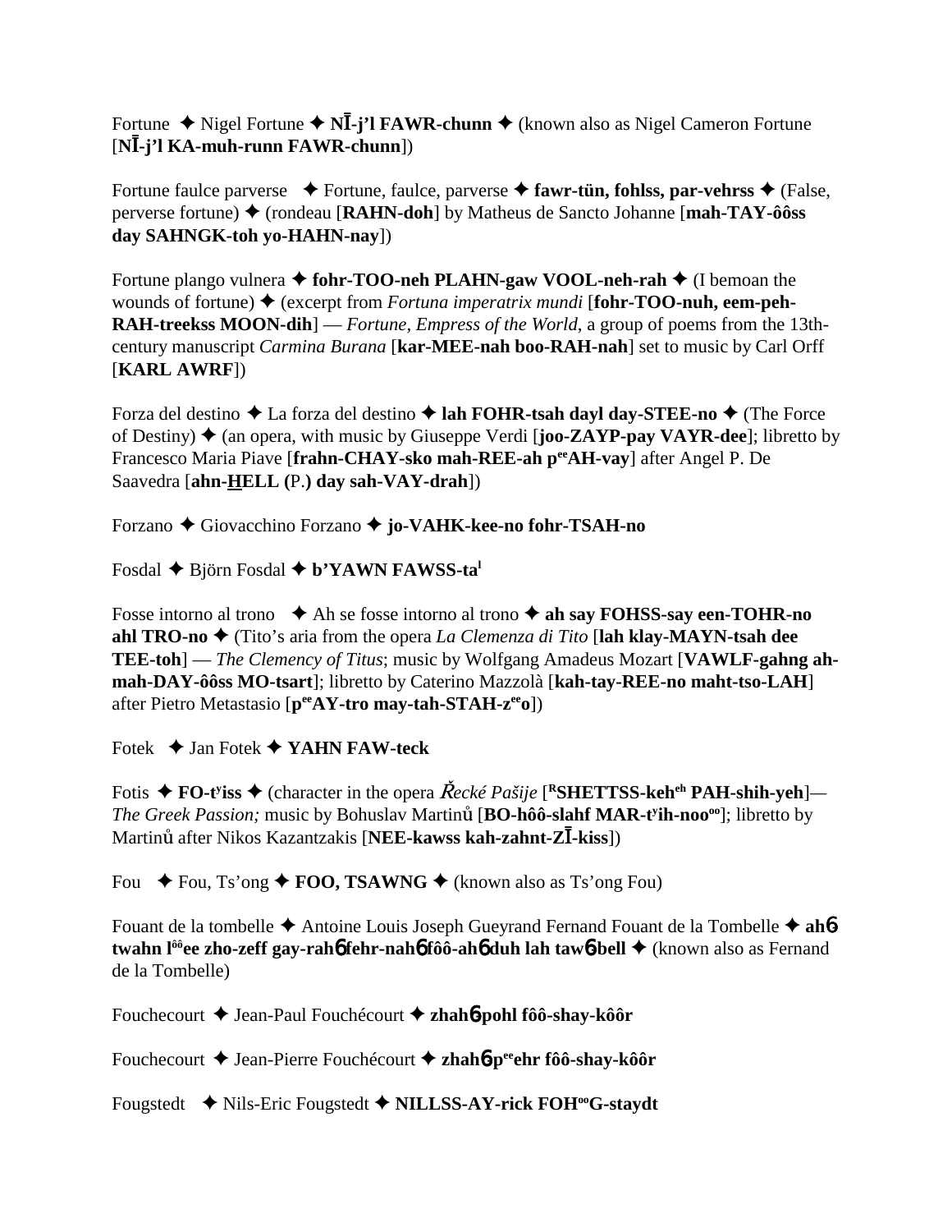Fortune ✦ Nigel Fortune ✦ **NĪ-j'l FAWR-chunn** ✦ (known also as Nigel Cameron Fortune [**NĪ-j'l KA-muh-runn FAWR-chunn**])

Fortune faulce parverse ✦ Fortune, faulce, parverse ✦ **fawr-tün, fohlss, par-vehrss** ✦ (False, perverse fortune) ✦ (rondeau [**RAHN-doh**] by Matheus de Sancto Johanne [**mah-TAY-ôôss day SAHNGK-toh yo-HAHN-nay**])

Fortune plango vulnera ✦ **fohr-TOO-neh PLAHN-gaw VOOL-neh-rah** ✦ (I bemoan the wounds of fortune) ✦ (excerpt from *Fortuna imperatrix mundi* [**fohr-TOO-nuh, eem-peh-RAH-treekss MOON-dih**] — *Fortune, Empress of the World*, a group of poems from the 13th-century manuscript *Carmina Burana* [**kar-MEE-nah boo-RAH-nah**] set to music by Carl Orff [**KARL AWRF**])

Forza del destino ✦ La forza del destino ✦ **lah FOHR-tsah dayl day-STEE-no** ✦ (The Force of Destiny) ✦ (an opera, with music by Giuseppe Verdi [**joo-ZAYP-pay VAYR-dee**]; libretto by Francesco Maria Piave [**frahn-CHAY-sko mah-REE-ah p^ee^AH-vay**] after Angel P. De Saavedra [**ahn-HELL (P.) day sah-VAY-drah**])

Forzano ✦ Giovacchino Forzano ✦ **jo-VAHK-kee-no fohr-TSAH-no**

Fosdal ✦ Björn Fosdal ✦ **b'YAWN FAWSS-ta^l^**

Fosse intorno al trono ✦ Ah se fosse intorno al trono ✦ **ah say FOHSS-say een-TOHR-no ahl TRO-no** ✦ (Tito's aria from the opera *La Clemenza di Tito* [**lah klay-MAYN-tsah dee TEE-toh**] — *The Clemency of Titus*; music by Wolfgang Amadeus Mozart [**VAWLF-gahng ah-mah-DAY-ôôss MO-tsart**]; libretto by Caterino Mazzolà [**kah-tay-REE-no maht-tso-LAH**] after Pietro Metastasio [**p^ee^AY-tro may-tah-STAH-z^ee^o**])

Fotek ✦ Jan Fotek ✦ **YAHN FAW-teck**

Fotis ✦ **FO-t^y^iss** ✦ (character in the opera *Řecké Pašije* [**^R^SHETTSS-keh^eh^ PAH-shih-yeh**]— *The Greek Passion;* music by Bohuslav Martinů [**BO-hôô-slahf MAR-t^y^ih-noo^oo^**]; libretto by Martinů after Nikos Kazantzakis [**NEE-kawss kah-zahnt-ZĪ-kiss**])

Fou ✦ Fou, Ts'ong ✦ **FOO, TSAWNG** ✦ (known also as Ts'ong Fou)

Fouant de la tombelle ✦ Antoine Louis Joseph Gueyrand Fernand Fouant de la Tombelle ✦ **ahɓ twahn l^ôô^ee zho-zeff gay-rahɓ fehr-nahɓ fôô-ahɓ duh lah tawɓ-bell** ✦ (known also as Fernand de la Tombelle)

Fouchecourt ✦ Jean-Paul Fouchécourt ✦ **zhahɓ-pohl fôô-shay-kôôr**

Fouchecourt ✦ Jean-Pierre Fouchécourt ✦ **zhahɓ-p^ee^ehr fôô-shay-kôôr**

Fougstedt ✦ Nils-Eric Fougstedt ✦ **NILLSS-AY-rick FOH^oo^G-staydt**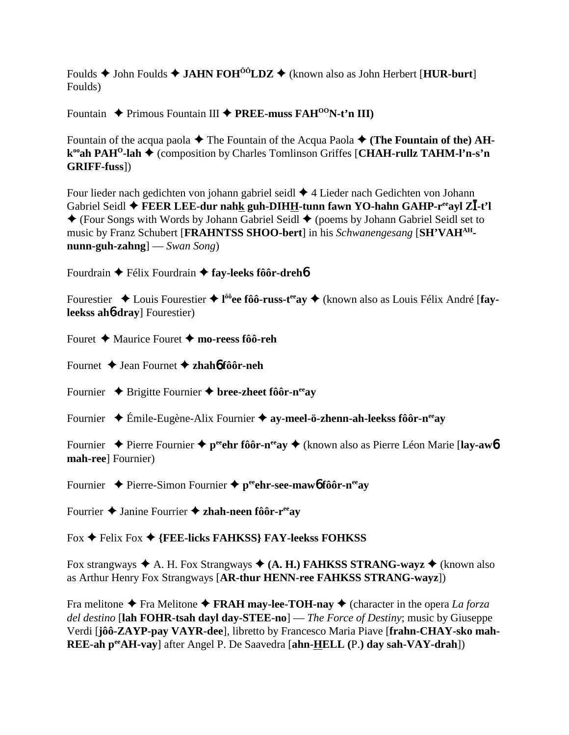Foulds ✦ John Foulds ✦ **JAHN FOH$^{ÔÔ}$LDZ** ✦ (known also as John Herbert [**HUR-burt**] Foulds)

Fountain ✦ Primous Fountain III ✦ **PREE-muss FAH$^{OO}$N-t'n III)**

Fountain of the acqua paola ✦ The Fountain of the Acqua Paola ✦ **(The Fountain of the) AH-k$^{oo}$ah PAH$^{O}$-lah** ✦ (composition by Charles Tomlinson Griffes [**CHAH-rullz TAHM-l'n-s'n GRIFF-fuss**])

Four lieder nach gedichten von johann gabriel seidl ✦ 4 Lieder nach Gedichten von Johann Gabriel Seidl ✦ **FEER LEE-dur nahk guh-DIHH-tunn fawn YO-hahn GAHP-r$^{ee}$ayl ZĪ-t'l** ✦ (Four Songs with Words by Johann Gabriel Seidl ✦ (poems by Johann Gabriel Seidl set to music by Franz Schubert [**FRAHNTSS SHOO-bert**] in his *Schwanengesang* [**SH'VAH$^{AH}$-nunn-guh-zahng**] — *Swan Song*)

Fourdrain ✦ Félix Fourdrain ✦ **fay-leeks fôôr-drehɓ**

Fourestier ✦ Louis Fourestier ✦ **l$^{ôô}$ee fôô-russ-t$^{ee}$ay** ✦ (known also as Louis Félix André [**fay-leekss ahɓ-dray**] Fourestier)

Fouret ✦ Maurice Fouret ✦ **mo-reess fôô-reh**

Fournet ✦ Jean Fournet ✦ **zhahɓ fôôr-neh**

Fournier ✦ Brigitte Fournier ✦ **bree-zheet fôôr-n$^{ee}$ay**

Fournier ✦ Émile-Eugène-Alix Fournier ✦ **ay-meel-ö-zhenn-ah-leekss fôôr-n$^{ee}$ay**

Fournier ✦ Pierre Fournier ✦ **p$^{ee}$ehr fôôr-n$^{ee}$ay** ✦ (known also as Pierre Léon Marie [**lay-awɓ mah-ree**] Fournier)

Fournier ✦ Pierre-Simon Fournier ✦ **p$^{ee}$ehr-see-mawɓ fôôr-n$^{ee}$ay**

Fourrier ✦ Janine Fourrier ✦ **zhah-neen fôôr-r$^{ee}$ay**

Fox ✦ Felix Fox ✦ **{FEE-licks FAHKSS} FAY-leekss FOHKSS**

Fox strangways ✦ A. H. Fox Strangways ✦ **(A. H.) FAHKSS STRANG-wayz** ✦ (known also as Arthur Henry Fox Strangways [**AR-thur HENN-ree FAHKSS STRANG-wayz**])

Fra melitone ✦ Fra Melitone ✦ **FRAH may-lee-TOH-nay** ✦ (character in the opera *La forza del destino* [**lah FOHR-tsah dayl day-STEE-no**] — *The Force of Destiny*; music by Giuseppe Verdi [**jôô-ZAYP-pay VAYR-dee**], libretto by Francesco Maria Piave [**frahn-CHAY-sko mah-REE-ah p$^{ee}$AH-vay**] after Angel P. De Saavedra [**ahn-HELL (P.) day sah-VAY-drah**])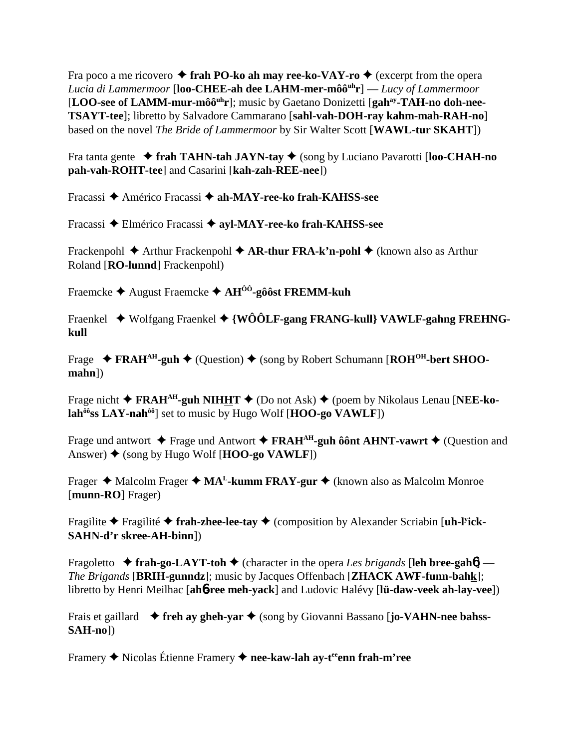Fra poco a me ricovero ✦ **frah PO-ko ah may ree-ko-VAY-ro** ✦ (excerpt from the opera *Lucia di Lammermoor* [**loo-CHEE-ah dee LAHM-mer-môô^uh^r**] — *Lucy of Lammermoor* [**LOO-see of LAMM-mur-môô^uh^r**]; music by Gaetano Donizetti [**gah^ay^-TAH-no doh-nee-TSAYT-tee**]; libretto by Salvadore Cammarano [**sahl-vah-DOH-ray kahm-mah-RAH-no**] based on the novel *The Bride of Lammermoor* by Sir Walter Scott [**WAWL-tur SKAHT**])

Fra tanta gente ✦ **frah TAHN-tah JAYN-tay** ✦ (song by Luciano Pavarotti [**loo-CHAH-no pah-vah-ROHT-tee**] and Casarini [**kah-zah-REE-nee**])

Fracassi ✦ Américo Fracassi ✦ **ah-MAY-ree-ko frah-KAHSS-see**

Fracassi ✦ Elmérico Fracassi ✦ **ayl-MAY-ree-ko frah-KAHSS-see**

Frackenpohl ✦ Arthur Frackenpohl ✦ **AR-thur FRA-k'n-pohl** ✦ (known also as Arthur Roland [**RO-lunnd**] Frackenpohl)

Fraemcke ✦ August Fraemcke ✦ **AH^ÔÔ^-gôôst FREMM-kuh**

Fraenkel ✦ Wolfgang Fraenkel ✦ **{WÔÔLF-gang FRANG-kull} VAWLF-gahng FREHNG-kull**

Frage ✦ **FRAH^AH^-guh** ✦ (Question) ✦ (song by Robert Schumann [**ROH^OH^-bert SHOO-mahn**])

Frage nicht ✦ **FRAH^AH^-guh NIHHT** ✦ (Do not Ask) ✦ (poem by Nikolaus Lenau [**NEE-ko-lah^ôô^ss LAY-nah^ôô^**] set to music by Hugo Wolf [**HOO-go VAWLF**])

Frage und antwort ✦ Frage und Antwort ✦ **FRAH^AH^-guh ôônt AHNT-vawrt** ✦ (Question and Answer) ✦ (song by Hugo Wolf [**HOO-go VAWLF**])

Frager ✦ Malcolm Frager ✦ **MA^L^-kumm FRAY-gur** ✦ (known also as Malcolm Monroe [**munn-RO**] Frager)

Fragilite ✦ Fragilité ✦ **frah-zhee-lee-tay** ✦ (composition by Alexander Scriabin [**uh-l^y^ick-SAHN-d'r skree-AH-binn**])

Fragoletto ✦ **frah-go-LAYT-toh** ✦ (character in the opera *Les brigands* [**leh bree-gahɓ**] — *The Brigands* [**BRIH-gunndz**]; music by Jacques Offenbach [**ZHACK AWF-funn-bahk**]; libretto by Henri Meilhac [**ahɓ-ree meh-yack**] and Ludovic Halévy [**lü-daw-veek ah-lay-vee**])

Frais et gaillard ✦ **freh ay gheh-yar** ✦ (song by Giovanni Bassano [**jo-VAHN-nee bahss-SAH-no**])

Framery ✦ Nicolas Étienne Framery ✦ **nee-kaw-lah ay-t^ee^enn frah-m'ree**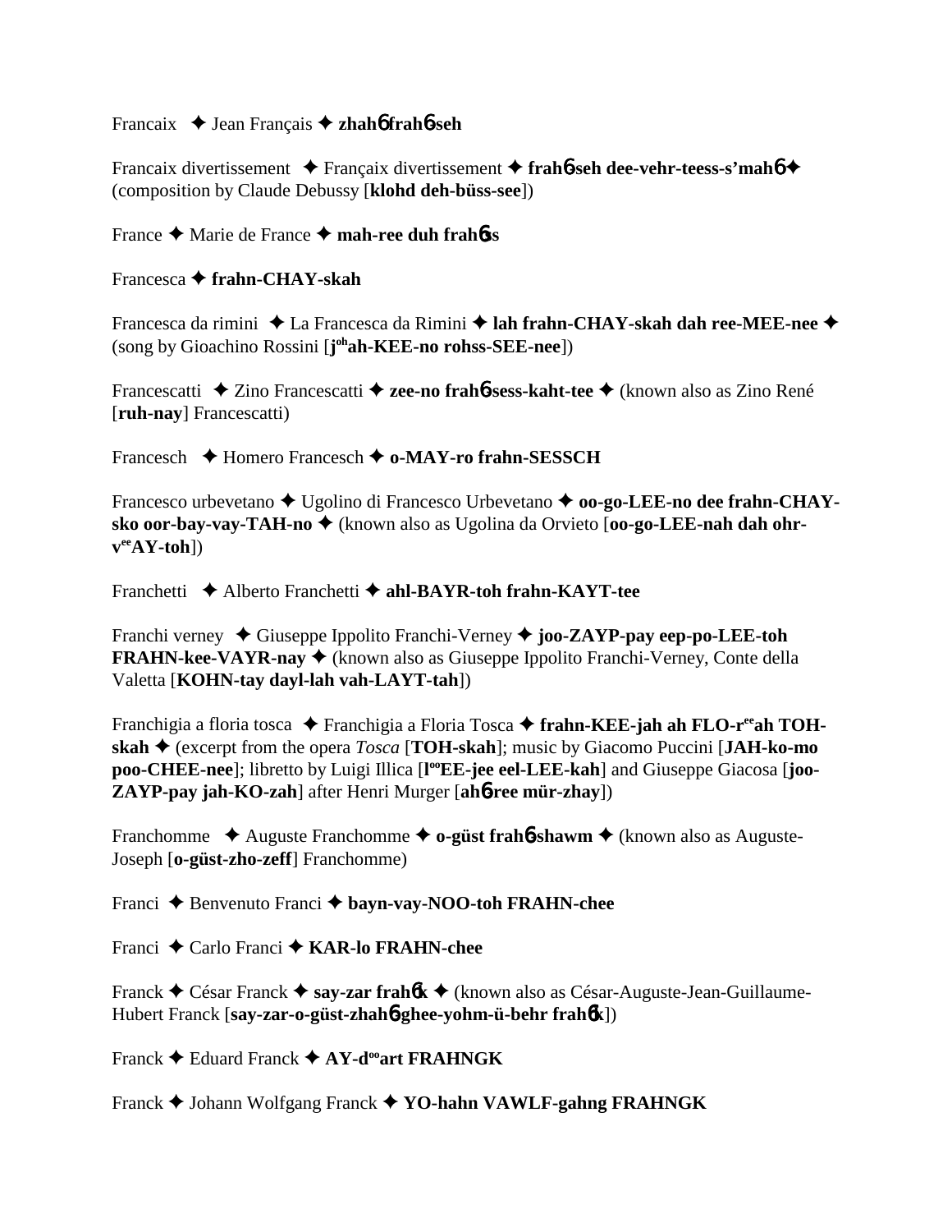Francaix ✦ Jean Français ✦ **zhahɲ frahɲ-seh**

Francaix divertissement ✦ Françaix divertissement ✦ **frahɲ-seh dee-vehr-teess-s'mahɲ** ✦ (composition by Claude Debussy [**klohd deh-büss-see**])

France ✦ Marie de France ✦ **mah-ree duh frahɲss**

Francesca ✦ **frahn-CHAY-skah**

Francesca da rimini ✦ La Francesca da Rimini ✦ **lah frahn-CHAY-skah dah ree-MEE-nee** ✦ (song by Gioachino Rossini [**j[oh]ah-KEE-no rohss-SEE-nee**])

Francescatti ✦ Zino Francescatti ✦ **zee-no frahɲ-sess-kaht-tee** ✦ (known also as Zino René [**ruh-nay**] Francescatti)

Francesch ✦ Homero Francesch ✦ **o-MAY-ro frahn-SESSCH**

Francesco urbevetano ✦ Ugolino di Francesco Urbevetano ✦ **oo-go-LEE-no dee frahn-CHAY-sko oor-bay-vay-TAH-no** ✦ (known also as Ugolina da Orvieto [**oo-go-LEE-nah dah ohr-v[ee]AY-toh**])

Franchetti ✦ Alberto Franchetti ✦ **ahl-BAYR-toh frahn-KAYT-tee**

Franchi verney ✦ Giuseppe Ippolito Franchi-Verney ✦ **joo-ZAYP-pay eep-po-LEE-toh FRAHN-kee-VAYR-nay** ✦ (known also as Giuseppe Ippolito Franchi-Verney, Conte della Valetta [**KOHN-tay dayl-lah vah-LAYT-tah**])

Franchigia a floria tosca ✦ Franchigia a Floria Tosca ✦ **frahn-KEE-jah ah FLO-r[ee]ah TOH-skah** ✦ (excerpt from the opera *Tosca* [**TOH-skah**]; music by Giacomo Puccini [**JAH-ko-mo poo-CHEE-nee**]; libretto by Luigi Illica [**l[oo]EE-jee eel-LEE-kah**] and Giuseppe Giacosa [**joo-ZAYP-pay jah-KO-zah**] after Henri Murger [**ahɲ-ree mür-zhay**])

Franchomme ✦ Auguste Franchomme ✦ **o-güst frahɲ-shawm** ✦ (known also as Auguste-Joseph [**o-güst-zho-zeff**] Franchomme)

Franci ✦ Benvenuto Franci ✦ **bayn-vay-NOO-toh FRAHN-chee**

Franci ✦ Carlo Franci ✦ **KAR-lo FRAHN-chee**

Franck ✦ César Franck ✦ **say-zar frahɲk** ✦ (known also as César-Auguste-Jean-Guillaume-Hubert Franck [**say-zar-o-güst-zhahɲ-ghee-yohm-ü-behr frahɲk**])

Franck ✦ Eduard Franck ✦ **AY-d[oo]art FRAHNGK**

Franck ✦ Johann Wolfgang Franck ✦ **YO-hahn VAWLF-gahng FRAHNGK**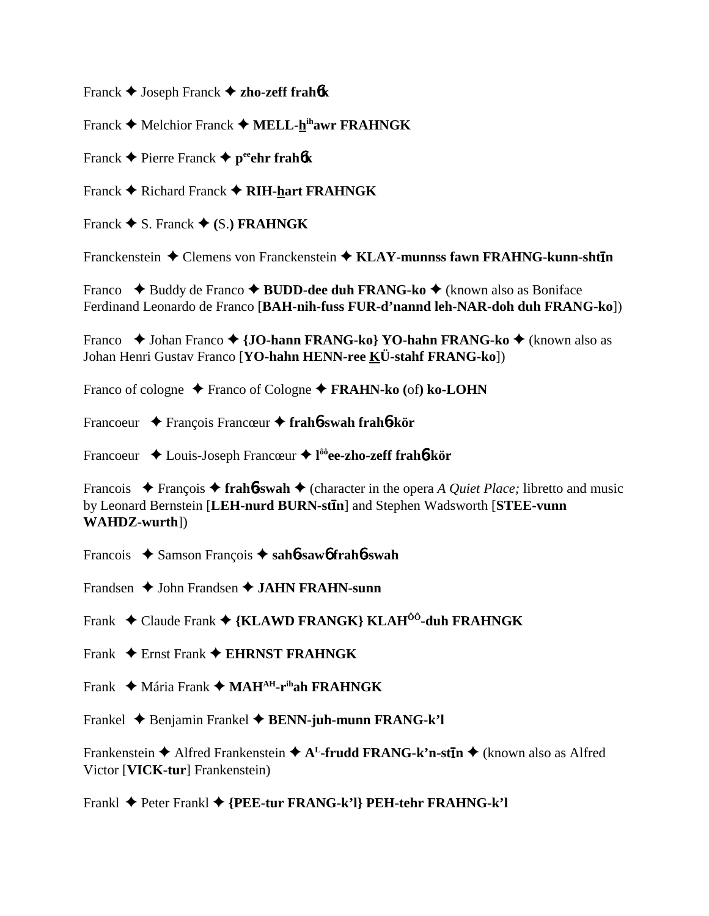Franck ✦ Joseph Franck ✦ **zho-zeff frahɓk**

Franck ✦ Melchior Franck ✦ **MELL-hihawr FRAHNGK**

Franck ✦ Pierre Franck ✦ **peeehr frahɓk**

Franck ✦ Richard Franck ✦ **RIH-hart FRAHNGK**

Franck ✦ S. Franck ✦ **(**S.**) FRAHNGK**

Franckenstein ✦ Clemens von Franckenstein ✦ **KLAY-munnss fawn FRAHNG-kunn-shtīn**

Franco ✦ Buddy de Franco ✦ **BUDD-dee duh FRANG-ko** ✦ (known also as Boniface Ferdinand Leonardo de Franco [**BAH-nih-fuss FUR-d'nannd leh-NAR-doh duh FRANG-ko**])

Franco ✦ Johan Franco ✦ **{JO-hann FRANG-ko} YO-hahn FRANG-ko** ✦ (known also as Johan Henri Gustav Franco [**YO-hahn HENN-ree KÜ-stahf FRANG-ko**])

Franco of cologne ✦ Franco of Cologne ✦ **FRAHN-ko (**of**) ko-LOHN**

Francoeur ✦ François Francœur ✦ **frahɓ-swah frahɓ-kör**

Francoeur ✦ Louis-Joseph Francœur ✦ **lôôee-zho-zeff frahɓ-kör**

Francois ✦ François ✦ **frahɓ-swah** ✦ (character in the opera *A Quiet Place;* libretto and music by Leonard Bernstein [**LEH-nurd BURN-stīn**] and Stephen Wadsworth [**STEE-vunn WAHDZ-wurth**])

Francois ✦ Samson François ✦ **sahɓ-sawɓ frahɓ-swah**

Frandsen ✦ John Frandsen ✦ **JAHN FRAHN-sunn**

Frank ✦ Claude Frank ✦ **{KLAWD FRANGK} KLAHÔÔ-duh FRAHNGK**

Frank ✦ Ernst Frank ✦ **EHRNST FRAHNGK**

Frank ✦ Mária Frank ✦ **MAHAH-rihah FRAHNGK**

Frankel ✦ Benjamin Frankel ✦ **BENN-juh-munn FRANG-k'l**

Frankenstein ✦ Alfred Frankenstein ✦ **AL-frudd FRANG-k'n-stīn** ✦ (known also as Alfred Victor [**VICK-tur**] Frankenstein)

Frankl ✦ Peter Frankl ✦ **{PEE-tur FRANG-k'l} PEH-tehr FRAHNG-k'l**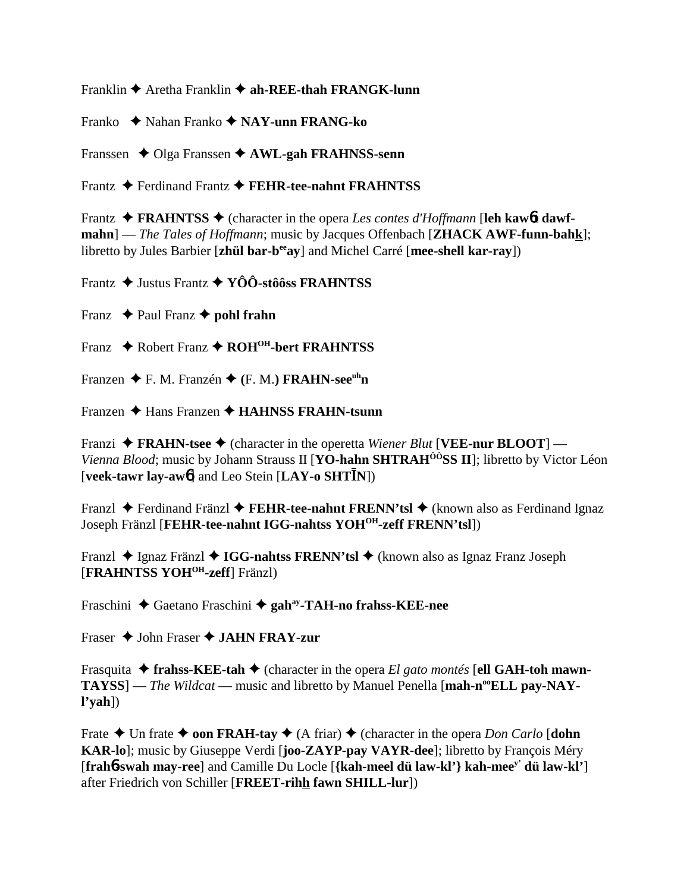Franklin ✦ Aretha Franklin ✦ **ah-REE-thah FRANGK-lunn**

Franko ✦ Nahan Franko ✦ **NAY-unn FRANG-ko**

Franssen ✦ Olga Franssen ✦ **AWL-gah FRAHNSS-senn**

Frantz ✦ Ferdinand Frantz ✦ **FEHR-tee-nahnt FRAHNTSS**

Frantz ✦ **FRAHNTSS** ✦ (character in the opera *Les contes d'Hoffmann* [**leh kaw6t dawf-mahn**] — *The Tales of Hoffmann*; music by Jacques Offenbach [**ZHACK AWF-funn-bahk**]; libretto by Jules Barbier [**zhül bar-b$^{ee}$ay**] and Michel Carré [**mee-shell kar-ray**])

Frantz ✦ Justus Frantz ✦ **YÔÔ-stôôss FRAHNTSS**

Franz ✦ Paul Franz ✦ **pohl frahn**

Franz ✦ Robert Franz ✦ **ROH$^{OH}$-bert FRAHNTSS**

Franzen ✦ F. M. Franzén ✦ **(**F. M.**) FRAHN-see$^{uh}$n**

Franzen ✦ Hans Franzen ✦ **HAHNSS FRAHN-tsunn**

Franzi ✦ **FRAHN-tsee** ✦ (character in the operetta *Wiener Blut* [**VEE-nur BLOOT**] — *Vienna Blood*; music by Johann Strauss II [**YO-hahn SHTRAH$^{ÔÔ}$SS II**]; libretto by Victor Léon [**veek-tawr lay-aw6**] and Leo Stein [**LAY-o SHTĪN**])

Franzl ✦ Ferdinand Fränzl ✦ **FEHR-tee-nahnt FRENN'tsl** ✦ (known also as Ferdinand Ignaz Joseph Fränzl [**FEHR-tee-nahnt IGG-nahtss YOH$^{OH}$-zeff FRENN'tsl**])

Franzl ✦ Ignaz Fränzl ✦ **IGG-nahtss FRENN'tsl** ✦ (known also as Ignaz Franz Joseph [**FRAHNTSS YOH$^{OH}$-zeff**] Fränzl)

Fraschini ✦ Gaetano Fraschini ✦ **gah$^{ay}$-TAH-no frahss-KEE-nee**

Fraser ✦ John Fraser ✦ **JAHN FRAY-zur**

Frasquita ✦ **frahss-KEE-tah** ✦ (character in the opera *El gato montés* [**ell GAH-toh mawn-TAYSS**] — *The Wildcat* — music and libretto by Manuel Penella [**mah-n$^{oo}$ELL pay-NAY-l'yah**])

Frate ✦ Un frate ✦ **oon FRAH-tay** ✦ (A friar) ✦ (character in the opera *Don Carlo* [**dohn KAR-lo**]; music by Giuseppe Verdi [**joo-ZAYP-pay VAYR-dee**]; libretto by François Méry [**frah6-swah may-ree**] and Camille Du Locle [**{kah-meel dü law-kl'} kah-mee$^{y'}$ dü law-kl'**] after Friedrich von Schiller [**FREET-rihh fawn SHILL-lur**])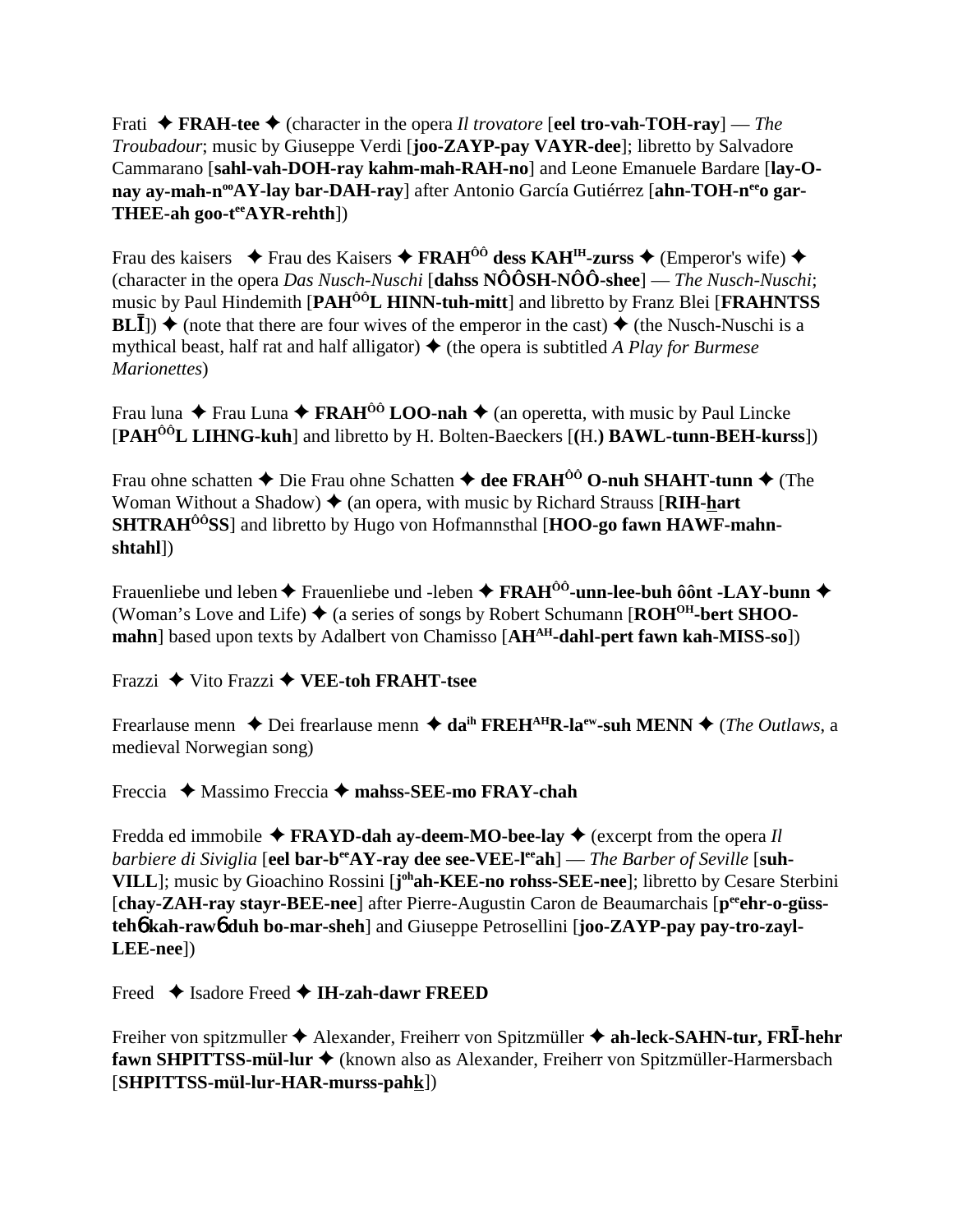Frati ✦ **FRAH-tee** ✦ (character in the opera *Il trovatore* [**eel tro-vah-TOH-ray**] — *The Troubadour*; music by Giuseppe Verdi [**joo-ZAYP-pay VAYR-dee**]; libretto by Salvadore Cammarano [**sahl-vah-DOH-ray kahm-mah-RAH-no**] and Leone Emanuele Bardare [**lay-O-nay ay-mah-n**^oo^**AY-lay bar-DAH-ray**] after Antonio García Gutiérrez [**ahn-TOH-n**^ee^**o gar-THEE-ah goo-t**^ee^**AYR-rehth**])

Frau des kaisers ✦ Frau des Kaisers ✦ **FRAH**^ôô^ **dess KAH**^IH^**-zurss** ✦ (Emperor's wife) ✦ (character in the opera *Das Nusch-Nuschi* [**dahss NÔÔSH-NÔÔ-shee**] — *The Nusch-Nuschi*; music by Paul Hindemith [**PAH**^ôô^**L HINN-tuh-mitt**] and libretto by Franz Blei [**FRAHNTSS BLĪ**]) ✦ (note that there are four wives of the emperor in the cast) ✦ (the Nusch-Nuschi is a mythical beast, half rat and half alligator) ✦ (the opera is subtitled *A Play for Burmese Marionettes*)

Frau luna ✦ Frau Luna ✦ **FRAH**^ôô^ **LOO-nah** ✦ (an operetta, with music by Paul Lincke [**PAH**^ôô^**L LIHNG-kuh**] and libretto by H. Bolten-Baeckers [**(**H.**) BAWL-tunn-BEH-kurss**])

Frau ohne schatten ✦ Die Frau ohne Schatten ✦ **dee FRAH**^ôô^ **O-nuh SHAHT-tunn** ✦ (The Woman Without a Shadow) ✦ (an opera, with music by Richard Strauss [**RIH-hart SHTRAH**^ôô^**SS**] and libretto by Hugo von Hofmannsthal [**HOO-go fawn HAWF-mahn-shtahl**])

Frauenliebe und leben ✦ Frauenliebe und -leben ✦ **FRAH**^ôô^**-unn-lee-buh ôônt -LAY-bunn** ✦ (Woman's Love and Life) ✦ (a series of songs by Robert Schumann [**ROH**^OH^**-bert SHOO-mahn**] based upon texts by Adalbert von Chamisso [**AH**^AH^**-dahl-pert fawn kah-MISS-so**])

Frazzi ✦ Vito Frazzi ✦ **VEE-toh FRAHT-tsee**

Frearlause menn ✦ Dei frearlause menn ✦ **da**^ih^ **FREH**^AH^**R-la**^ew^**-suh MENN** ✦ (*The Outlaws*, a medieval Norwegian song)

Freccia ✦ Massimo Freccia ✦ **mahss-SEE-mo FRAY-chah**

Fredda ed immobile ✦ **FRAYD-dah ay-deem-MO-bee-lay** ✦ (excerpt from the opera *Il barbiere di Siviglia* [**eel bar-b**^ee^**AY-ray dee see-VEE-l**^ee^**ah**] — *The Barber of Seville* [**suh-VILL**]; music by Gioachino Rossini [**j**^oh^**ah-KEE-no rohss-SEE-nee**]; libretto by Cesare Sterbini [**chay-ZAH-ray stayr-BEE-nee**] after Pierre-Augustin Caron de Beaumarchais [**p**^ee^**ehr-o-güss-tehɓ kah-rawɓ duh bo-mar-sheh**] and Giuseppe Petrosellini [**joo-ZAYP-pay pay-tro-zayl-LEE-nee**])

Freed ✦ Isadore Freed ✦ **IH-zah-dawr FREED**

Freiher von spitzmuller ✦ Alexander, Freiherr von Spitzmüller ✦ **ah-leck-SAHN-tur, FRĪ-hehr fawn SHPITTSS-mül-lur** ✦ (known also as Alexander, Freiherr von Spitzmüller-Harmersbach [**SHPITTSS-mül-lur-HAR-murss-pahk**])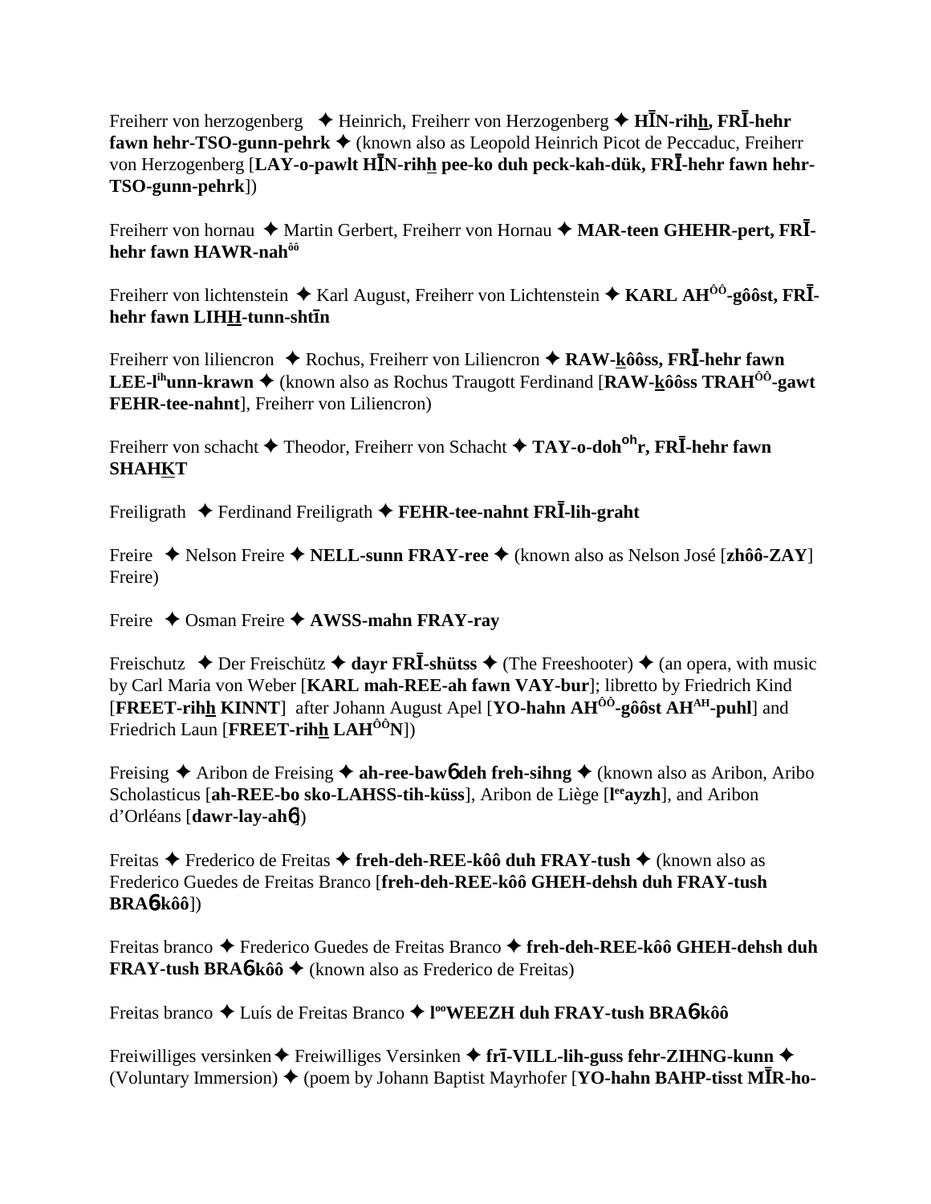Freiherr von herzogenberg ✦ Heinrich, Freiherr von Herzogenberg ✦ **HĪN-rihh, FRĪ-hehr fawn hehr-TSO-gunn-pehrk** ✦ (known also as Leopold Heinrich Picot de Peccaduc, Freiherr von Herzogenberg [**LAY-o-pawlt HĪN-rihh pee-ko duh peck-kah-dük, FRĪ-hehr fawn hehr-TSO-gunn-pehrk**])

Freiherr von hornau ✦ Martin Gerbert, Freiherr von Hornau ✦ **MAR-teen GHEHR-pert, FRĪ-hehr fawn HAWR-nah$^{ôô}$**

Freiherr von lichtenstein ✦ Karl August, Freiherr von Lichtenstein ✦ **KARL AH$^{ÔÔ}$-gôôst, FRĪ-hehr fawn LIHH-tunn-shtīn**

Freiherr von liliencron ✦ Rochus, Freiherr von Liliencron ✦ **RAW-kôôss, FRĪ-hehr fawn LEE-l$^{ih}$unn-krawn** ✦ (known also as Rochus Traugott Ferdinand [**RAW-kôôss TRAH$^{ÔÔ}$-gawt FEHR-tee-nahnt**], Freiherr von Liliencron)

Freiherr von schacht ✦ Theodor, Freiherr von Schacht ✦ **TAY-o-doh$^{oh}$r, FRĪ-hehr fawn SHAHKT**

Freiligrath ✦ Ferdinand Freiligrath ✦ **FEHR-tee-nahnt FRĪ-lih-graht**

Freire ✦ Nelson Freire ✦ **NELL-sunn FRAY-ree** ✦ (known also as Nelson José [**zhôô-ZAY**] Freire)

Freire ✦ Osman Freire ✦ **AWSS-mahn FRAY-ray**

Freischutz ✦ Der Freischütz ✦ **dayr FRĪ-shütss** ✦ (The Freeshooter) ✦ (an opera, with music by Carl Maria von Weber [**KARL mah-REE-ah fawn VAY-bur**]; libretto by Friedrich Kind [**FREET-rihh KINNT**] after Johann August Apel [**YO-hahn AH$^{ÔÔ}$-gôôst AH$^{AH}$-puhl**] and Friedrich Laun [**FREET-rihh LAH$^{ÔÔ}$N**])

Freising ✦ Aribon de Freising ✦ **ah-ree-bawɓ deh freh-sihng** ✦ (known also as Aribon, Aribo Scholasticus [**ah-REE-bo sko-LAHSS-tih-küss**], Aribon de Liège [**l$^{ee}$ayzh**], and Aribon d'Orléans [**dawr-lay-ahɓ**])

Freitas ✦ Frederico de Freitas ✦ **freh-deh-REE-kôô duh FRAY-tush** ✦ (known also as Frederico Guedes de Freitas Branco [**freh-deh-REE-kôô GHEH-dehsh duh FRAY-tush BRAɓ-kôô**])

Freitas branco ✦ Frederico Guedes de Freitas Branco ✦ **freh-deh-REE-kôô GHEH-dehsh duh FRAY-tush BRAɓ-kôô** ✦ (known also as Frederico de Freitas)

Freitas branco ✦ Luís de Freitas Branco ✦ **l$^{oo}$WEEZH duh FRAY-tush BRAɓ-kôô**

Freiwilliges versinken ✦ Freiwilliges Versinken ✦ **frī-VILL-lih-guss fehr-ZIHNG-kunn** ✦ (Voluntary Immersion) ✦ (poem by Johann Baptist Mayrhofer [**YO-hahn BAHP-tisst MĪR-ho-**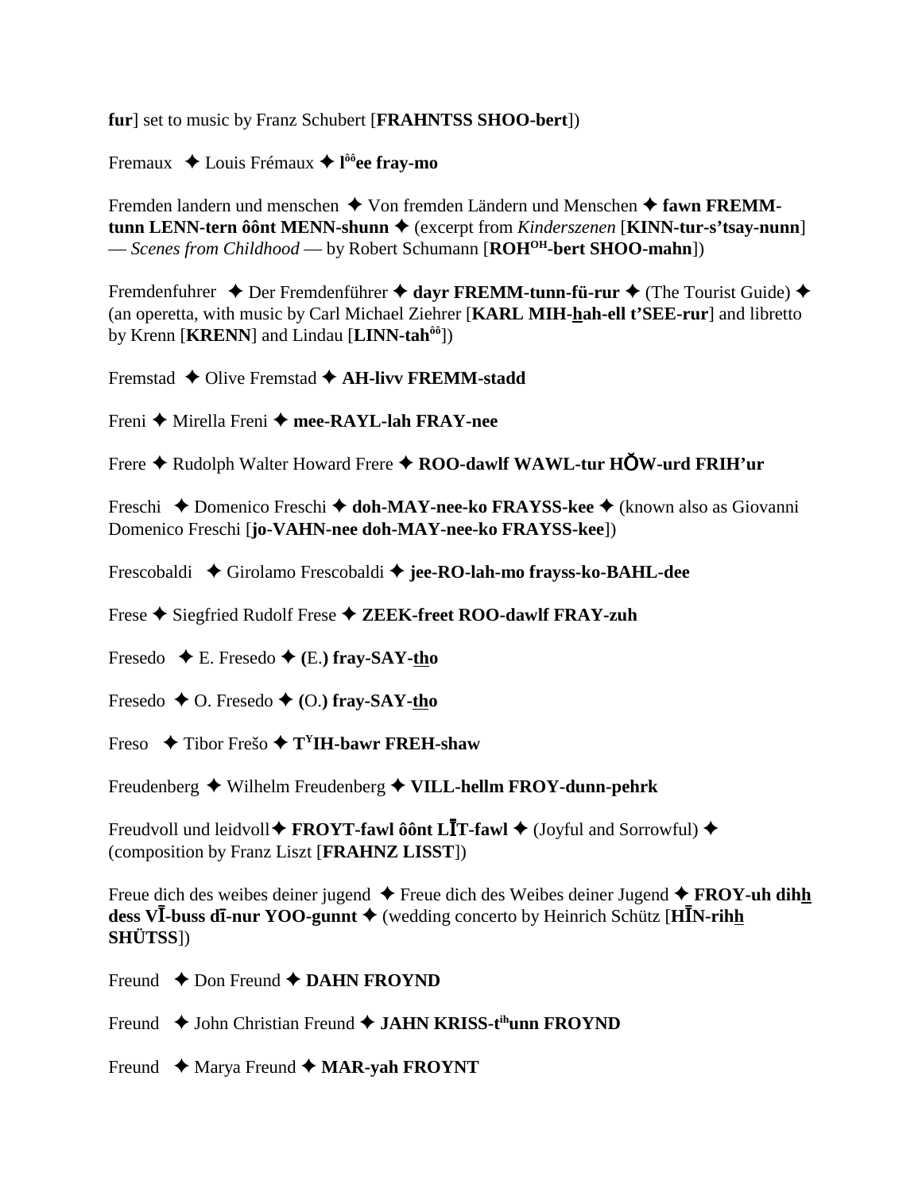**fur**] set to music by Franz Schubert [**FRAHNTSS SHOO-bert**])

Fremaux ✦ Louis Frémaux ✦ **l<sup>ôô</sup>ee fray-mo**

Fremden landern und menschen ✦ Von fremden Ländern und Menschen ✦ **fawn FREMM-tunn LENN-tern ôônt MENN-shunn** ✦ (excerpt from *Kinderszenen* [**KINN-tur-s'tsay-nunn**] — *Scenes from Childhood* — by Robert Schumann [**ROH<sup>OH</sup>-bert SHOO-mahn**])

Fremdenfuhrer ✦ Der Fremdenführer ✦ **dayr FREMM-tunn-fü-rur** ✦ (The Tourist Guide) ✦ (an operetta, with music by Carl Michael Ziehrer [**KARL MIH-hah-ell t'SEE-rur**] and libretto by Krenn [**KRENN**] and Lindau [**LINN-tah<sup>ôô</sup>**])

Fremstad ✦ Olive Fremstad ✦ **AH-livv FREMM-stadd**

Freni ✦ Mirella Freni ✦ **mee-RAYL-lah FRAY-nee**

Frere ✦ Rudolph Walter Howard Frere ✦ **ROO-dawlf WAWL-tur HŎW-urd FRIH'ur**

Freschi ✦ Domenico Freschi ✦ **doh-MAY-nee-ko FRAYSS-kee** ✦ (known also as Giovanni Domenico Freschi [**jo-VAHN-nee doh-MAY-nee-ko FRAYSS-kee**])

Frescobaldi ✦ Girolamo Frescobaldi ✦ **jee-RO-lah-mo frayss-ko-BAHL-dee**

Frese ✦ Siegfried Rudolf Frese ✦ **ZEEK-freet ROO-dawlf FRAY-zuh**

Fresedo ✦ E. Fresedo ✦ **(**E.**) fray-SAY-tho**

Fresedo ✦ O. Fresedo ✦ **(**O.**) fray-SAY-tho**

Freso ✦ Tibor Frešo ✦ **T<sup>Y</sup>IH-bawr FREH-shaw**

Freudenberg ✦ Wilhelm Freudenberg ✦ **VILL-hellm FROY-dunn-pehrk**

Freudvoll und leidvoll ✦ **FROYT-fawl ôônt LĪT-fawl** ✦ (Joyful and Sorrowful) ✦ (composition by Franz Liszt [**FRAHNZ LISST**])

Freue dich des weibes deiner jugend ✦ Freue dich des Weibes deiner Jugend ✦ **FROY-uh dihh dess VĪ-buss dī-nur YOO-gunnt** ✦ (wedding concerto by Heinrich Schütz [**HĪN-rihh SHÜTSS**])

Freund ✦ Don Freund ✦ **DAHN FROYND**

Freund ✦ John Christian Freund ✦ **JAHN KRISS-t<sup>ih</sup>unn FROYND**

Freund ✦ Marya Freund ✦ **MAR-yah FROYNT**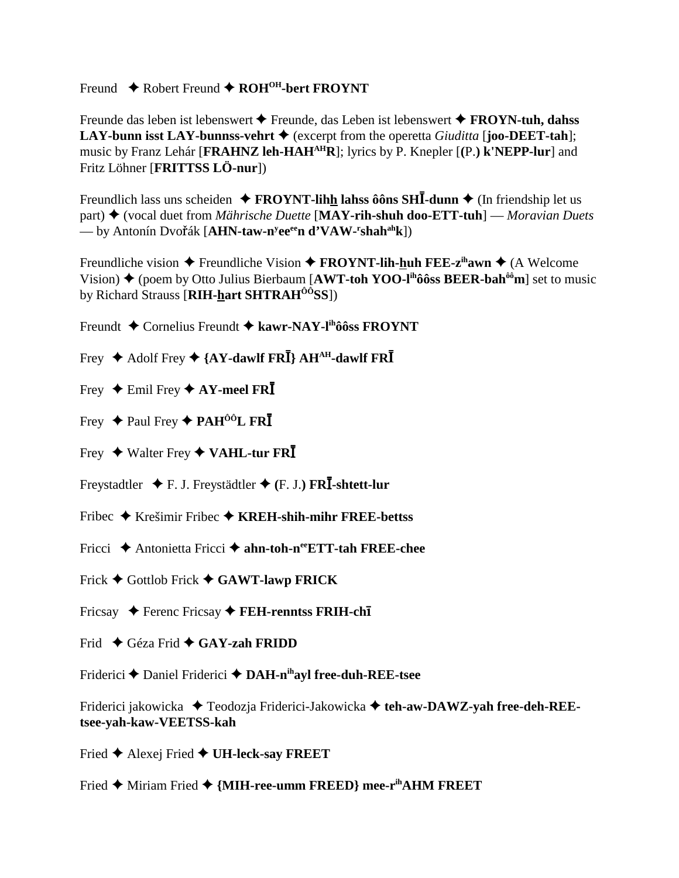Freund ✦ Robert Freund ✦ **ROH^OH-bert FROYNT**

Freunde das leben ist lebenswert ✦ Freunde, das Leben ist lebenswert ✦ **FROYN-tuh, dahss LAY-bunn isst LAY-bunnss-vehrt** ✦ (excerpt from the operetta *Giuditta* [**joo-DEET-tah**]; music by Franz Lehár [**FRAHNZ leh-HAH^AH R**]; lyrics by P. Knepler [**(**P.**) k'NEPP-lur**] and Fritz Löhner [**FRITTSS LÖ-nur**])

Freundlich lass uns scheiden ✦ **FROYNT-lihh̲ lahss ôôns SHĪ-dunn** ✦ (In friendship let us part) ✦ (vocal duet from *Mährische Duette* [**MAY-rih-shuh doo-ETT-tuh**] — *Moravian Duets* — by Antonín Dvořák [**AHN-taw-n^y ee^ee n d'VAW-^r shah^ah k**])

Freundliche vision ✦ Freundliche Vision ✦ **FROYNT-lih-h̲uh FEE-z^ih awn** ✦ (A Welcome Vision) ✦ (poem by Otto Julius Bierbaum [**AWT-toh YOO-l^ih ôôss BEER-bah^ôô m**] set to music by Richard Strauss [**RIH-h̲art SHTRAH^ÔÔ SS**])

Freundt ✦ Cornelius Freundt ✦ **kawr-NAY-l^ih ôôss FROYNT**

Frey ✦ Adolf Frey ✦ **{AY-dawlf FRĪ} AH^AH-dawlf FRĪ**

Frey ✦ Emil Frey ✦ **AY-meel FRĪ**

Frey ✦ Paul Frey ✦ **PAH^ÔÔ L FRĪ**

Frey ✦ Walter Frey ✦ **VAHL-tur FRĪ**

Freystadtler ✦ F. J. Freystädtler ✦ **(**F. J.**) FRĪ-shtett-lur**

Fribec ✦ Krešimir Fribec ✦ **KREH-shih-mihr FREE-bettss**

Fricci ✦ Antonietta Fricci ✦ **ahn-toh-n^ee ETT-tah FREE-chee**

Frick ✦ Gottlob Frick ✦ **GAWT-lawp FRICK**

Fricsay ✦ Ferenc Fricsay ✦ **FEH-renntss FRIH-chī**

Frid ✦ Géza Frid ✦ **GAY-zah FRIDD**

Friderici ✦ Daniel Friderici ✦ **DAH-n^ih ayl free-duh-REE-tsee**

Friderici jakowicka ✦ Teodozja Friderici-Jakowicka ✦ **teh-aw-DAWZ-yah free-deh-REE-tsee-yah-kaw-VEETSS-kah**

Fried ✦ Alexej Fried ✦ **UH-leck-say FREET**

Fried ✦ Miriam Fried ✦ **{MIH-ree-umm FREED} mee-r^ih AHM FREET**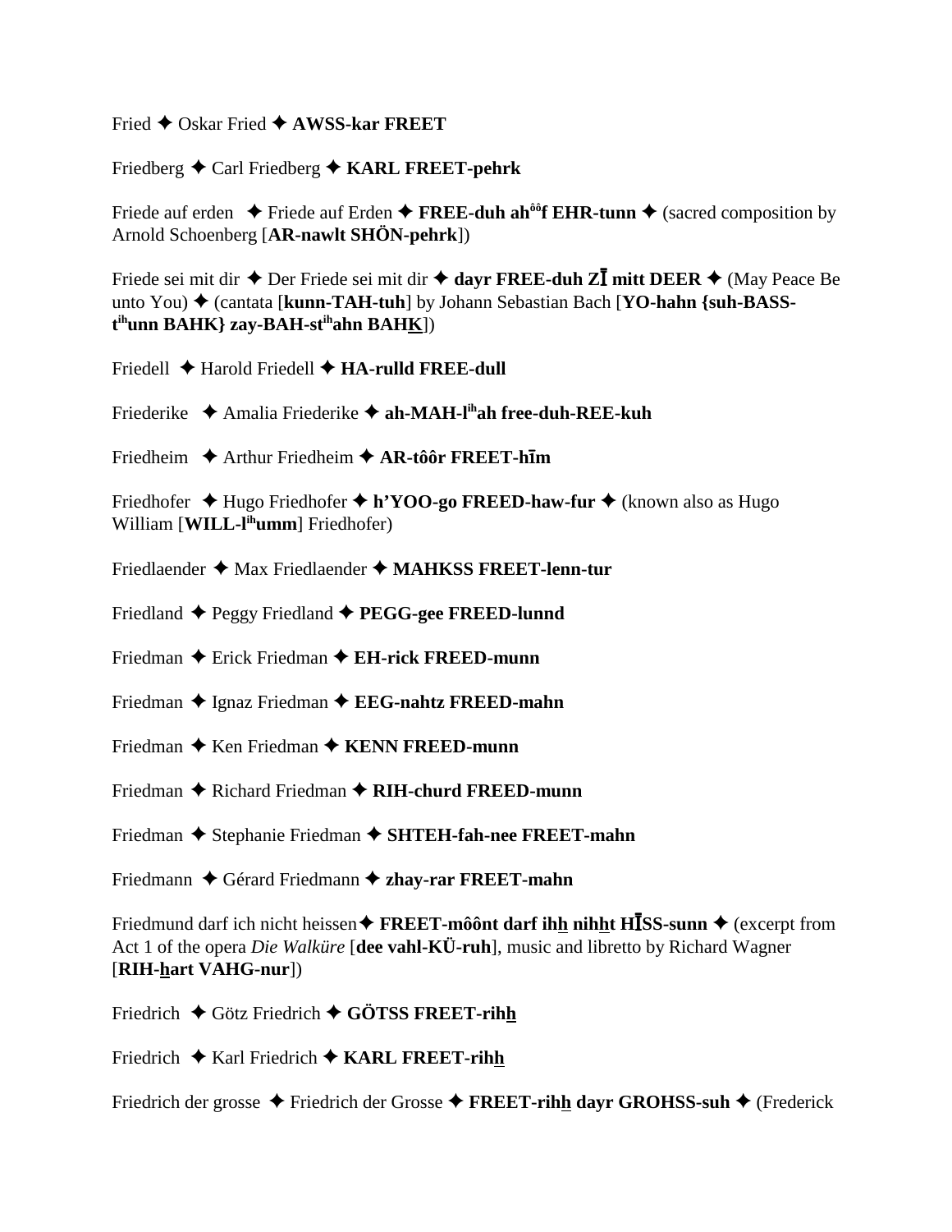Fried ✦ Oskar Fried ✦ **AWSS-kar FREET**

Friedberg ✦ Carl Friedberg ✦ **KARL FREET-pehrk**

Friede auf erden ✦ Friede auf Erden ✦ **FREE-duh ah^ôô^f EHR-tunn** ✦ (sacred composition by Arnold Schoenberg [**AR-nawlt SHÖN-pehrk**])

Friede sei mit dir ✦ Der Friede sei mit dir ✦ **dayr FREE-duh ZĪ mitt DEER** ✦ (May Peace Be unto You) ✦ (cantata [**kunn-TAH-tuh**] by Johann Sebastian Bach [**YO-hahn {suh-BASS-t^ih^unn BAHK} zay-BAH-st^ih^ahn BAHK**])

Friedell ✦ Harold Friedell ✦ **HA-rulld FREE-dull**

Friederike ✦ Amalia Friederike ✦ **ah-MAH-l^ih^ah free-duh-REE-kuh**

Friedheim ✦ Arthur Friedheim ✦ **AR-tôôr FREET-hīm**

Friedhofer ✦ Hugo Friedhofer ✦ **h'YOO-go FREED-haw-fur** ✦ (known also as Hugo William [**WILL-l^ih^umm**] Friedhofer)

Friedlaender ✦ Max Friedlaender ✦ **MAHKSS FREET-lenn-tur**

Friedland ✦ Peggy Friedland ✦ **PEGG-gee FREED-lunnd**

Friedman ✦ Erick Friedman ✦ **EH-rick FREED-munn**

Friedman ✦ Ignaz Friedman ✦ **EEG-nahtz FREED-mahn**

Friedman ✦ Ken Friedman ✦ **KENN FREED-munn**

Friedman ✦ Richard Friedman ✦ **RIH-churd FREED-munn**

Friedman ✦ Stephanie Friedman ✦ **SHTEH-fah-nee FREET-mahn**

Friedmann ✦ Gérard Friedmann ✦ **zhay-rar FREET-mahn**

Friedmund darf ich nicht heissen✦ **FREET-môônt darf ihh nihht HĪSS-sunn** ✦ (excerpt from Act 1 of the opera *Die Walküre* [**dee vahl-KÜ-ruh**], music and libretto by Richard Wagner [**RIH-hart VAHG-nur**])

Friedrich ✦ Götz Friedrich ✦ **GÖTSS FREET-rihh**

Friedrich ✦ Karl Friedrich ✦ **KARL FREET-rihh**

Friedrich der grosse ✦ Friedrich der Grosse ✦ **FREET-rihh dayr GROHSS-suh** ✦ (Frederick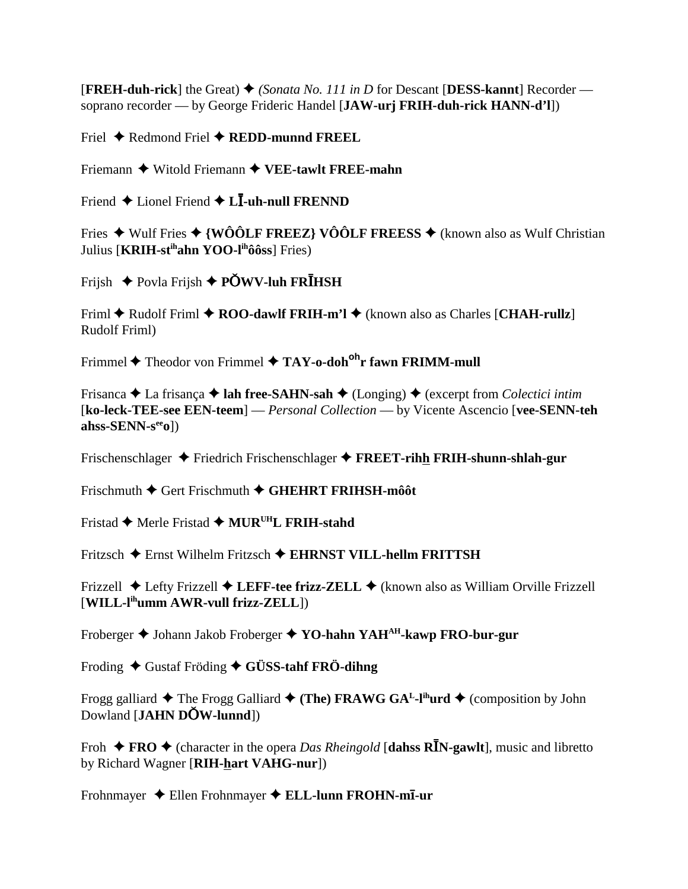[**FREH-duh-rick**] the Great) ✦ *(Sonata No. 111 in D* for Descant [**DESS-kannt**] Recorder — soprano recorder — by George Frideric Handel [**JAW-urj FRIH-duh-rick HANN-d'l**])

Friel ✦ Redmond Friel ✦ **REDD-munnd FREEL**

Friemann ✦ Witold Friemann ✦ **VEE-tawlt FREE-mahn**

Friend ✦ Lionel Friend ✦ **LĪ-uh-null FRENND**

Fries ✦ Wulf Fries ✦ **{WÔÔLF FREEZ} VÔÔLF FREESS** ✦ (known also as Wulf Christian Julius [**KRIH-st^ih^ahn YOO-l^ih^ôôss**] Fries)

Frijsh ✦ Povla Frijsh ✦ **PŎWV-luh FRĪHSH**

Friml ✦ Rudolf Friml ✦ **ROO-dawlf FRIH-m'l** ✦ (known also as Charles [**CHAH-rullz**] Rudolf Friml)

Frimmel ✦ Theodor von Frimmel ✦ **TAY-o-doh^oh^r fawn FRIMM-mull**

Frisanca ✦ La frisança ✦ **lah free-SAHN-sah** ✦ (Longing) ✦ (excerpt from *Colectici intim* [**ko-leck-TEE-see EEN-teem**] — *Personal Collection* — by Vicente Ascencio [**vee-SENN-teh ahss-SENN-s^ee^o**])

Frischenschlager ✦ Friedrich Frischenschlager ✦ **FREET-rihh FRIH-shunn-shlah-gur**

Frischmuth ✦ Gert Frischmuth ✦ **GHEHRT FRIHSH-môôt**

Fristad ✦ Merle Fristad ✦ **MUR^UH^L FRIH-stahd**

Fritzsch ✦ Ernst Wilhelm Fritzsch ✦ **EHRNST VILL-hellm FRITTSH**

Frizzell ✦ Lefty Frizzell ✦ **LEFF-tee frizz-ZELL** ✦ (known also as William Orville Frizzell [**WILL-l^ih^umm AWR-vull frizz-ZELL**])

Froberger ✦ Johann Jakob Froberger ✦ **YO-hahn YAH^AH^-kawp FRO-bur-gur**

Froding ✦ Gustaf Fröding ✦ **GÜSS-tahf FRÖ-dihng**

Frogg galliard ✦ The Frogg Galliard ✦ **(The) FRAWG GA^L^-l^ih^urd** ✦ (composition by John Dowland [**JAHN DŎW-lunnd**])

Froh ✦ **FRO** ✦ (character in the opera *Das Rheingold* [**dahss RĪN-gawlt**], music and libretto by Richard Wagner [**RIH-hart VAHG-nur**])

Frohnmayer ✦ Ellen Frohnmayer ✦ **ELL-lunn FROHN-mī-ur**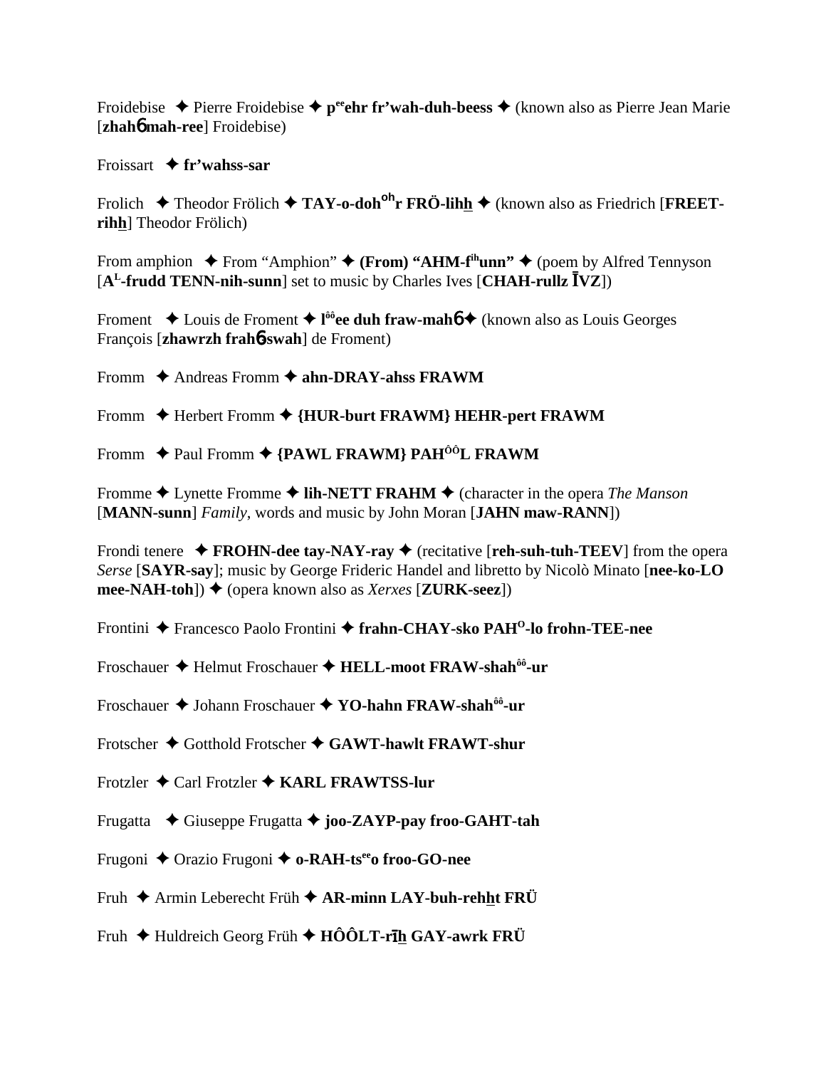Froidebise ✦ Pierre Froidebise ✦ **p^ee^ehr fr'wah-duh-beess** ✦ (known also as Pierre Jean Marie [**zhahɓ mah-ree**] Froidebise)

Froissart ✦ **fr'wahss-sar**

Frolich ✦ Theodor Frölich ✦ **TAY-o-doh^oh^r FRÖ-lihh** ✦ (known also as Friedrich [**FREET-rihh**] Theodor Frölich)

From amphion ✦ From "Amphion" ✦ **(From) "AHM-f^ih^unn"** ✦ (poem by Alfred Tennyson [**A^L^-frudd TENN-nih-sunn**] set to music by Charles Ives [**CHAH-rullz ĪVZ**])

Froment ✦ Louis de Froment ✦ **l^ôô^ee duh fraw-mahɓ** ✦ (known also as Louis Georges François [**zhawrzh frahɓ-swah**] de Froment)

Fromm ✦ Andreas Fromm ✦ **ahn-DRAY-ahss FRAWM**

Fromm ✦ Herbert Fromm ✦ **{HUR-burt FRAWM} HEHR-pert FRAWM**

Fromm ✦ Paul Fromm ✦ **{PAWL FRAWM} PAH^ÔÔ^L FRAWM**

Fromme ✦ Lynette Fromme ✦ **lih-NETT FRAHM** ✦ (character in the opera *The Manson* [**MANN-sunn**] *Family*, words and music by John Moran [**JAHN maw-RANN**])

Frondi tenere ✦ **FROHN-dee tay-NAY-ray** ✦ (recitative [**reh-suh-tuh-TEEV**] from the opera *Serse* [**SAYR-say**]; music by George Frideric Handel and libretto by Nicolò Minato [**nee-ko-LO mee-NAH-toh**]) ✦ (opera known also as *Xerxes* [**ZURK-seez**])

Frontini ✦ Francesco Paolo Frontini ✦ **frahn-CHAY-sko PAH^O^-lo frohn-TEE-nee**

Froschauer ✦ Helmut Froschauer ✦ **HELL-moot FRAW-shah^ôô^-ur**

Froschauer ✦ Johann Froschauer ✦ **YO-hahn FRAW-shah^ôô^-ur**

Frotscher ✦ Gotthold Frotscher ✦ **GAWT-hawlt FRAWT-shur**

Frotzler ✦ Carl Frotzler ✦ **KARL FRAWTSS-lur**

Frugatta ✦ Giuseppe Frugatta ✦ **joo-ZAYP-pay froo-GAHT-tah**

Frugoni ✦ Orazio Frugoni ✦ **o-RAH-ts^ee^o froo-GO-nee**

Fruh ✦ Armin Leberecht Früh ✦ **AR-minn LAY-buh-rehht FRÜ**

Fruh ✦ Huldreich Georg Früh ✦ **HÔÔLT-rīh GAY-awrk FRÜ**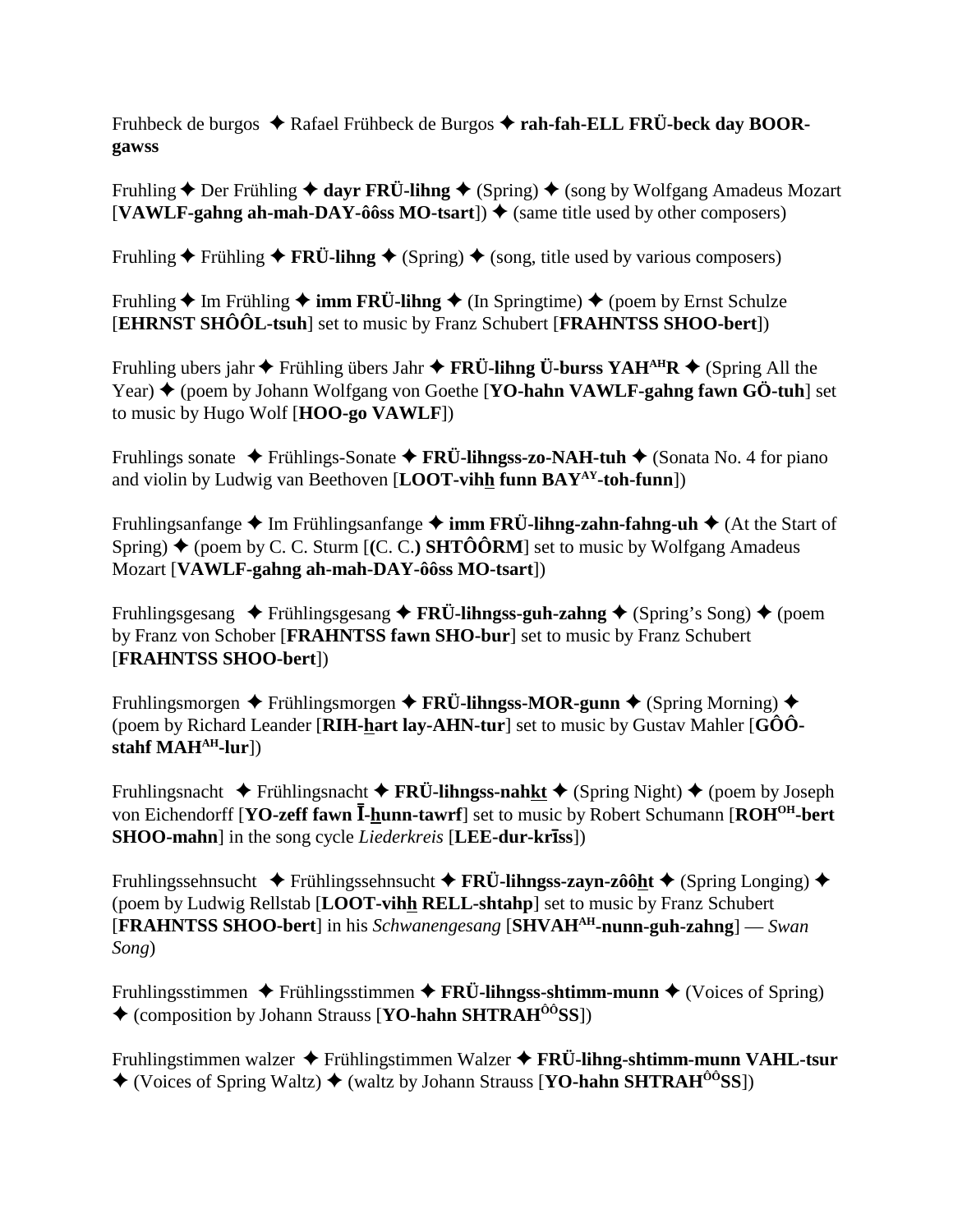Fruhbeck de burgos ✦ Rafael Frühbeck de Burgos ✦ **rah-fah-ELL FRÜ-beck day BOOR-gawss**

Fruhling ✦ Der Frühling ✦ **dayr FRÜ-lihng** ✦ (Spring) ✦ (song by Wolfgang Amadeus Mozart [**VAWLF-gahng ah-mah-DAY-ôôss MO-tsart**]) ✦ (same title used by other composers)

Fruhling ✦ Frühling ✦ **FRÜ-lihng** ✦ (Spring) ✦ (song, title used by various composers)

Fruhling ✦ Im Frühling ✦ **imm FRÜ-lihng** ✦ (In Springtime) ✦ (poem by Ernst Schulze [**EHRNST SHÔÔL-tsuh**] set to music by Franz Schubert [**FRAHNTSS SHOO-bert**])

Fruhling ubers jahr ✦ Frühling übers Jahr ✦ **FRÜ-lihng Ü-burss YAH^AH^R** ✦ (Spring All the Year) ✦ (poem by Johann Wolfgang von Goethe [**YO-hahn VAWLF-gahng fawn GÖ-tuh**] set to music by Hugo Wolf [**HOO-go VAWLF**])

Fruhlings sonate ✦ Frühlings-Sonate ✦ **FRÜ-lihngss-zo-NAH-tuh** ✦ (Sonata No. 4 for piano and violin by Ludwig van Beethoven [**LOOT-vihh funn BAY^AY^-toh-funn**])

Fruhlingsanfange ✦ Im Frühlingsanfange ✦ **imm FRÜ-lihng-zahn-fahng-uh** ✦ (At the Start of Spring) ✦ (poem by C. C. Sturm [**(**C. C.**) SHTÔÔRM**] set to music by Wolfgang Amadeus Mozart [**VAWLF-gahng ah-mah-DAY-ôôss MO-tsart**])

Fruhlingsgesang ✦ Frühlingsgesang ✦ **FRÜ-lihngss-guh-zahng** ✦ (Spring's Song) ✦ (poem by Franz von Schober [**FRAHNTSS fawn SHO-bur**] set to music by Franz Schubert [**FRAHNTSS SHOO-bert**])

Fruhlingsmorgen ✦ Frühlingsmorgen ✦ **FRÜ-lihngss-MOR-gunn** ✦ (Spring Morning) ✦ (poem by Richard Leander [**RIH-hart lay-AHN-tur**] set to music by Gustav Mahler [**GÔÔ-stahf MAH^AH^-lur**])

Fruhlingsnacht ✦ Frühlingsnacht ✦ **FRÜ-lihngss-nahkt** ✦ (Spring Night) ✦ (poem by Joseph von Eichendorff [**YO-zeff fawn Ī-hunn-tawrf**] set to music by Robert Schumann [**ROH^OH^-bert SHOO-mahn**] in the song cycle *Liederkreis* [**LEE-dur-krīss**])

Fruhlingssehnsucht ✦ Frühlingssehnsucht ✦ **FRÜ-lihngss-zayn-zôôht** ✦ (Spring Longing) ✦ (poem by Ludwig Rellstab [**LOOT-vihh RELL-shtahp**] set to music by Franz Schubert [**FRAHNTSS SHOO-bert**] in his *Schwanengesang* [**SHVAH^AH^-nunn-guh-zahng**] — *Swan Song*)

Fruhlingsstimmen ✦ Frühlingsstimmen ✦ **FRÜ-lihngss-shtimm-munn** ✦ (Voices of Spring) ✦ (composition by Johann Strauss [**YO-hahn SHTRAH^ÔÔ^SS**])

Fruhlingstimmen walzer ✦ Frühlingstimmen Walzer ✦ **FRÜ-lihng-shtimm-munn VAHL-tsur** ✦ (Voices of Spring Waltz) ✦ (waltz by Johann Strauss [**YO-hahn SHTRAH^ÔÔ^SS**])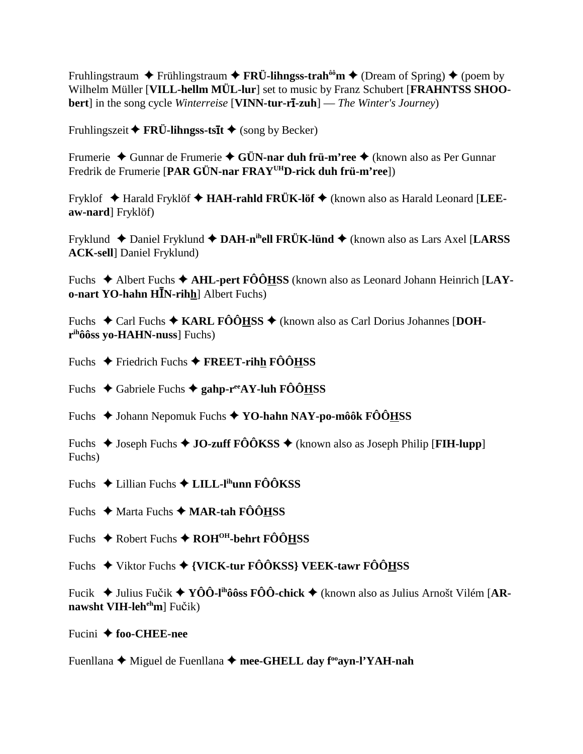Fruhlingstraum ✦ Frühlingstraum ✦ **FRÜ-lihngss-trah$^{ôô}$m** ✦ (Dream of Spring) ✦ (poem by Wilhelm Müller [**VILL-hellm MÜL-lur**] set to music by Franz Schubert [**FRAHNTSS SHOO-bert**] in the song cycle *Winterreise* [**VINN-tur-rī-zuh**] — *The Winter's Journey*)

Fruhlingszeit ✦ **FRÜ-lihngss-tsīt** ✦ (song by Becker)

Frumerie ✦ Gunnar de Frumerie ✦ **GÜN-nar duh frü-m'ree** ✦ (known also as Per Gunnar Fredrik de Frumerie [**PAR GÜN-nar FRAY$^{UH}$D-rick duh frü-m'ree**])

Fryklof ✦ Harald Fryklöf ✦ **HAH-rahld FRÜK-löf** ✦ (known also as Harald Leonard [**LEE-aw-nard**] Fryklöf)

Fryklund ✦ Daniel Fryklund ✦ **DAH-n$^{ih}$ell FRÜK-lünd** ✦ (known also as Lars Axel [**LARSS ACK-sell**] Daniel Fryklund)

Fuchs ✦ Albert Fuchs ✦ **AHL-pert FÔÔHSS** (known also as Leonard Johann Heinrich [**LAY-o-nart YO-hahn HĪN-rihh**] Albert Fuchs)

Fuchs ✦ Carl Fuchs ✦ **KARL FÔÔHSS** ✦ (known also as Carl Dorius Johannes [**DOH-r$^{ih}$ôôss yo-HAHN-nuss**] Fuchs)

Fuchs ✦ Friedrich Fuchs ✦ **FREET-rihh FÔÔHSS**

Fuchs ✦ Gabriele Fuchs ✦ **gahp-r$^{ee}$AY-luh FÔÔHSS**

Fuchs ✦ Johann Nepomuk Fuchs ✦ **YO-hahn NAY-po-môôk FÔÔHSS**

Fuchs ✦ Joseph Fuchs ✦ **JO-zuff FÔÔKSS** ✦ (known also as Joseph Philip [**FIH-lupp**] Fuchs)

Fuchs ✦ Lillian Fuchs ✦ **LILL-l$^{ih}$unn FÔÔKSS**

Fuchs ✦ Marta Fuchs ✦ **MAR-tah FÔÔHSS**

Fuchs ✦ Robert Fuchs ✦ **ROH$^{OH}$-behrt FÔÔHSS**

Fuchs ✦ Viktor Fuchs ✦ **{VICK-tur FÔÔKSS} VEEK-tawr FÔÔHSS**

Fucik ✦ Julius Fučik ✦ **YÔÔ-l$^{ih}$ôôss FÔÔ-chick** ✦ (known also as Julius Arnošt Vilém [**AR-nawsht VIH-leh$^{eh}$m**] Fučik)

Fucini ✦ **foo-CHEE-nee**

Fuenllana ✦ Miguel de Fuenllana ✦ **mee-GHELL day f$^{oo}$ayn-l'YAH-nah**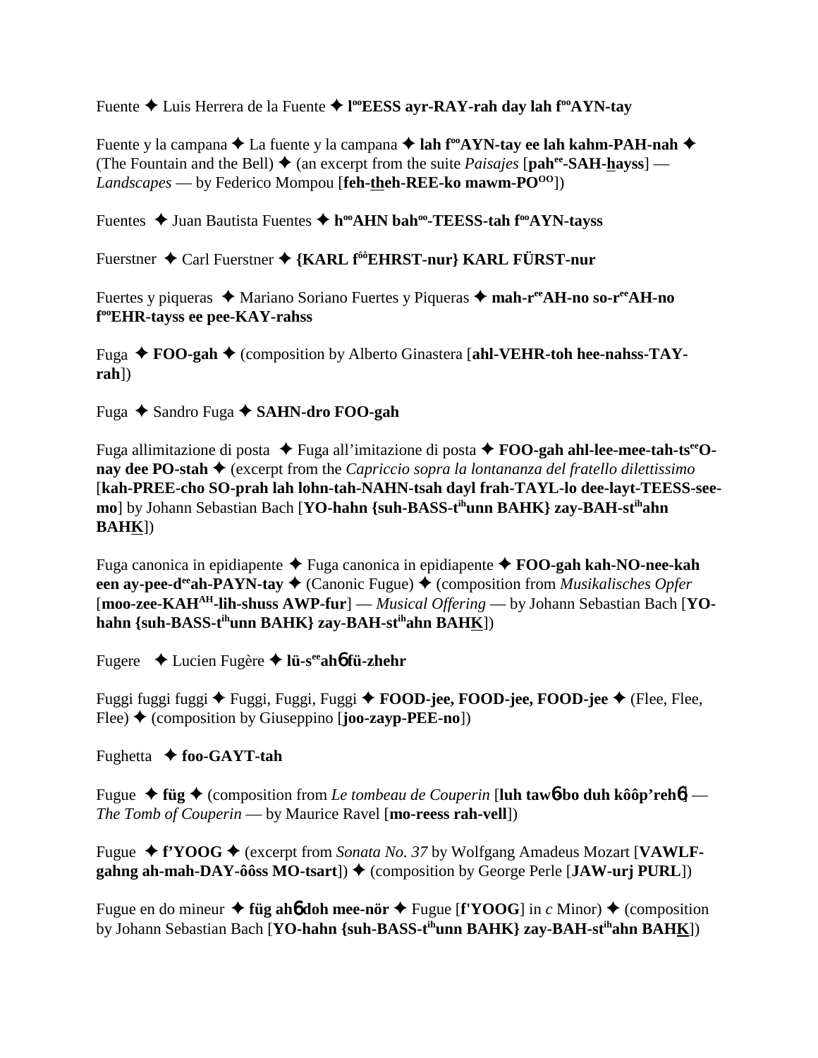Fuente ✦ Luis Herrera de la Fuente ✦ **l^oo^EESS ayr-RAY-rah day lah f^oo^AYN-tay**

Fuente y la campana ✦ La fuente y la campana ✦ **lah f^oo^AYN-tay ee lah kahm-PAH-nah** ✦ (The Fountain and the Bell) ✦ (an excerpt from the suite *Paisajes* [**pah^ee^-SAH-hayss**] — *Landscapes* — by Federico Mompou [**feh-theh-REE-ko mawm-PO^OO^**])

Fuentes ✦ Juan Bautista Fuentes ✦ **h^oo^AHN bah^oo^-TEESS-tah f^oo^AYN-tayss**

Fuerstner ✦ Carl Fuerstner ✦ **{KARL f^ôô^EHRST-nur} KARL FÜRST-nur**

Fuertes y piqueras ✦ Mariano Soriano Fuertes y Piqueras ✦ **mah-r^ee^AH-no so-r^ee^AH-no f^oo^EHR-tayss ee pee-KAY-rahss**

Fuga ✦ **FOO-gah** ✦ (composition by Alberto Ginastera [**ahl-VEHR-toh hee-nahss-TAY-rah**])

Fuga ✦ Sandro Fuga ✦ **SAHN-dro FOO-gah**

Fuga allimitazione di posta ✦ Fuga all'imitazione di posta ✦ **FOO-gah ahl-lee-mee-tah-ts^ee^O-nay dee PO-stah** ✦ (excerpt from the *Capriccio sopra la lontananza del fratello dilettissimo* [**kah-PREE-cho SO-prah lah lohn-tah-NAHN-tsah dayl frah-TAYL-lo dee-layt-TEESS-see-mo**] by Johann Sebastian Bach [**YO-hahn {suh-BASS-t^ih^unn BAHK} zay-BAH-st^ih^ahn BAHK**])

Fuga canonica in epidiapente ✦ Fuga canonica in epidiapente ✦ **FOO-gah kah-NO-nee-kah een ay-pee-d^ee^ah-PAYN-tay** ✦ (Canonic Fugue) ✦ (composition from *Musikalisches Opfer* [**moo-zee-KAH^AH^-lih-shuss AWP-fur**] — *Musical Offering* — by Johann Sebastian Bach [**YO-hahn {suh-BASS-t^ih^unn BAHK} zay-BAH-st^ih^ahn BAHK**])

Fugere ✦ Lucien Fugère ✦ **lü-s^ee^ahɓ fü-zhehr**

Fuggi fuggi fuggi ✦ Fuggi, Fuggi, Fuggi ✦ **FOOD-jee, FOOD-jee, FOOD-jee** ✦ (Flee, Flee, Flee) ✦ (composition by Giuseppino [**joo-zayp-PEE-no**])

Fughetta ✦ **foo-GAYT-tah**

Fugue ✦ **füg** ✦ (composition from *Le tombeau de Couperin* [**luh tawɓ-bo duh kôôp'rehɓ**] — *The Tomb of Couperin* — by Maurice Ravel [**mo-reess rah-vell**])

Fugue ✦ **f'YOOG** ✦ (excerpt from *Sonata No. 37* by Wolfgang Amadeus Mozart [**VAWLF-gahng ah-mah-DAY-ôôss MO-tsart**]) ✦ (composition by George Perle [**JAW-urj PURL**])

Fugue en do mineur ✦ **füg ahɓ doh mee-nör** ✦ Fugue [**f'YOOG**] in *c* Minor) ✦ (composition by Johann Sebastian Bach [**YO-hahn {suh-BASS-t^ih^unn BAHK} zay-BAH-st^ih^ahn BAHK**])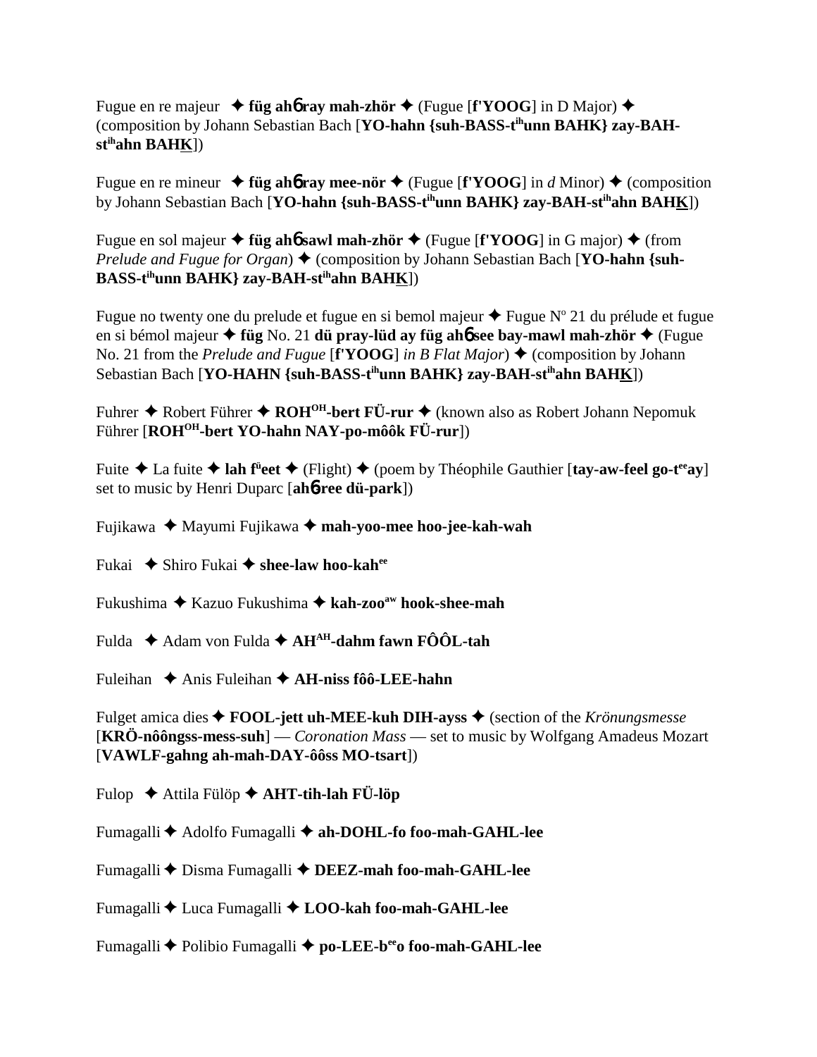Fugue en re majeur ✦ **füg ahɓ ray mah-zhör** ✦ (Fugue [**f'YOOG**] in D Major) ✦ (composition by Johann Sebastian Bach [**YO-hahn {suh-BASS-t^ih^unn BAHK} zay-BAH-st^ih^ahn BAHK**])

Fugue en re mineur ✦ **füg ahɓ ray mee-nör** ✦ (Fugue [**f'YOOG**] in *d* Minor) ✦ (composition by Johann Sebastian Bach [**YO-hahn {suh-BASS-t^ih^unn BAHK} zay-BAH-st^ih^ahn BAHK**])

Fugue en sol majeur ✦ **füg ahɓ sawl mah-zhör** ✦ (Fugue [**f'YOOG**] in G major) ✦ (from *Prelude and Fugue for Organ*) ✦ (composition by Johann Sebastian Bach [**YO-hahn {suh-BASS-t^ih^unn BAHK} zay-BAH-st^ih^ahn BAHK**])

Fugue no twenty one du prelude et fugue en si bemol majeur ✦ Fugue Nº 21 du prélude et fugue en si bémol majeur ✦ **füg** No. 21 **dü pray-lüd ay füg ahɓ see bay-mawl mah-zhör** ✦ (Fugue No. 21 from the *Prelude and Fugue* [**f'YOOG**] *in B Flat Major*) ✦ (composition by Johann Sebastian Bach [**YO-HAHN {suh-BASS-t^ih^unn BAHK} zay-BAH-st^ih^ahn BAHK**])

Fuhrer ✦ Robert Führer ✦ **ROH^OH^-bert FÜ-rur** ✦ (known also as Robert Johann Nepomuk Führer [**ROH^OH^-bert YO-hahn NAY-po-môôk FÜ-rur**])

Fuite ✦ La fuite ✦ **lah f^ü^eet** ✦ (Flight) ✦ (poem by Théophile Gauthier [**tay-aw-feel go-t^ee^ay**] set to music by Henri Duparc [**ahɓ-ree dü-park**])

Fujikawa ✦ Mayumi Fujikawa ✦ **mah-yoo-mee hoo-jee-kah-wah**

Fukai ✦ Shiro Fukai ✦ **shee-law hoo-kah^ee^**

Fukushima ✦ Kazuo Fukushima ✦ **kah-zoo^aw^ hook-shee-mah**

Fulda ✦ Adam von Fulda ✦ **AH^AH^-dahm fawn FÔÔL-tah**

Fuleihan ✦ Anis Fuleihan ✦ **AH-niss fôô-LEE-hahn**

Fulget amica dies ✦ **FOOL-jett uh-MEE-kuh DIH-ayss** ✦ (section of the *Krönungsmesse* [**KRÖ-nôôngss-mess-suh**] — *Coronation Mass* — set to music by Wolfgang Amadeus Mozart [**VAWLF-gahng ah-mah-DAY-ôôss MO-tsart**])

Fulop ✦ Attila Fülöp ✦ **AHT-tih-lah FÜ-löp**

Fumagalli ✦ Adolfo Fumagalli ✦ **ah-DOHL-fo foo-mah-GAHL-lee**

Fumagalli ✦ Disma Fumagalli ✦ **DEEZ-mah foo-mah-GAHL-lee**

Fumagalli ✦ Luca Fumagalli ✦ **LOO-kah foo-mah-GAHL-lee**

Fumagalli ✦ Polibio Fumagalli ✦ **po-LEE-b^ee^o foo-mah-GAHL-lee**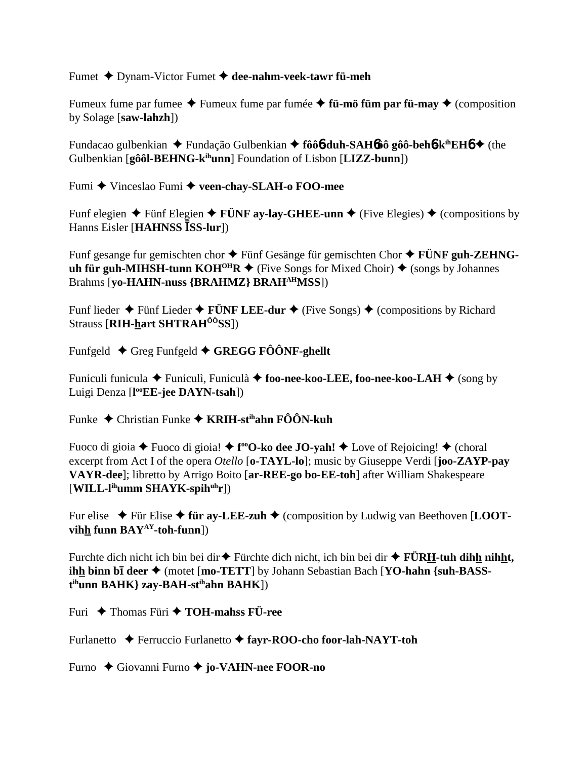Fumet ✦ Dynam-Victor Fumet ✦ **dee-nahm-veek-tawr fü-meh**

Fumeux fume par fumee ✦ Fumeux fume par fumée ✦ **fü-mö füm par fü-may** ✦ (composition by Solage [**saw-lahzh**])

Fundacao gulbenkian ✦ Fundação Gulbenkian ✦ **fôôɵ-duh-SAHɵôô gôô-behɵ-k^ih^EHɵ** ✦ (the Gulbenkian [**gôôl-BEHNG-k^ih^unn**] Foundation of Lisbon [**LIZZ-bunn**])

Fumi ✦ Vinceslao Fumi ✦ **veen-chay-SLAH-o FOO-mee**

Funf elegien ✦ Fünf Elegien ✦ **FÜNF ay-lay-GHEE-unn** ✦ (Five Elegies) ✦ (compositions by Hanns Eisler [**HAHNSS ĪSS-lur**])

Funf gesange fur gemischten chor ✦ Fünf Gesänge für gemischten Chor ✦ **FÜNF guh-ZEHNG-uh für guh-MIHSH-tunn KOH^OH^R** ✦ (Five Songs for Mixed Choir) ✦ (songs by Johannes Brahms [**yo-HAHN-nuss {BRAHMZ} BRAH^AH^MSS**])

Funf lieder ✦ Fünf Lieder ✦ **FÜNF LEE-dur** ✦ (Five Songs) ✦ (compositions by Richard Strauss [**RIH-h̲art SHTRAH^ÔÔ^SS**])

Funfgeld ✦ Greg Funfgeld ✦ **GREGG FÔÔNF-ghellt**

Funiculi funicula ✦ Funiculì, Funiculà ✦ **foo-nee-koo-LEE, foo-nee-koo-LAH** ✦ (song by Luigi Denza [**l^oo^EE-jee DAYN-tsah**])

Funke ✦ Christian Funke ✦ **KRIH-st^ih^ahn FÔÔN-kuh**

Fuoco di gioia ✦ Fuoco di gioia! ✦ **f^oo^O-ko dee JO-yah!** ✦ Love of Rejoicing! ✦ (choral excerpt from Act I of the opera *Otello* [**o-TAYL-lo**]; music by Giuseppe Verdi [**joo-ZAYP-pay VAYR-dee**]; libretto by Arrigo Boito [**ar-REE-go bo-EE-toh**] after William Shakespeare [**WILL-l^ih^umm SHAYK-spih^uh^r**])

Fur elise ✦ Für Elise ✦ **für ay-LEE-zuh** ✦ (composition by Ludwig van Beethoven [**LOOT-vih̲h̲ funn BAY^AY^-toh-funn**])

Furchte dich nicht ich bin bei dir ✦ Fürchte dich nicht, ich bin bei dir ✦ **FÜRH̲-tuh dihh̲ nihh̲t, ihh̲ binn bī deer** ✦ (motet [**mo-TETT**] by Johann Sebastian Bach [**YO-hahn {suh-BASS-t^ih^unn BAHK} zay-BAH-st^ih^ahn BAHK̲**])

Furi ✦ Thomas Füri ✦ **TOH-mahss FÜ-ree**

Furlanetto ✦ Ferruccio Furlanetto ✦ **fayr-ROO-cho foor-lah-NAYT-toh**

Furno ✦ Giovanni Furno ✦ **jo-VAHN-nee FOOR-no**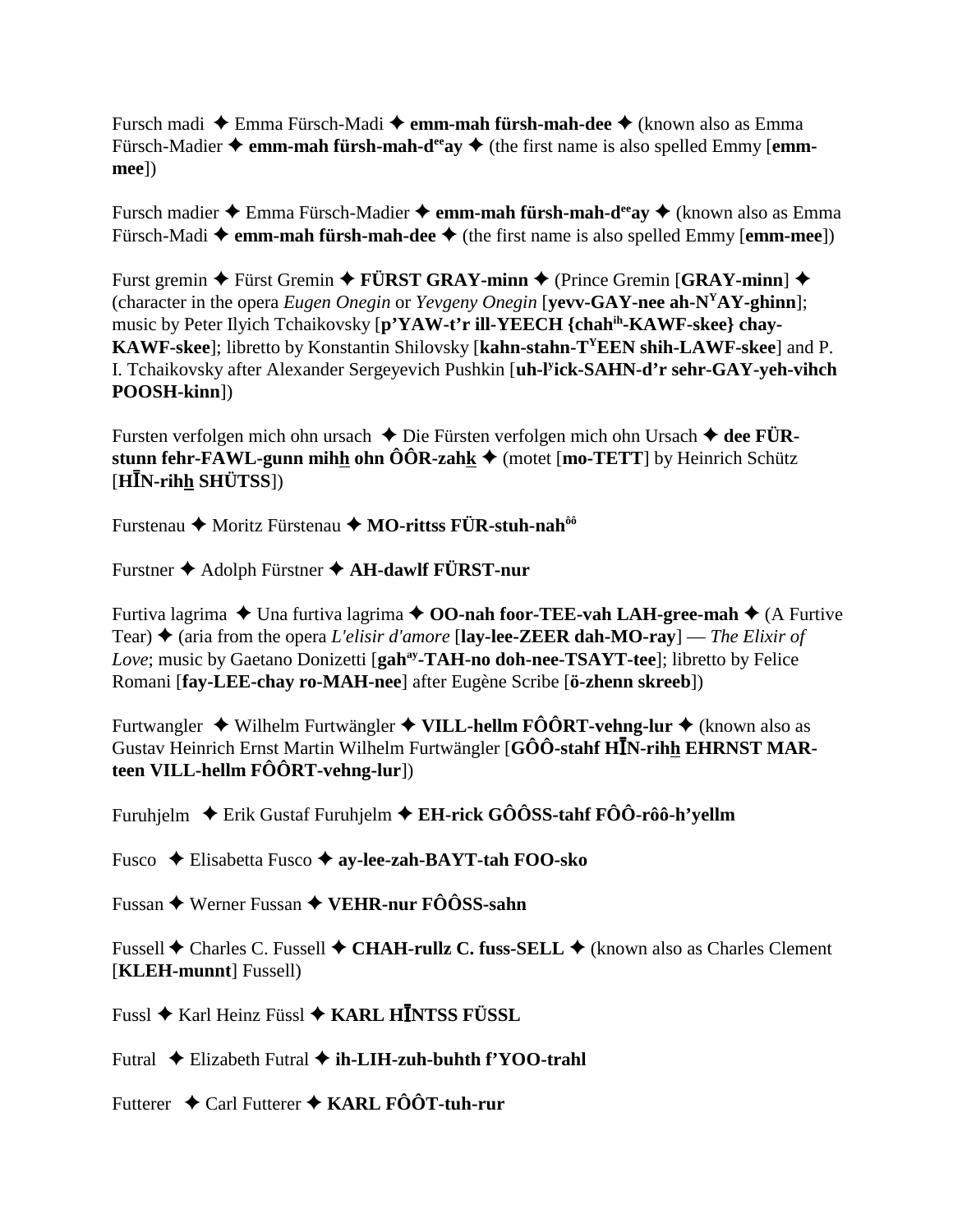Fursch madi ✦ Emma Fürsch-Madi ✦ **emm-mah fürsh-mah-dee** ✦ (known also as Emma Fürsch-Madier ✦ **emm-mah fürsh-mah-d$^{ee}$ay** ✦ (the first name is also spelled Emmy [**emm-mee**])

Fursch madier ✦ Emma Fürsch-Madier ✦ **emm-mah fürsh-mah-d$^{ee}$ay** ✦ (known also as Emma Fürsch-Madi ✦ **emm-mah fürsh-mah-dee** ✦ (the first name is also spelled Emmy [**emm-mee**])

Furst gremin ✦ Fürst Gremin ✦ **FÜRST GRAY-minn** ✦ (Prince Gremin [**GRAY-minn**] ✦ (character in the opera *Eugen Onegin* or *Yevgeny Onegin* [**yevv-GAY-nee ah-N$^{Y}$AY-ghinn**]; music by Peter Ilyich Tchaikovsky [**p'YAW-t'r ill-YEECH {chah$^{ih}$-KAWF-skee} chay-KAWF-skee**]; libretto by Konstantin Shilovsky [**kahn-stahn-T$^{Y}$EEN shih-LAWF-skee**] and P. I. Tchaikovsky after Alexander Sergeyevich Pushkin [**uh-l$^{y}$ick-SAHN-d'r sehr-GAY-yeh-vihch POOSH-kinn**])

Fursten verfolgen mich ohn ursach ✦ Die Fürsten verfolgen mich ohn Ursach ✦ **dee FÜR-stunn fehr-FAWL-gunn mihh ohn ÔÔR-zahk** ✦ (motet [**mo-TETT**] by Heinrich Schütz [**HĪN-rihh SHÜTSS**])

Furstenau ✦ Moritz Fürstenau ✦ **MO-rittss FÜR-stuh-nah$^{ôô}$**

Furstner ✦ Adolph Fürstner ✦ **AH-dawlf FÜRST-nur**

Furtiva lagrima ✦ Una furtiva lagrima ✦ **OO-nah foor-TEE-vah LAH-gree-mah** ✦ (A Furtive Tear) ✦ (aria from the opera *L'elisir d'amore* [**lay-lee-ZEER dah-MO-ray**] — *The Elixir of Love*; music by Gaetano Donizetti [**gah$^{ay}$-TAH-no doh-nee-TSAYT-tee**]; libretto by Felice Romani [**fay-LEE-chay ro-MAH-nee**] after Eugène Scribe [**ö-zhenn skreeb**])

Furtwangler ✦ Wilhelm Furtwängler ✦ **VILL-hellm FÔÔRT-vehng-lur** ✦ (known also as Gustav Heinrich Ernst Martin Wilhelm Furtwängler [**GÔÔ-stahf HĪN-rihh EHRNST MAR-teen VILL-hellm FÔÔRT-vehng-lur**])

Furuhjelm ✦ Erik Gustaf Furuhjelm ✦ **EH-rick GÔÔSS-tahf FÔÔ-rôô-h'yellm**

Fusco ✦ Elisabetta Fusco ✦ **ay-lee-zah-BAYT-tah FOO-sko**

Fussan ✦ Werner Fussan ✦ **VEHR-nur FÔÔSS-sahn**

Fussell ✦ Charles C. Fussell ✦ **CHAH-rullz C. fuss-SELL** ✦ (known also as Charles Clement [**KLEH-munnt**] Fussell)

Fussl ✦ Karl Heinz Füssl ✦ **KARL HĪNTSS FÜSSL**

Futral ✦ Elizabeth Futral ✦ **ih-LIH-zuh-buhth f'YOO-trahl**

Futterer ✦ Carl Futterer ✦ **KARL FÔÔT-tuh-rur**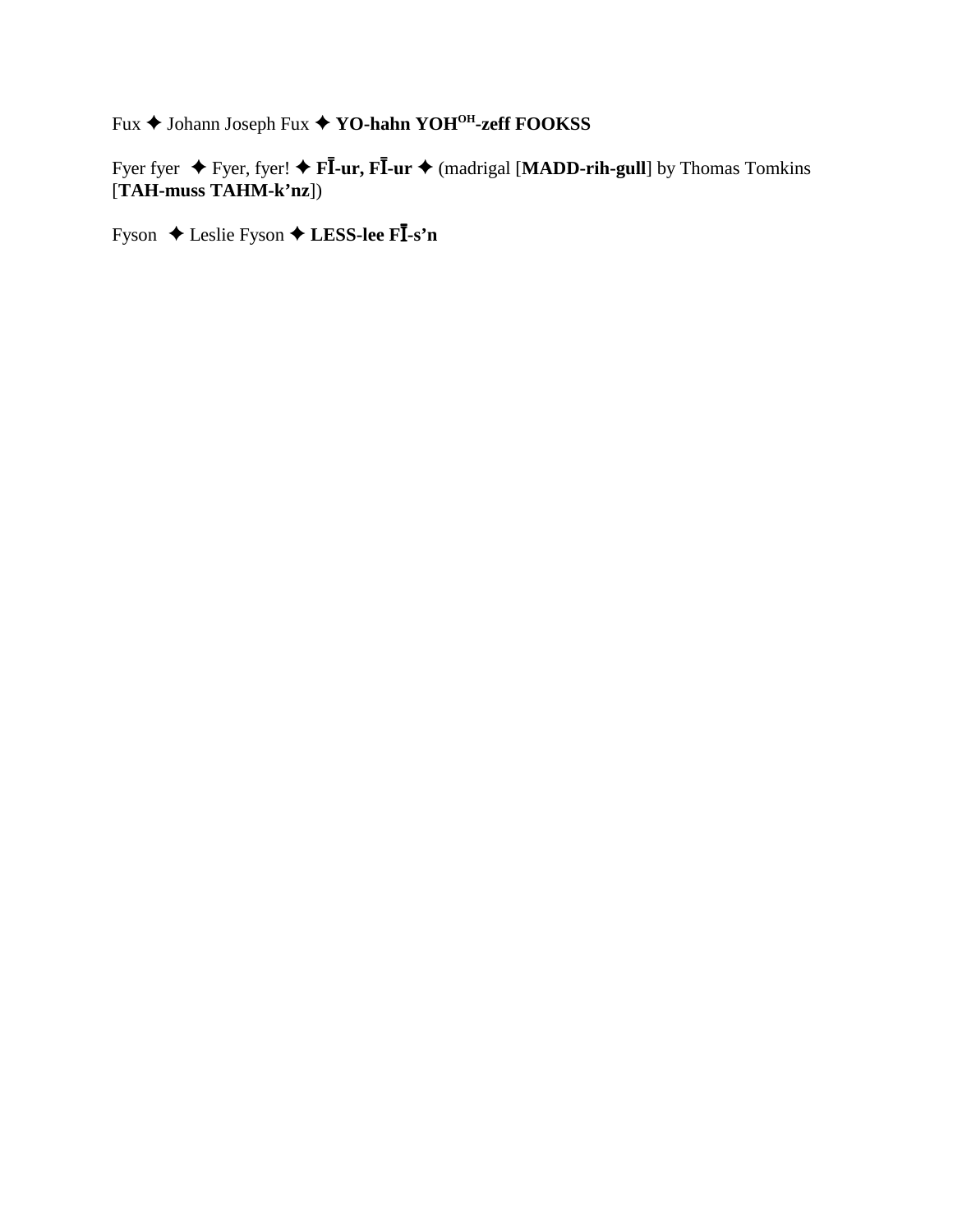Fux ✦ Johann Joseph Fux ✦ **YO-hahn YOH$^{OH}$-zeff FOOKSS**

Fyer fyer ✦ Fyer, fyer! ✦ **FĪ-ur, FĪ-ur** ✦ (madrigal [**MADD-rih-gull**] by Thomas Tomkins [**TAH-muss TAHM-k'nz**])

Fyson ✦ Leslie Fyson ✦ **LESS-lee FĪ-s'n**